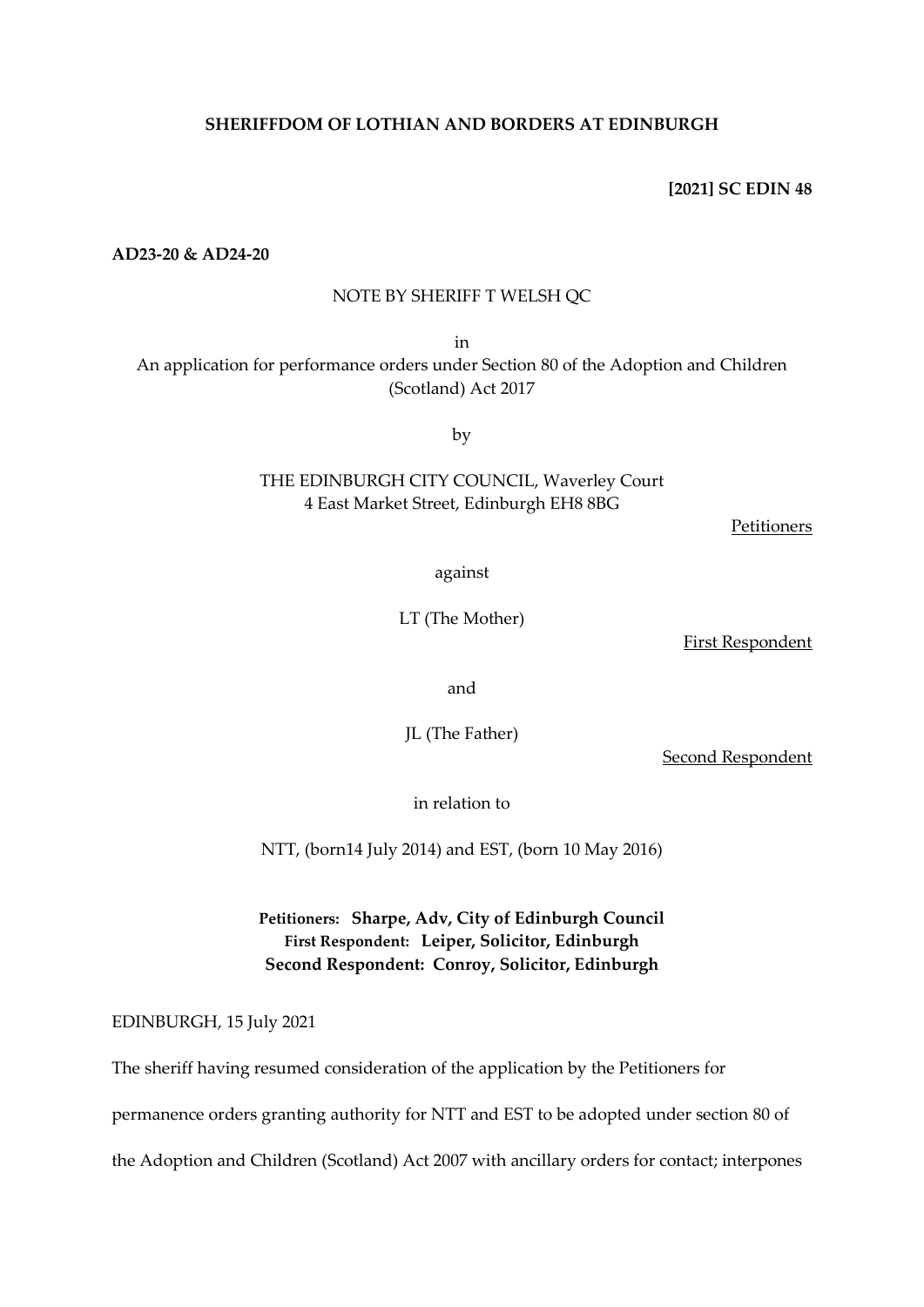**SHERIFFDOM OF LOTHIAN AND BORDERS AT EDINBURGH**

**[2021] SC EDIN 48**

**AD23-20 & AD24-20**

NOTE BY SHERIFF T WELSH QC

in

An application for performance orders under Section 80 of the Adoption and Children (Scotland) Act 2017

by

THE EDINBURGH CITY COUNCIL, Waverley Court
4 East Market Street, Edinburgh EH8 8BG

Petitioners

against

LT (The Mother)

First Respondent

and

JL (The Father)

Second Respondent

in relation to

NTT, (born14 July 2014) and EST, (born 10 May 2016)

**Petitioners: Sharpe, Adv, City of Edinburgh Council**
**First Respondent: Leiper, Solicitor, Edinburgh**
**Second Respondent: Conroy, Solicitor, Edinburgh**

EDINBURGH, 15 July 2021

The sheriff having resumed consideration of the application by the Petitioners for permanence orders granting authority for NTT and EST to be adopted under section 80 of the Adoption and Children (Scotland) Act 2007 with ancillary orders for contact; interpones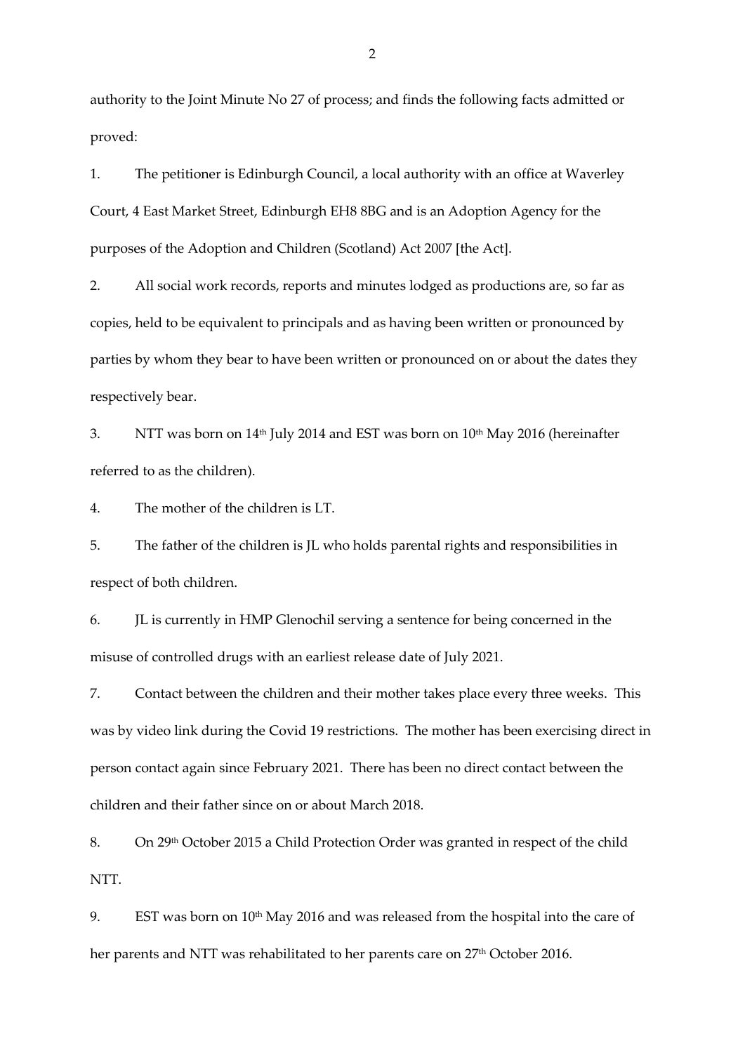authority to the Joint Minute No 27 of process; and finds the following facts admitted or proved:

1. The petitioner is Edinburgh Council, a local authority with an office at Waverley Court, 4 East Market Street, Edinburgh EH8 8BG and is an Adoption Agency for the purposes of the Adoption and Children (Scotland) Act 2007 [the Act].

2. All social work records, reports and minutes lodged as productions are, so far as copies, held to be equivalent to principals and as having been written or pronounced by parties by whom they bear to have been written or pronounced on or about the dates they respectively bear.

3. NTT was born on 14th July 2014 and EST was born on 10th May 2016 (hereinafter referred to as the children).

4. The mother of the children is LT.

5. The father of the children is JL who holds parental rights and responsibilities in respect of both children.

6. JL is currently in HMP Glenochil serving a sentence for being concerned in the misuse of controlled drugs with an earliest release date of July 2021.

7. Contact between the children and their mother takes place every three weeks. This was by video link during the Covid 19 restrictions. The mother has been exercising direct in person contact again since February 2021. There has been no direct contact between the children and their father since on or about March 2018.

8. On 29th October 2015 a Child Protection Order was granted in respect of the child NTT.

9. EST was born on 10th May 2016 and was released from the hospital into the care of her parents and NTT was rehabilitated to her parents care on 27th October 2016.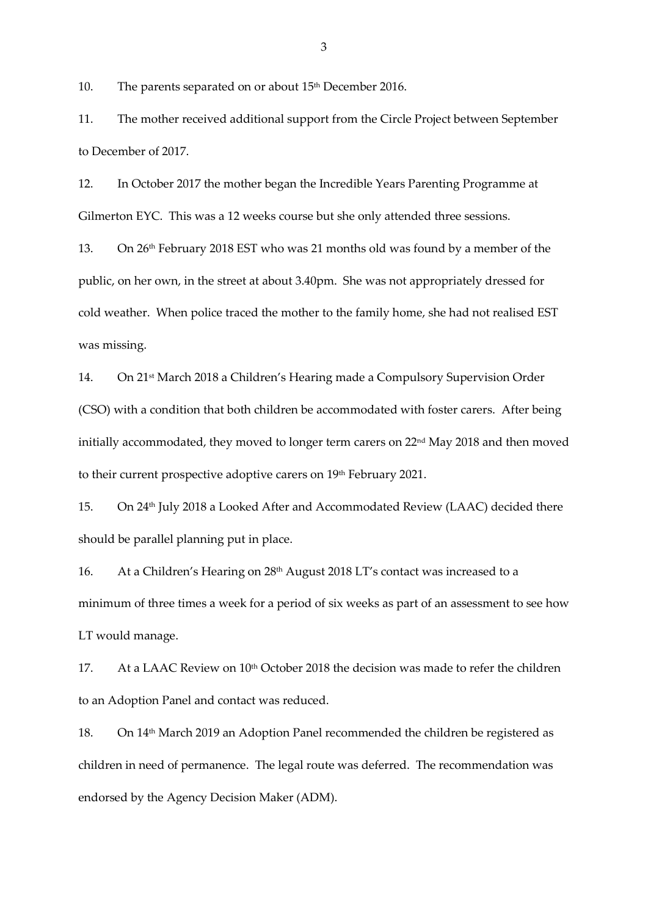10. The parents separated on or about 15th December 2016.

11. The mother received additional support from the Circle Project between September to December of 2017.

12. In October 2017 the mother began the Incredible Years Parenting Programme at Gilmerton EYC. This was a 12 weeks course but she only attended three sessions.

13. On 26th February 2018 EST who was 21 months old was found by a member of the public, on her own, in the street at about 3.40pm. She was not appropriately dressed for cold weather. When police traced the mother to the family home, she had not realised EST was missing.

14. On 21st March 2018 a Children's Hearing made a Compulsory Supervision Order (CSO) with a condition that both children be accommodated with foster carers. After being initially accommodated, they moved to longer term carers on 22nd May 2018 and then moved to their current prospective adoptive carers on 19th February 2021.

15. On 24th July 2018 a Looked After and Accommodated Review (LAAC) decided there should be parallel planning put in place.

16. At a Children's Hearing on 28th August 2018 LT's contact was increased to a minimum of three times a week for a period of six weeks as part of an assessment to see how LT would manage.

17. At a LAAC Review on 10th October 2018 the decision was made to refer the children to an Adoption Panel and contact was reduced.

18. On 14th March 2019 an Adoption Panel recommended the children be registered as children in need of permanence. The legal route was deferred. The recommendation was endorsed by the Agency Decision Maker (ADM).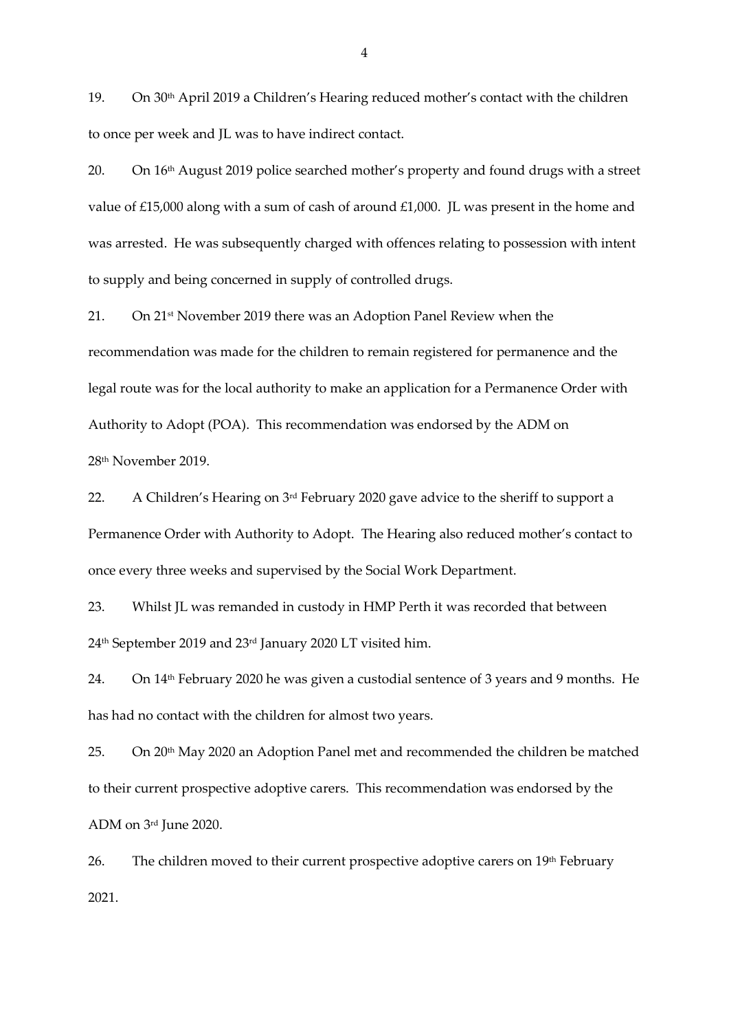19. On 30th April 2019 a Children's Hearing reduced mother's contact with the children to once per week and JL was to have indirect contact.

20. On 16th August 2019 police searched mother's property and found drugs with a street value of £15,000 along with a sum of cash of around £1,000. JL was present in the home and was arrested. He was subsequently charged with offences relating to possession with intent to supply and being concerned in supply of controlled drugs.

21. On 21st November 2019 there was an Adoption Panel Review when the recommendation was made for the children to remain registered for permanence and the legal route was for the local authority to make an application for a Permanence Order with Authority to Adopt (POA). This recommendation was endorsed by the ADM on 28th November 2019.

22. A Children's Hearing on 3rd February 2020 gave advice to the sheriff to support a Permanence Order with Authority to Adopt. The Hearing also reduced mother's contact to once every three weeks and supervised by the Social Work Department.

23. Whilst JL was remanded in custody in HMP Perth it was recorded that between 24th September 2019 and 23rd January 2020 LT visited him.

24. On 14th February 2020 he was given a custodial sentence of 3 years and 9 months. He has had no contact with the children for almost two years.

25. On 20th May 2020 an Adoption Panel met and recommended the children be matched to their current prospective adoptive carers. This recommendation was endorsed by the ADM on 3rd June 2020.

26. The children moved to their current prospective adoptive carers on 19th February 2021.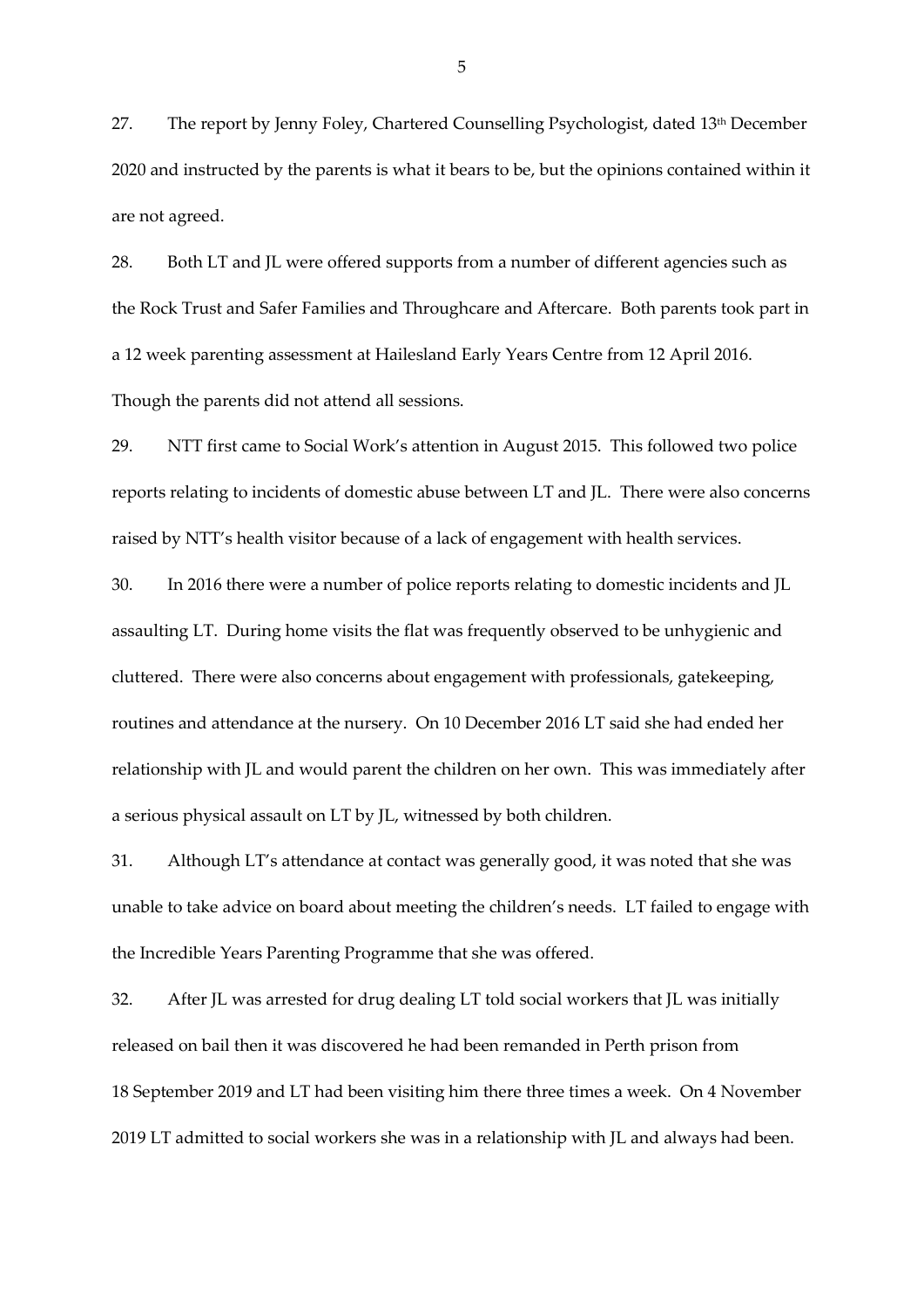27. The report by Jenny Foley, Chartered Counselling Psychologist, dated 13th December 2020 and instructed by the parents is what it bears to be, but the opinions contained within it are not agreed.

28. Both LT and JL were offered supports from a number of different agencies such as the Rock Trust and Safer Families and Throughcare and Aftercare. Both parents took part in a 12 week parenting assessment at Hailesland Early Years Centre from 12 April 2016. Though the parents did not attend all sessions.

29. NTT first came to Social Work's attention in August 2015. This followed two police reports relating to incidents of domestic abuse between LT and JL. There were also concerns raised by NTT's health visitor because of a lack of engagement with health services.

30. In 2016 there were a number of police reports relating to domestic incidents and JL assaulting LT. During home visits the flat was frequently observed to be unhygienic and cluttered. There were also concerns about engagement with professionals, gatekeeping, routines and attendance at the nursery. On 10 December 2016 LT said she had ended her relationship with JL and would parent the children on her own. This was immediately after a serious physical assault on LT by JL, witnessed by both children.

31. Although LT's attendance at contact was generally good, it was noted that she was unable to take advice on board about meeting the children's needs. LT failed to engage with the Incredible Years Parenting Programme that she was offered.

32. After JL was arrested for drug dealing LT told social workers that JL was initially released on bail then it was discovered he had been remanded in Perth prison from 18 September 2019 and LT had been visiting him there three times a week. On 4 November 2019 LT admitted to social workers she was in a relationship with JL and always had been.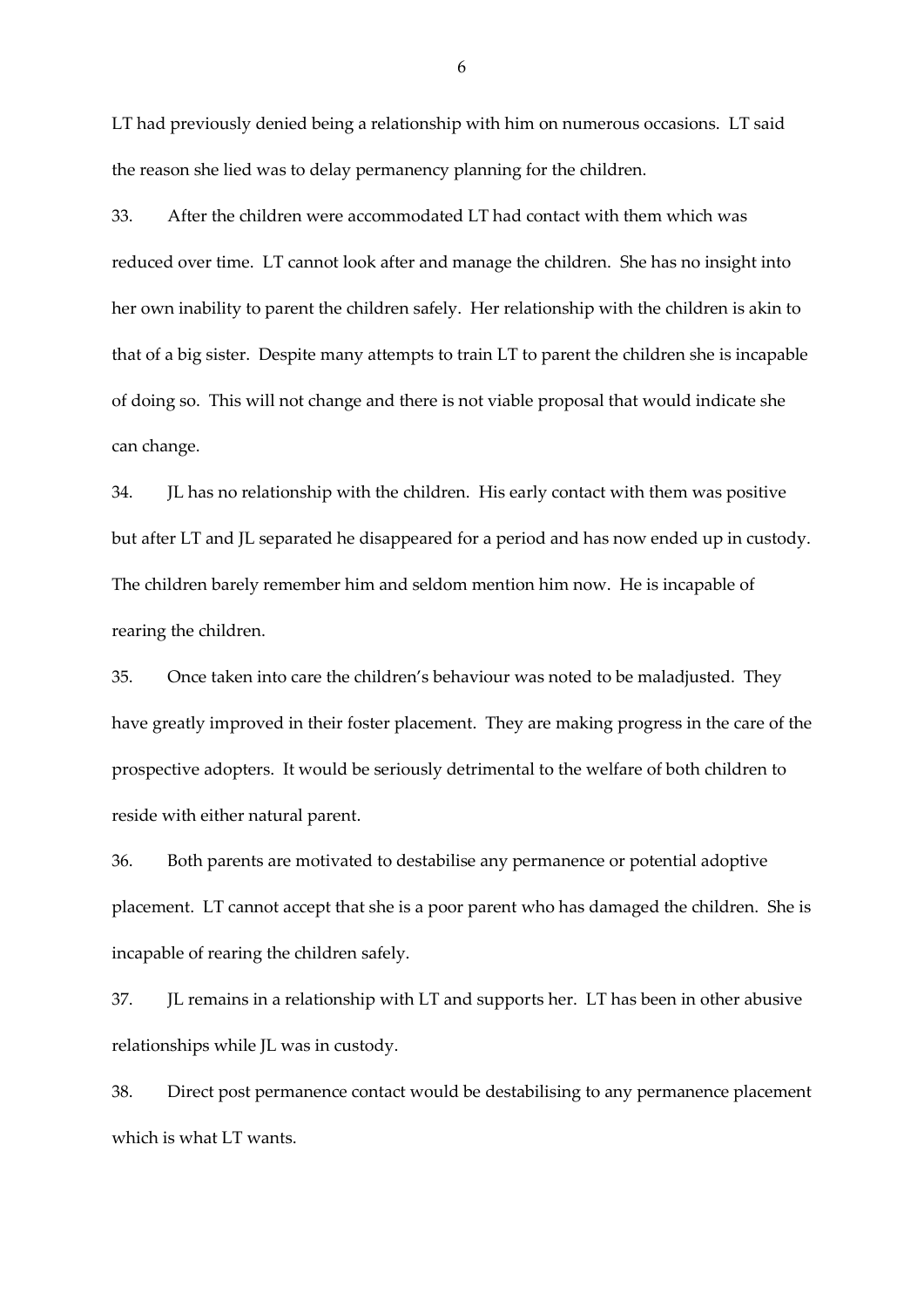LT had previously denied being a relationship with him on numerous occasions. LT said the reason she lied was to delay permanency planning for the children.

33. After the children were accommodated LT had contact with them which was reduced over time. LT cannot look after and manage the children. She has no insight into her own inability to parent the children safely. Her relationship with the children is akin to that of a big sister. Despite many attempts to train LT to parent the children she is incapable of doing so. This will not change and there is not viable proposal that would indicate she can change.

34. JL has no relationship with the children. His early contact with them was positive but after LT and JL separated he disappeared for a period and has now ended up in custody. The children barely remember him and seldom mention him now. He is incapable of rearing the children.

35. Once taken into care the children's behaviour was noted to be maladjusted. They have greatly improved in their foster placement. They are making progress in the care of the prospective adopters. It would be seriously detrimental to the welfare of both children to reside with either natural parent.

36. Both parents are motivated to destabilise any permanence or potential adoptive placement. LT cannot accept that she is a poor parent who has damaged the children. She is incapable of rearing the children safely.

37. JL remains in a relationship with LT and supports her. LT has been in other abusive relationships while JL was in custody.

38. Direct post permanence contact would be destabilising to any permanence placement which is what LT wants.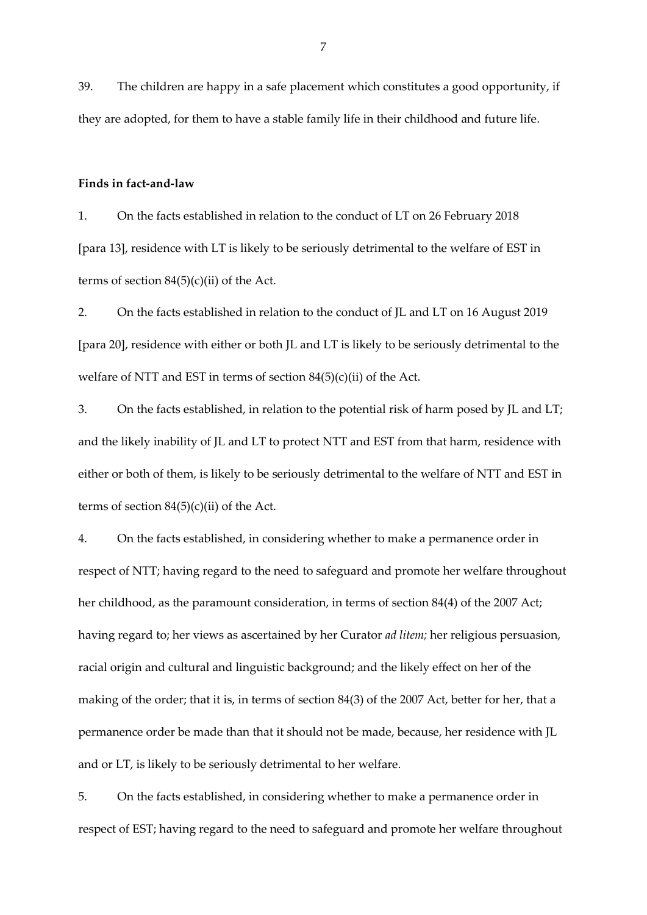39. The children are happy in a safe placement which constitutes a good opportunity, if they are adopted, for them to have a stable family life in their childhood and future life.

**Finds in fact-and-law**

1. On the facts established in relation to the conduct of LT on 26 February 2018 [para 13], residence with LT is likely to be seriously detrimental to the welfare of EST in terms of section 84(5)(c)(ii) of the Act.

2. On the facts established in relation to the conduct of JL and LT on 16 August 2019 [para 20], residence with either or both JL and LT is likely to be seriously detrimental to the welfare of NTT and EST in terms of section 84(5)(c)(ii) of the Act.

3. On the facts established, in relation to the potential risk of harm posed by JL and LT; and the likely inability of JL and LT to protect NTT and EST from that harm, residence with either or both of them, is likely to be seriously detrimental to the welfare of NTT and EST in terms of section 84(5)(c)(ii) of the Act.

4. On the facts established, in considering whether to make a permanence order in respect of NTT; having regard to the need to safeguard and promote her welfare throughout her childhood, as the paramount consideration, in terms of section 84(4) of the 2007 Act; having regard to; her views as ascertained by her Curator *ad litem;* her religious persuasion, racial origin and cultural and linguistic background; and the likely effect on her of the making of the order; that it is, in terms of section 84(3) of the 2007 Act, better for her, that a permanence order be made than that it should not be made, because, her residence with JL and or LT, is likely to be seriously detrimental to her welfare.

5. On the facts established, in considering whether to make a permanence order in respect of EST; having regard to the need to safeguard and promote her welfare throughout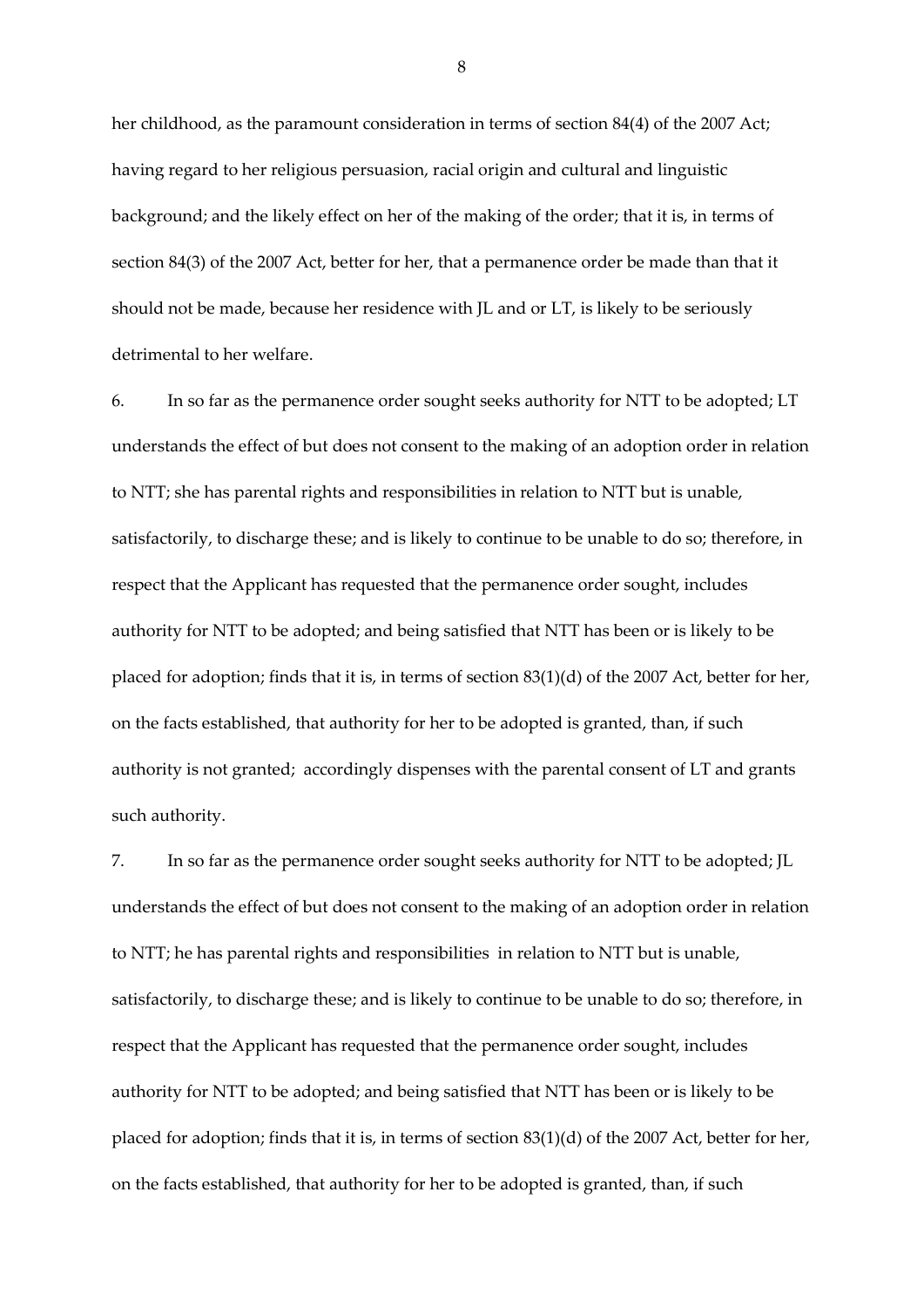her childhood, as the paramount consideration in terms of section 84(4) of the 2007 Act; having regard to her religious persuasion, racial origin and cultural and linguistic background; and the likely effect on her of the making of the order; that it is, in terms of section 84(3) of the 2007 Act, better for her, that a permanence order be made than that it should not be made, because her residence with JL and or LT, is likely to be seriously detrimental to her welfare.

6. In so far as the permanence order sought seeks authority for NTT to be adopted; LT understands the effect of but does not consent to the making of an adoption order in relation to NTT; she has parental rights and responsibilities in relation to NTT but is unable, satisfactorily, to discharge these; and is likely to continue to be unable to do so; therefore, in respect that the Applicant has requested that the permanence order sought, includes authority for NTT to be adopted; and being satisfied that NTT has been or is likely to be placed for adoption; finds that it is, in terms of section 83(1)(d) of the 2007 Act, better for her, on the facts established, that authority for her to be adopted is granted, than, if such authority is not granted; accordingly dispenses with the parental consent of LT and grants such authority.

7. In so far as the permanence order sought seeks authority for NTT to be adopted; JL understands the effect of but does not consent to the making of an adoption order in relation to NTT; he has parental rights and responsibilities in relation to NTT but is unable, satisfactorily, to discharge these; and is likely to continue to be unable to do so; therefore, in respect that the Applicant has requested that the permanence order sought, includes authority for NTT to be adopted; and being satisfied that NTT has been or is likely to be placed for adoption; finds that it is, in terms of section 83(1)(d) of the 2007 Act, better for her, on the facts established, that authority for her to be adopted is granted, than, if such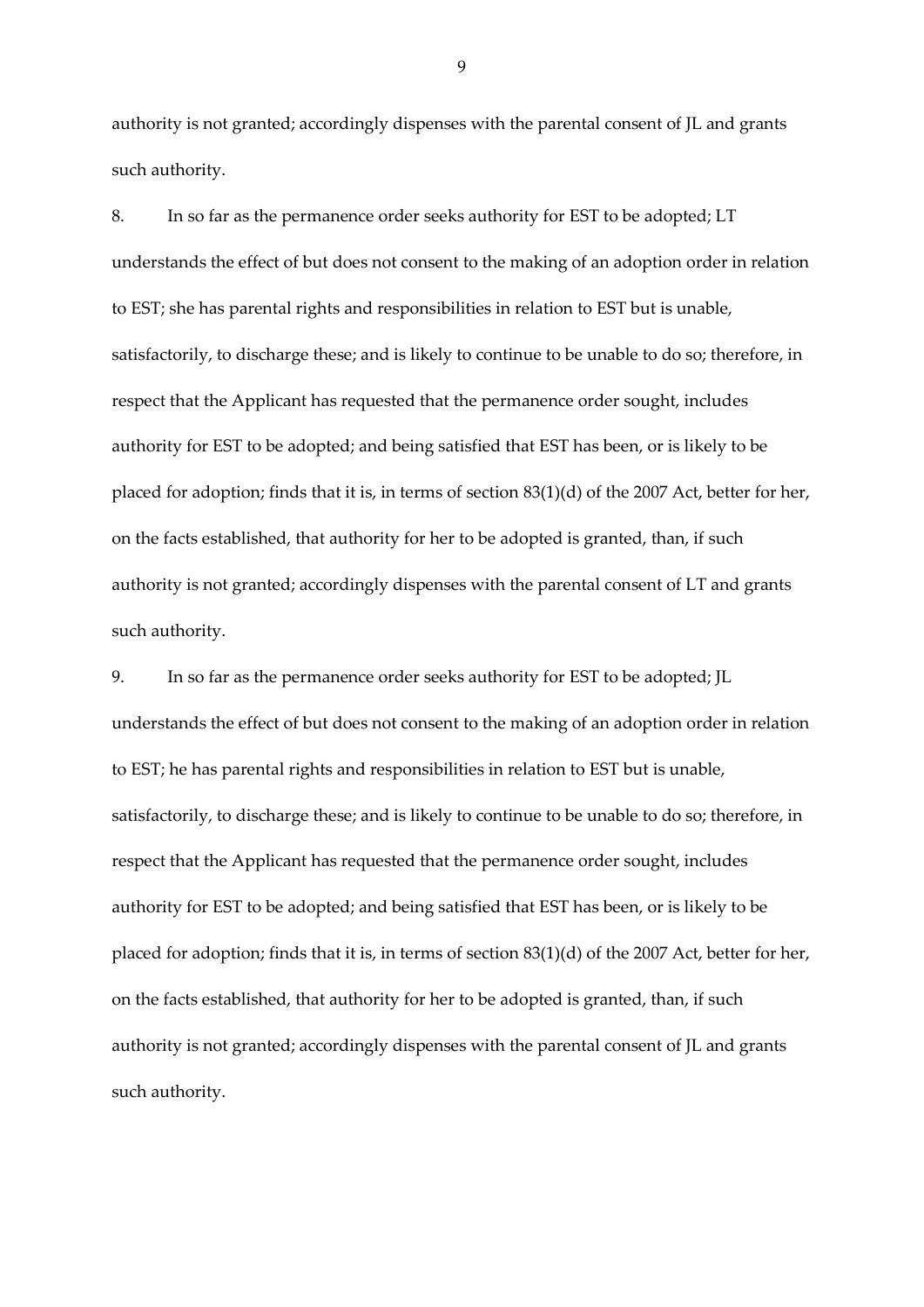authority is not granted; accordingly dispenses with the parental consent of JL and grants such authority.

8. In so far as the permanence order seeks authority for EST to be adopted; LT understands the effect of but does not consent to the making of an adoption order in relation to EST; she has parental rights and responsibilities in relation to EST but is unable, satisfactorily, to discharge these; and is likely to continue to be unable to do so; therefore, in respect that the Applicant has requested that the permanence order sought, includes authority for EST to be adopted; and being satisfied that EST has been, or is likely to be placed for adoption; finds that it is, in terms of section 83(1)(d) of the 2007 Act, better for her, on the facts established, that authority for her to be adopted is granted, than, if such authority is not granted; accordingly dispenses with the parental consent of LT and grants such authority.

9. In so far as the permanence order seeks authority for EST to be adopted; JL understands the effect of but does not consent to the making of an adoption order in relation to EST; he has parental rights and responsibilities in relation to EST but is unable, satisfactorily, to discharge these; and is likely to continue to be unable to do so; therefore, in respect that the Applicant has requested that the permanence order sought, includes authority for EST to be adopted; and being satisfied that EST has been, or is likely to be placed for adoption; finds that it is, in terms of section 83(1)(d) of the 2007 Act, better for her, on the facts established, that authority for her to be adopted is granted, than, if such authority is not granted; accordingly dispenses with the parental consent of JL and grants such authority.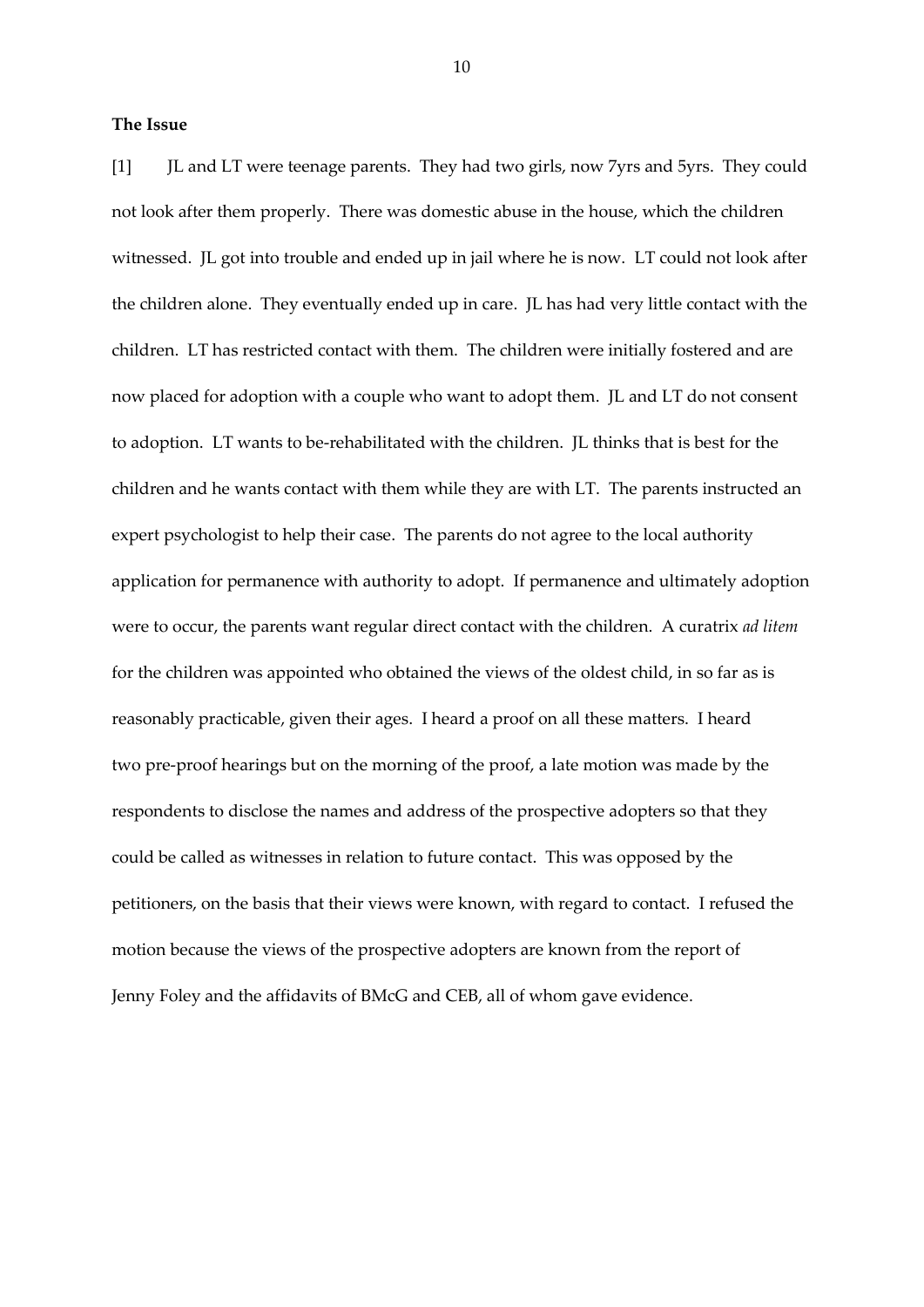**The Issue**

[1] JL and LT were teenage parents. They had two girls, now 7yrs and 5yrs. They could not look after them properly. There was domestic abuse in the house, which the children witnessed. JL got into trouble and ended up in jail where he is now. LT could not look after the children alone. They eventually ended up in care. JL has had very little contact with the children. LT has restricted contact with them. The children were initially fostered and are now placed for adoption with a couple who want to adopt them. JL and LT do not consent to adoption. LT wants to be-rehabilitated with the children. JL thinks that is best for the children and he wants contact with them while they are with LT. The parents instructed an expert psychologist to help their case. The parents do not agree to the local authority application for permanence with authority to adopt. If permanence and ultimately adoption were to occur, the parents want regular direct contact with the children. A curatrix *ad litem* for the children was appointed who obtained the views of the oldest child, in so far as is reasonably practicable, given their ages. I heard a proof on all these matters. I heard two pre-proof hearings but on the morning of the proof, a late motion was made by the respondents to disclose the names and address of the prospective adopters so that they could be called as witnesses in relation to future contact. This was opposed by the petitioners, on the basis that their views were known, with regard to contact. I refused the motion because the views of the prospective adopters are known from the report of Jenny Foley and the affidavits of BMcG and CEB, all of whom gave evidence.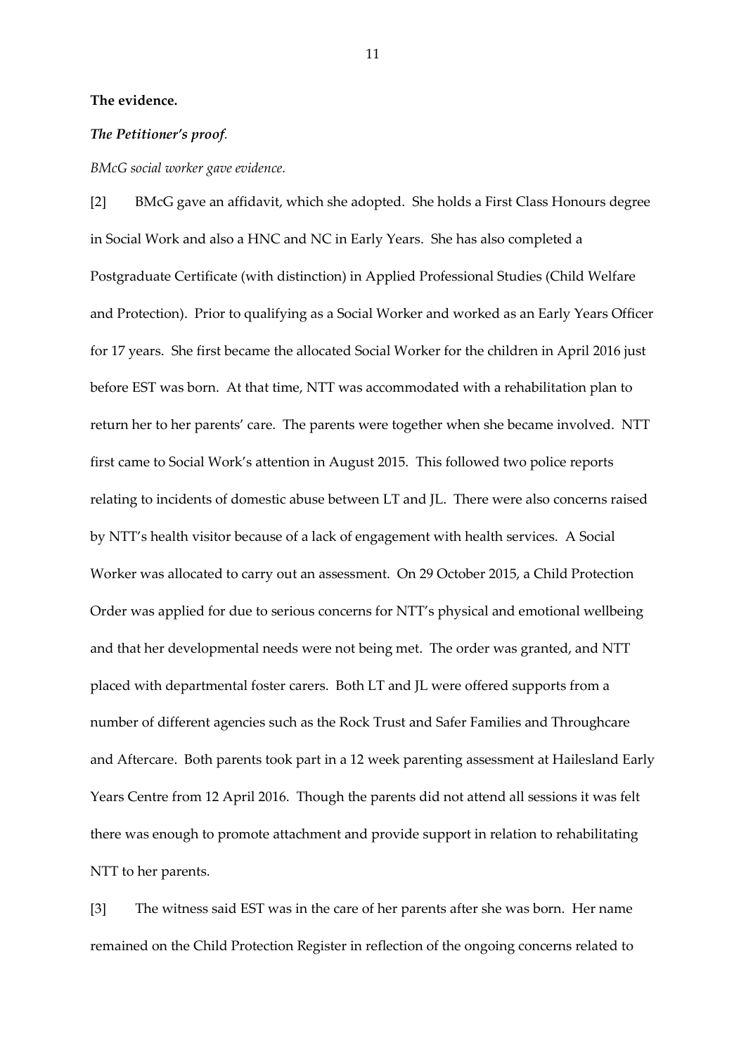**The evidence.**

***The Petitioner's proof*.**

*BMcG social worker gave evidence.*

[2] BMcG gave an affidavit, which she adopted. She holds a First Class Honours degree in Social Work and also a HNC and NC in Early Years. She has also completed a Postgraduate Certificate (with distinction) in Applied Professional Studies (Child Welfare and Protection). Prior to qualifying as a Social Worker and worked as an Early Years Officer for 17 years. She first became the allocated Social Worker for the children in April 2016 just before EST was born. At that time, NTT was accommodated with a rehabilitation plan to return her to her parents' care. The parents were together when she became involved. NTT first came to Social Work's attention in August 2015. This followed two police reports relating to incidents of domestic abuse between LT and JL. There were also concerns raised by NTT's health visitor because of a lack of engagement with health services. A Social Worker was allocated to carry out an assessment. On 29 October 2015, a Child Protection Order was applied for due to serious concerns for NTT's physical and emotional wellbeing and that her developmental needs were not being met. The order was granted, and NTT placed with departmental foster carers. Both LT and JL were offered supports from a number of different agencies such as the Rock Trust and Safer Families and Throughcare and Aftercare. Both parents took part in a 12 week parenting assessment at Hailesland Early Years Centre from 12 April 2016. Though the parents did not attend all sessions it was felt there was enough to promote attachment and provide support in relation to rehabilitating NTT to her parents.

[3] The witness said EST was in the care of her parents after she was born. Her name remained on the Child Protection Register in reflection of the ongoing concerns related to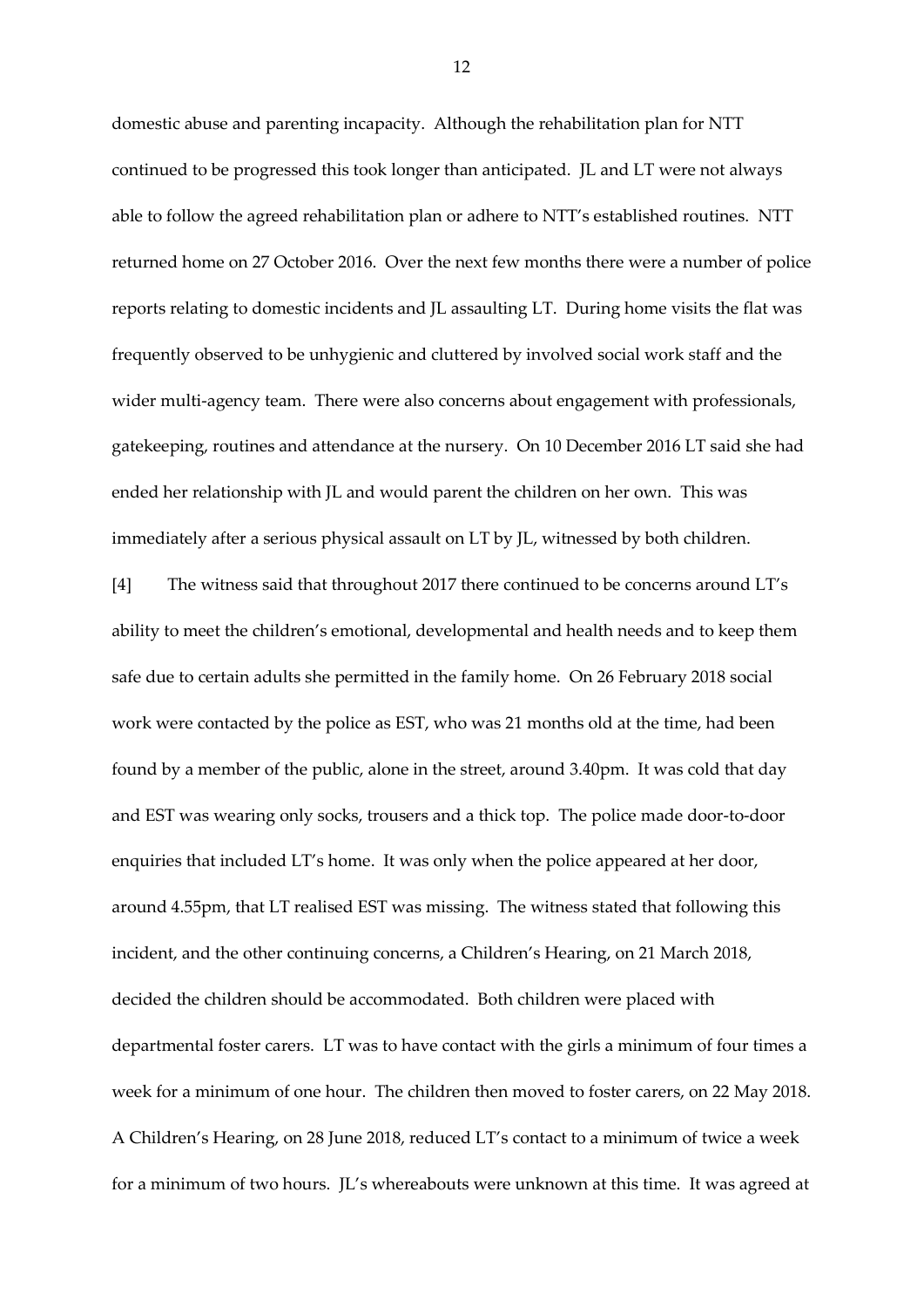domestic abuse and parenting incapacity. Although the rehabilitation plan for NTT continued to be progressed this took longer than anticipated. JL and LT were not always able to follow the agreed rehabilitation plan or adhere to NTT's established routines. NTT returned home on 27 October 2016. Over the next few months there were a number of police reports relating to domestic incidents and JL assaulting LT. During home visits the flat was frequently observed to be unhygienic and cluttered by involved social work staff and the wider multi-agency team. There were also concerns about engagement with professionals, gatekeeping, routines and attendance at the nursery. On 10 December 2016 LT said she had ended her relationship with JL and would parent the children on her own. This was immediately after a serious physical assault on LT by JL, witnessed by both children.

[4] The witness said that throughout 2017 there continued to be concerns around LT's ability to meet the children's emotional, developmental and health needs and to keep them safe due to certain adults she permitted in the family home. On 26 February 2018 social work were contacted by the police as EST, who was 21 months old at the time, had been found by a member of the public, alone in the street, around 3.40pm. It was cold that day and EST was wearing only socks, trousers and a thick top. The police made door-to-door enquiries that included LT's home. It was only when the police appeared at her door, around 4.55pm, that LT realised EST was missing. The witness stated that following this incident, and the other continuing concerns, a Children's Hearing, on 21 March 2018, decided the children should be accommodated. Both children were placed with departmental foster carers. LT was to have contact with the girls a minimum of four times a week for a minimum of one hour. The children then moved to foster carers, on 22 May 2018. A Children's Hearing, on 28 June 2018, reduced LT's contact to a minimum of twice a week for a minimum of two hours. JL's whereabouts were unknown at this time. It was agreed at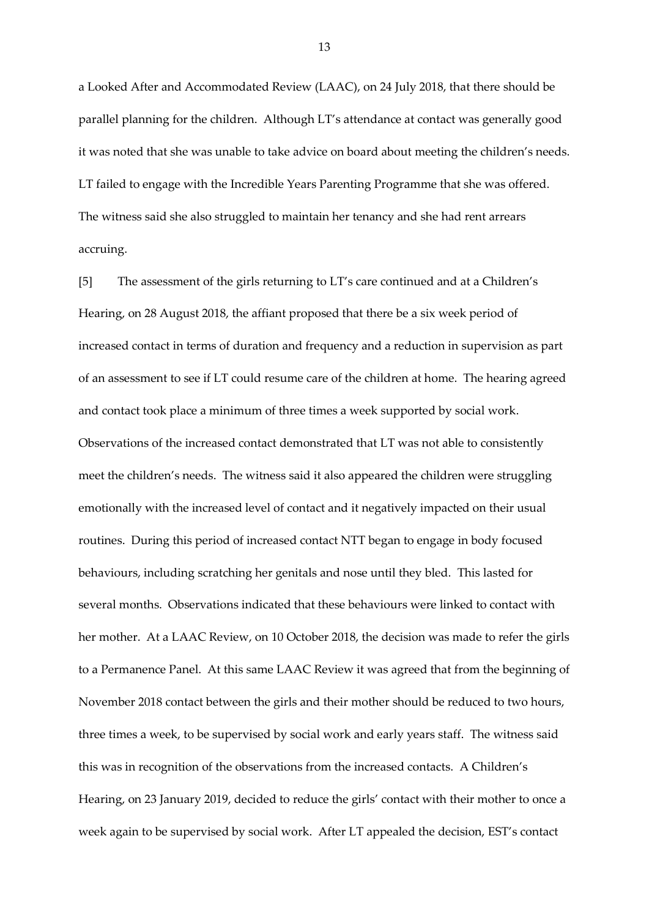a Looked After and Accommodated Review (LAAC), on 24 July 2018, that there should be parallel planning for the children. Although LT's attendance at contact was generally good it was noted that she was unable to take advice on board about meeting the children's needs. LT failed to engage with the Incredible Years Parenting Programme that she was offered. The witness said she also struggled to maintain her tenancy and she had rent arrears accruing.

[5] The assessment of the girls returning to LT's care continued and at a Children's Hearing, on 28 August 2018, the affiant proposed that there be a six week period of increased contact in terms of duration and frequency and a reduction in supervision as part of an assessment to see if LT could resume care of the children at home. The hearing agreed and contact took place a minimum of three times a week supported by social work. Observations of the increased contact demonstrated that LT was not able to consistently meet the children's needs. The witness said it also appeared the children were struggling emotionally with the increased level of contact and it negatively impacted on their usual routines. During this period of increased contact NTT began to engage in body focused behaviours, including scratching her genitals and nose until they bled. This lasted for several months. Observations indicated that these behaviours were linked to contact with her mother. At a LAAC Review, on 10 October 2018, the decision was made to refer the girls to a Permanence Panel. At this same LAAC Review it was agreed that from the beginning of November 2018 contact between the girls and their mother should be reduced to two hours, three times a week, to be supervised by social work and early years staff. The witness said this was in recognition of the observations from the increased contacts. A Children's Hearing, on 23 January 2019, decided to reduce the girls' contact with their mother to once a week again to be supervised by social work. After LT appealed the decision, EST's contact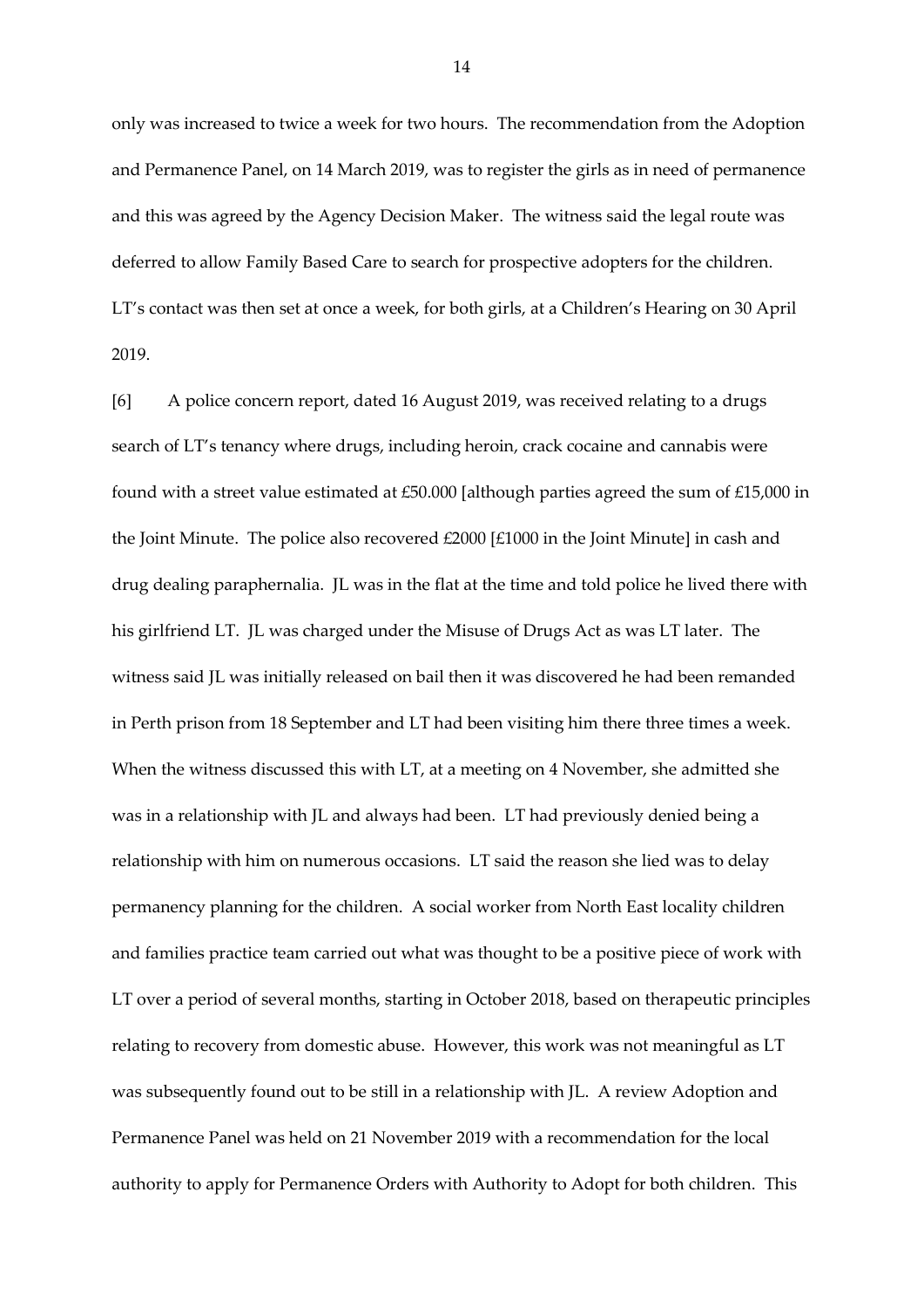only was increased to twice a week for two hours. The recommendation from the Adoption and Permanence Panel, on 14 March 2019, was to register the girls as in need of permanence and this was agreed by the Agency Decision Maker. The witness said the legal route was deferred to allow Family Based Care to search for prospective adopters for the children. LT's contact was then set at once a week, for both girls, at a Children's Hearing on 30 April 2019.

[6] A police concern report, dated 16 August 2019, was received relating to a drugs search of LT's tenancy where drugs, including heroin, crack cocaine and cannabis were found with a street value estimated at £50.000 [although parties agreed the sum of £15,000 in the Joint Minute. The police also recovered £2000 [£1000 in the Joint Minute] in cash and drug dealing paraphernalia. JL was in the flat at the time and told police he lived there with his girlfriend LT. JL was charged under the Misuse of Drugs Act as was LT later. The witness said JL was initially released on bail then it was discovered he had been remanded in Perth prison from 18 September and LT had been visiting him there three times a week. When the witness discussed this with LT, at a meeting on 4 November, she admitted she was in a relationship with JL and always had been. LT had previously denied being a relationship with him on numerous occasions. LT said the reason she lied was to delay permanency planning for the children. A social worker from North East locality children and families practice team carried out what was thought to be a positive piece of work with LT over a period of several months, starting in October 2018, based on therapeutic principles relating to recovery from domestic abuse. However, this work was not meaningful as LT was subsequently found out to be still in a relationship with JL. A review Adoption and Permanence Panel was held on 21 November 2019 with a recommendation for the local authority to apply for Permanence Orders with Authority to Adopt for both children. This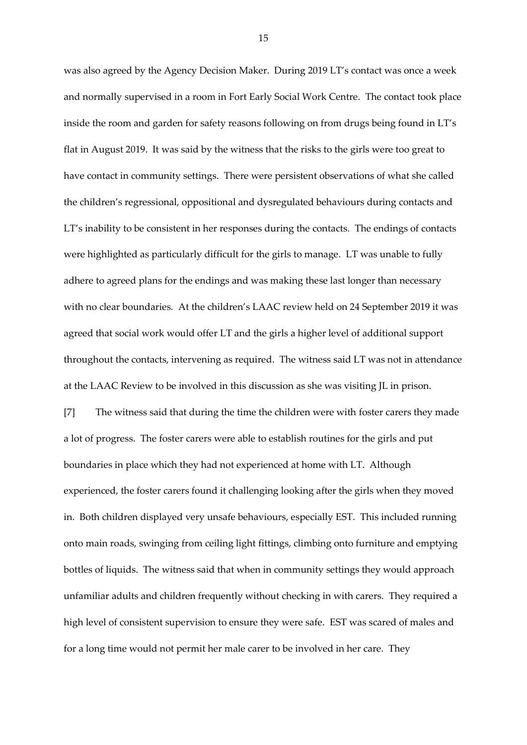was also agreed by the Agency Decision Maker. During 2019 LT's contact was once a week and normally supervised in a room in Fort Early Social Work Centre. The contact took place inside the room and garden for safety reasons following on from drugs being found in LT's flat in August 2019. It was said by the witness that the risks to the girls were too great to have contact in community settings. There were persistent observations of what she called the children's regressional, oppositional and dysregulated behaviours during contacts and LT's inability to be consistent in her responses during the contacts. The endings of contacts were highlighted as particularly difficult for the girls to manage. LT was unable to fully adhere to agreed plans for the endings and was making these last longer than necessary with no clear boundaries. At the children's LAAC review held on 24 September 2019 it was agreed that social work would offer LT and the girls a higher level of additional support throughout the contacts, intervening as required. The witness said LT was not in attendance at the LAAC Review to be involved in this discussion as she was visiting JL in prison.

[7] The witness said that during the time the children were with foster carers they made a lot of progress. The foster carers were able to establish routines for the girls and put boundaries in place which they had not experienced at home with LT. Although experienced, the foster carers found it challenging looking after the girls when they moved in. Both children displayed very unsafe behaviours, especially EST. This included running onto main roads, swinging from ceiling light fittings, climbing onto furniture and emptying bottles of liquids. The witness said that when in community settings they would approach unfamiliar adults and children frequently without checking in with carers. They required a high level of consistent supervision to ensure they were safe. EST was scared of males and for a long time would not permit her male carer to be involved in her care. They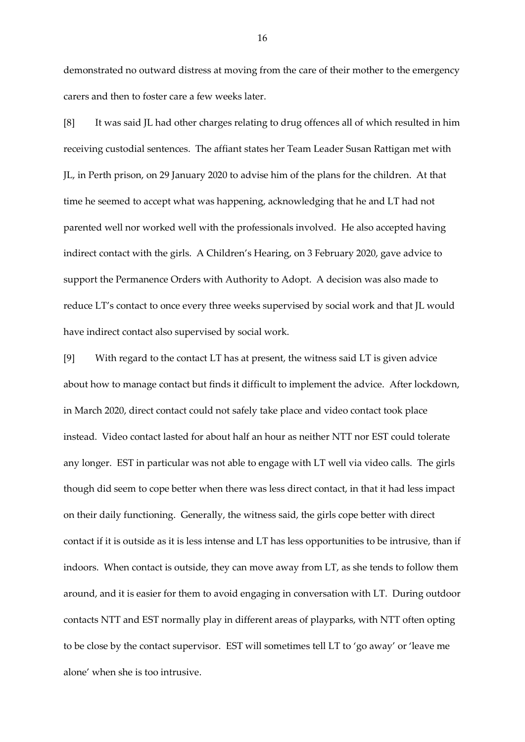demonstrated no outward distress at moving from the care of their mother to the emergency carers and then to foster care a few weeks later.

[8] It was said JL had other charges relating to drug offences all of which resulted in him receiving custodial sentences. The affiant states her Team Leader Susan Rattigan met with JL, in Perth prison, on 29 January 2020 to advise him of the plans for the children. At that time he seemed to accept what was happening, acknowledging that he and LT had not parented well nor worked well with the professionals involved. He also accepted having indirect contact with the girls. A Children's Hearing, on 3 February 2020, gave advice to support the Permanence Orders with Authority to Adopt. A decision was also made to reduce LT's contact to once every three weeks supervised by social work and that JL would have indirect contact also supervised by social work.

[9] With regard to the contact LT has at present, the witness said LT is given advice about how to manage contact but finds it difficult to implement the advice. After lockdown, in March 2020, direct contact could not safely take place and video contact took place instead. Video contact lasted for about half an hour as neither NTT nor EST could tolerate any longer. EST in particular was not able to engage with LT well via video calls. The girls though did seem to cope better when there was less direct contact, in that it had less impact on their daily functioning. Generally, the witness said, the girls cope better with direct contact if it is outside as it is less intense and LT has less opportunities to be intrusive, than if indoors. When contact is outside, they can move away from LT, as she tends to follow them around, and it is easier for them to avoid engaging in conversation with LT. During outdoor contacts NTT and EST normally play in different areas of playparks, with NTT often opting to be close by the contact supervisor. EST will sometimes tell LT to 'go away' or 'leave me alone' when she is too intrusive.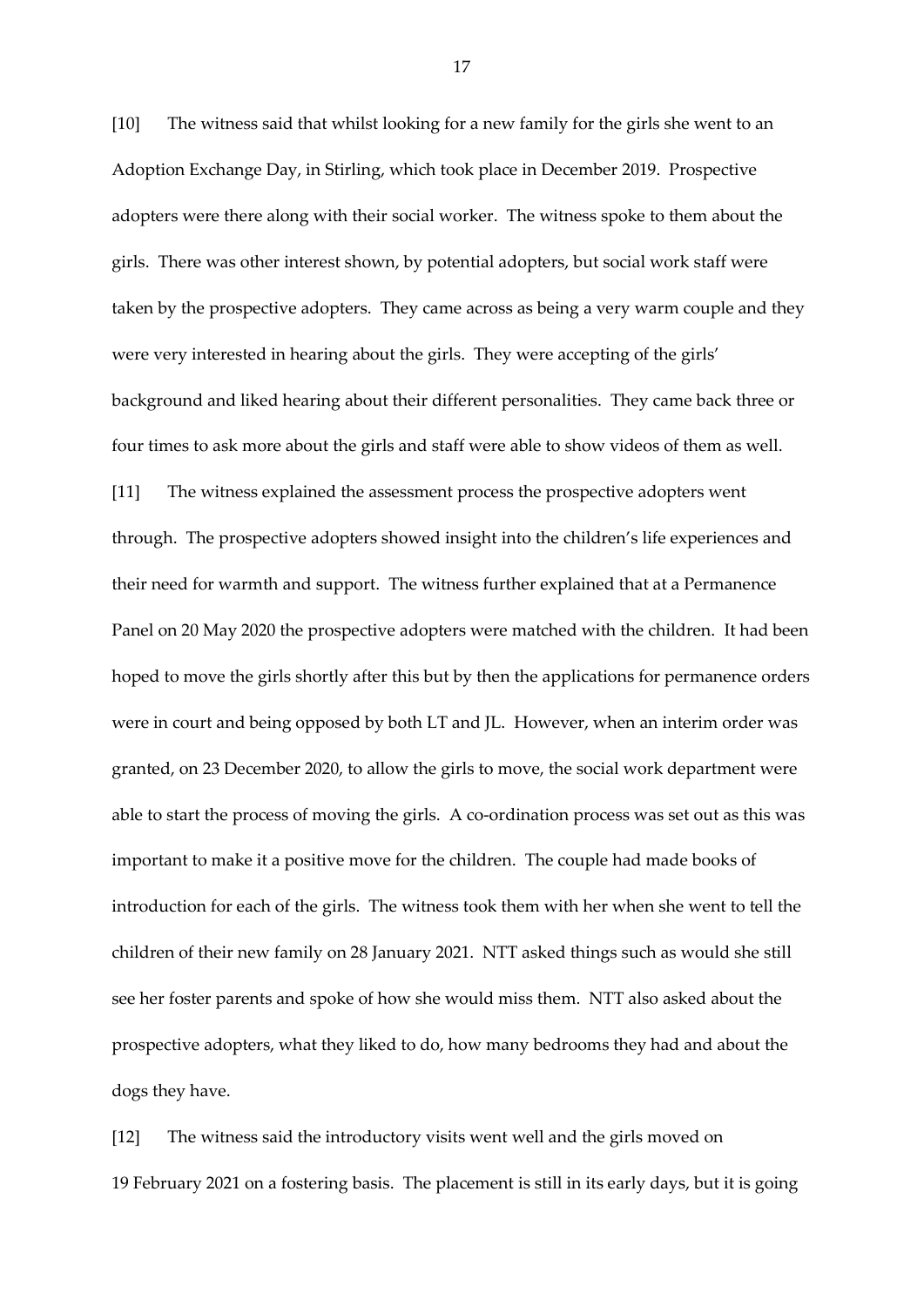[10] The witness said that whilst looking for a new family for the girls she went to an Adoption Exchange Day, in Stirling, which took place in December 2019. Prospective adopters were there along with their social worker. The witness spoke to them about the girls. There was other interest shown, by potential adopters, but social work staff were taken by the prospective adopters. They came across as being a very warm couple and they were very interested in hearing about the girls. They were accepting of the girls' background and liked hearing about their different personalities. They came back three or four times to ask more about the girls and staff were able to show videos of them as well.

[11] The witness explained the assessment process the prospective adopters went through. The prospective adopters showed insight into the children's life experiences and their need for warmth and support. The witness further explained that at a Permanence Panel on 20 May 2020 the prospective adopters were matched with the children. It had been hoped to move the girls shortly after this but by then the applications for permanence orders were in court and being opposed by both LT and JL. However, when an interim order was granted, on 23 December 2020, to allow the girls to move, the social work department were able to start the process of moving the girls. A co-ordination process was set out as this was important to make it a positive move for the children. The couple had made books of introduction for each of the girls. The witness took them with her when she went to tell the children of their new family on 28 January 2021. NTT asked things such as would she still see her foster parents and spoke of how she would miss them. NTT also asked about the prospective adopters, what they liked to do, how many bedrooms they had and about the dogs they have.

[12] The witness said the introductory visits went well and the girls moved on 19 February 2021 on a fostering basis. The placement is still in its early days, but it is going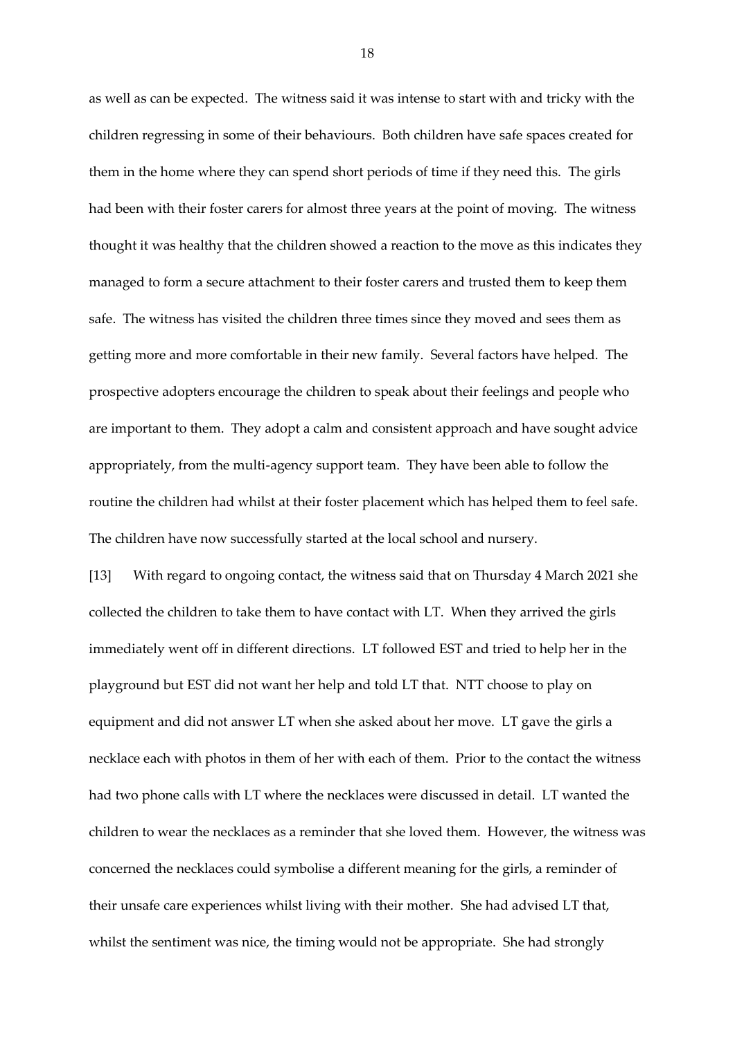as well as can be expected. The witness said it was intense to start with and tricky with the children regressing in some of their behaviours. Both children have safe spaces created for them in the home where they can spend short periods of time if they need this. The girls had been with their foster carers for almost three years at the point of moving. The witness thought it was healthy that the children showed a reaction to the move as this indicates they managed to form a secure attachment to their foster carers and trusted them to keep them safe. The witness has visited the children three times since they moved and sees them as getting more and more comfortable in their new family. Several factors have helped. The prospective adopters encourage the children to speak about their feelings and people who are important to them. They adopt a calm and consistent approach and have sought advice appropriately, from the multi-agency support team. They have been able to follow the routine the children had whilst at their foster placement which has helped them to feel safe. The children have now successfully started at the local school and nursery.

[13] With regard to ongoing contact, the witness said that on Thursday 4 March 2021 she collected the children to take them to have contact with LT. When they arrived the girls immediately went off in different directions. LT followed EST and tried to help her in the playground but EST did not want her help and told LT that. NTT choose to play on equipment and did not answer LT when she asked about her move. LT gave the girls a necklace each with photos in them of her with each of them. Prior to the contact the witness had two phone calls with LT where the necklaces were discussed in detail. LT wanted the children to wear the necklaces as a reminder that she loved them. However, the witness was concerned the necklaces could symbolise a different meaning for the girls, a reminder of their unsafe care experiences whilst living with their mother. She had advised LT that, whilst the sentiment was nice, the timing would not be appropriate. She had strongly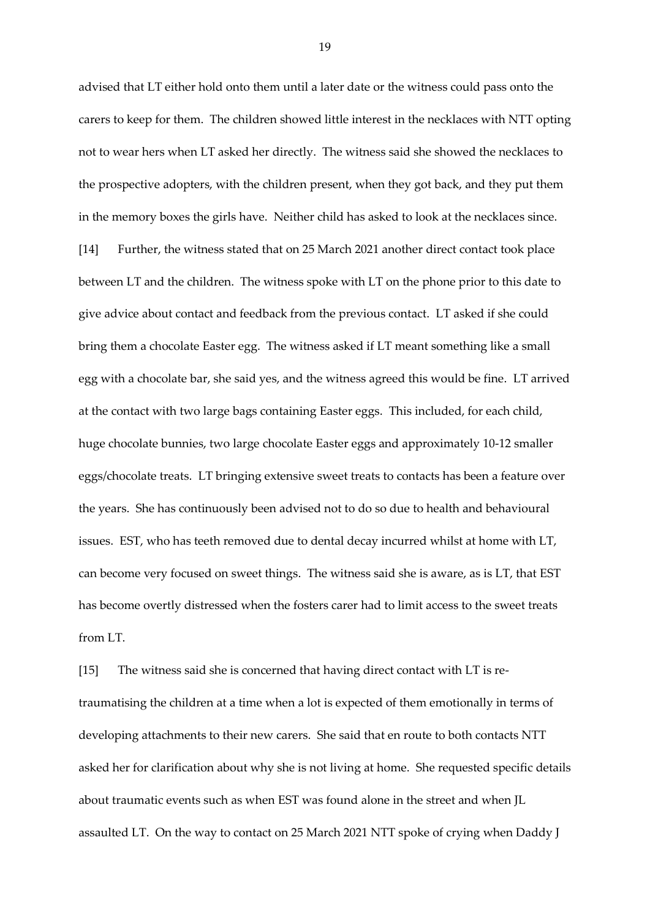advised that LT either hold onto them until a later date or the witness could pass onto the carers to keep for them. The children showed little interest in the necklaces with NTT opting not to wear hers when LT asked her directly. The witness said she showed the necklaces to the prospective adopters, with the children present, when they got back, and they put them in the memory boxes the girls have. Neither child has asked to look at the necklaces since.

[14] Further, the witness stated that on 25 March 2021 another direct contact took place between LT and the children. The witness spoke with LT on the phone prior to this date to give advice about contact and feedback from the previous contact. LT asked if she could bring them a chocolate Easter egg. The witness asked if LT meant something like a small egg with a chocolate bar, she said yes, and the witness agreed this would be fine. LT arrived at the contact with two large bags containing Easter eggs. This included, for each child, huge chocolate bunnies, two large chocolate Easter eggs and approximately 10-12 smaller eggs/chocolate treats. LT bringing extensive sweet treats to contacts has been a feature over the years. She has continuously been advised not to do so due to health and behavioural issues. EST, who has teeth removed due to dental decay incurred whilst at home with LT, can become very focused on sweet things. The witness said she is aware, as is LT, that EST has become overtly distressed when the fosters carer had to limit access to the sweet treats from LT.

[15] The witness said she is concerned that having direct contact with LT is re-traumatising the children at a time when a lot is expected of them emotionally in terms of developing attachments to their new carers. She said that en route to both contacts NTT asked her for clarification about why she is not living at home. She requested specific details about traumatic events such as when EST was found alone in the street and when JL assaulted LT. On the way to contact on 25 March 2021 NTT spoke of crying when Daddy J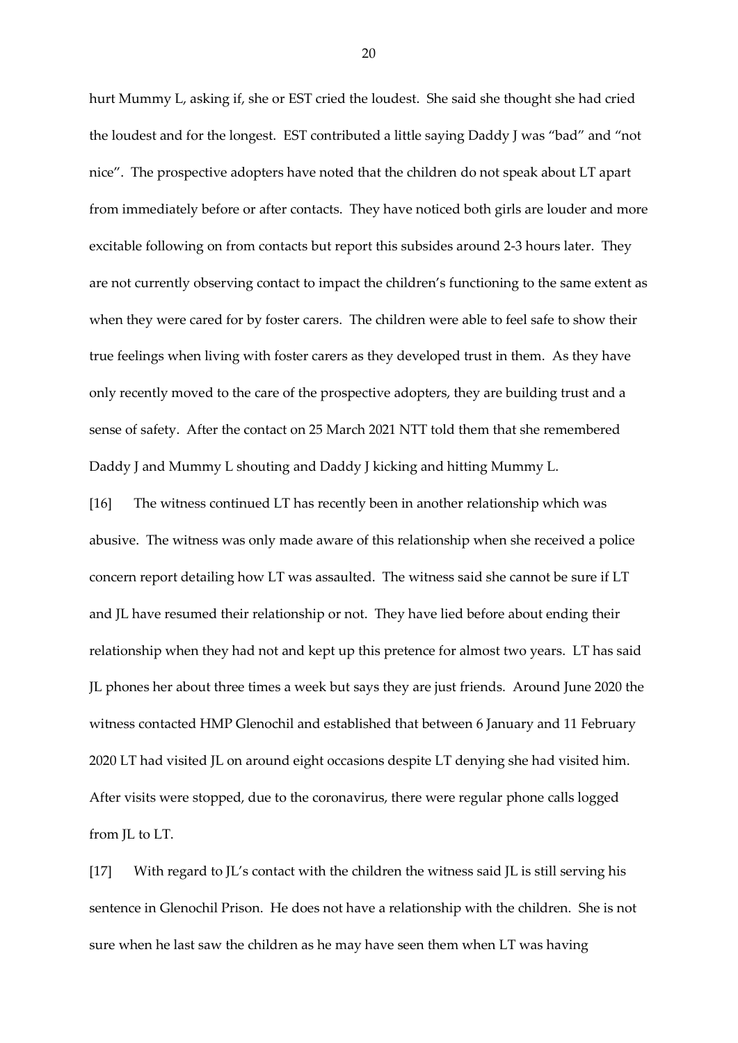hurt Mummy L, asking if, she or EST cried the loudest. She said she thought she had cried the loudest and for the longest. EST contributed a little saying Daddy J was "bad" and "not nice". The prospective adopters have noted that the children do not speak about LT apart from immediately before or after contacts. They have noticed both girls are louder and more excitable following on from contacts but report this subsides around 2-3 hours later. They are not currently observing contact to impact the children's functioning to the same extent as when they were cared for by foster carers. The children were able to feel safe to show their true feelings when living with foster carers as they developed trust in them. As they have only recently moved to the care of the prospective adopters, they are building trust and a sense of safety. After the contact on 25 March 2021 NTT told them that she remembered Daddy J and Mummy L shouting and Daddy J kicking and hitting Mummy L.

[16] The witness continued LT has recently been in another relationship which was abusive. The witness was only made aware of this relationship when she received a police concern report detailing how LT was assaulted. The witness said she cannot be sure if LT and JL have resumed their relationship or not. They have lied before about ending their relationship when they had not and kept up this pretence for almost two years. LT has said JL phones her about three times a week but says they are just friends. Around June 2020 the witness contacted HMP Glenochil and established that between 6 January and 11 February 2020 LT had visited JL on around eight occasions despite LT denying she had visited him. After visits were stopped, due to the coronavirus, there were regular phone calls logged from JL to LT.

[17] With regard to JL's contact with the children the witness said JL is still serving his sentence in Glenochil Prison. He does not have a relationship with the children. She is not sure when he last saw the children as he may have seen them when LT was having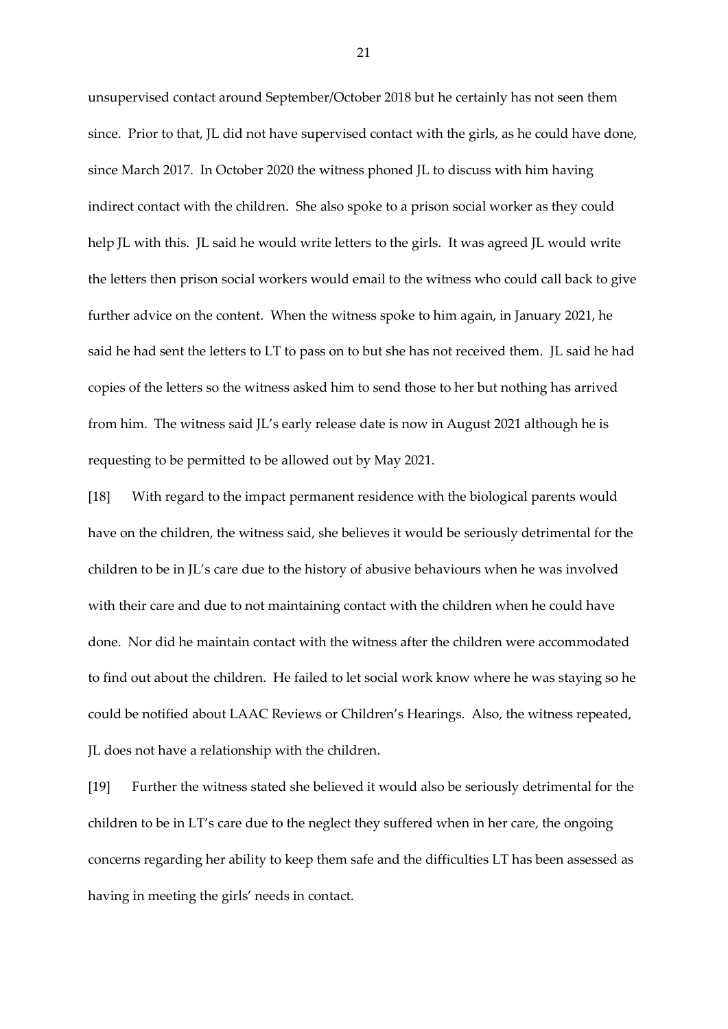unsupervised contact around September/October 2018 but he certainly has not seen them since. Prior to that, JL did not have supervised contact with the girls, as he could have done, since March 2017. In October 2020 the witness phoned JL to discuss with him having indirect contact with the children. She also spoke to a prison social worker as they could help JL with this. JL said he would write letters to the girls. It was agreed JL would write the letters then prison social workers would email to the witness who could call back to give further advice on the content. When the witness spoke to him again, in January 2021, he said he had sent the letters to LT to pass on to but she has not received them. JL said he had copies of the letters so the witness asked him to send those to her but nothing has arrived from him. The witness said JL's early release date is now in August 2021 although he is requesting to be permitted to be allowed out by May 2021.

[18] With regard to the impact permanent residence with the biological parents would have on the children, the witness said, she believes it would be seriously detrimental for the children to be in JL's care due to the history of abusive behaviours when he was involved with their care and due to not maintaining contact with the children when he could have done. Nor did he maintain contact with the witness after the children were accommodated to find out about the children. He failed to let social work know where he was staying so he could be notified about LAAC Reviews or Children's Hearings. Also, the witness repeated, JL does not have a relationship with the children.

[19] Further the witness stated she believed it would also be seriously detrimental for the children to be in LT's care due to the neglect they suffered when in her care, the ongoing concerns regarding her ability to keep them safe and the difficulties LT has been assessed as having in meeting the girls' needs in contact.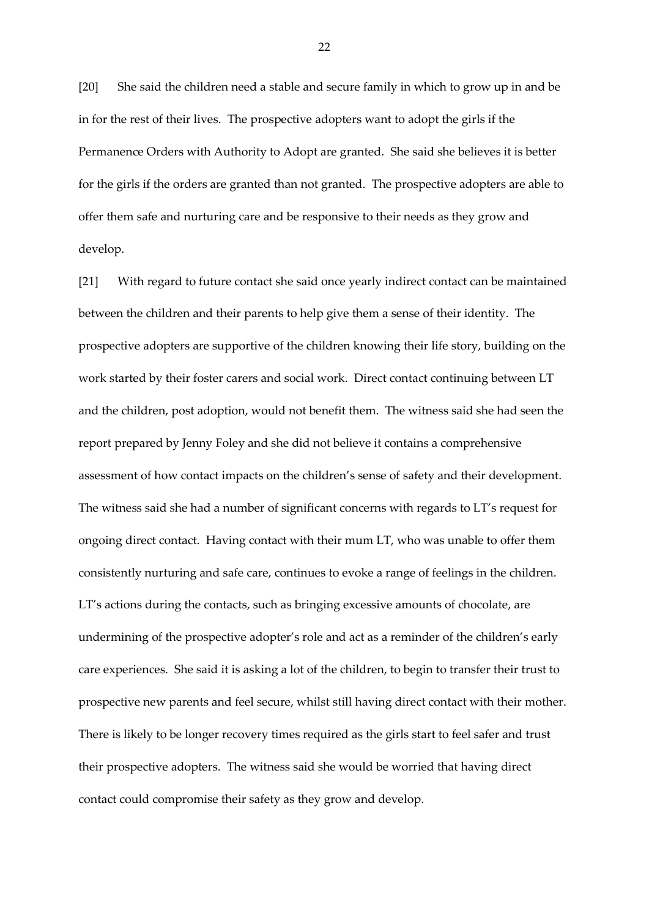[20] She said the children need a stable and secure family in which to grow up in and be in for the rest of their lives. The prospective adopters want to adopt the girls if the Permanence Orders with Authority to Adopt are granted. She said she believes it is better for the girls if the orders are granted than not granted. The prospective adopters are able to offer them safe and nurturing care and be responsive to their needs as they grow and develop.

[21] With regard to future contact she said once yearly indirect contact can be maintained between the children and their parents to help give them a sense of their identity. The prospective adopters are supportive of the children knowing their life story, building on the work started by their foster carers and social work. Direct contact continuing between LT and the children, post adoption, would not benefit them. The witness said she had seen the report prepared by Jenny Foley and she did not believe it contains a comprehensive assessment of how contact impacts on the children's sense of safety and their development. The witness said she had a number of significant concerns with regards to LT's request for ongoing direct contact. Having contact with their mum LT, who was unable to offer them consistently nurturing and safe care, continues to evoke a range of feelings in the children. LT's actions during the contacts, such as bringing excessive amounts of chocolate, are undermining of the prospective adopter's role and act as a reminder of the children's early care experiences. She said it is asking a lot of the children, to begin to transfer their trust to prospective new parents and feel secure, whilst still having direct contact with their mother. There is likely to be longer recovery times required as the girls start to feel safer and trust their prospective adopters. The witness said she would be worried that having direct contact could compromise their safety as they grow and develop.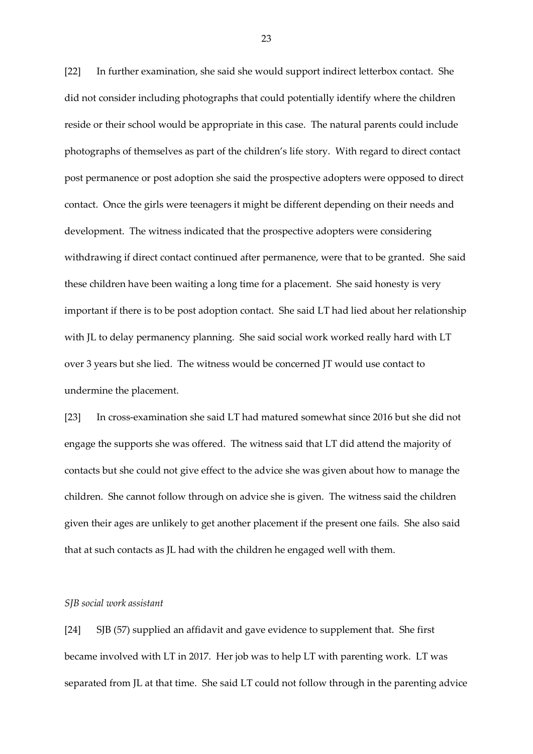[22] In further examination, she said she would support indirect letterbox contact. She did not consider including photographs that could potentially identify where the children reside or their school would be appropriate in this case. The natural parents could include photographs of themselves as part of the children's life story. With regard to direct contact post permanence or post adoption she said the prospective adopters were opposed to direct contact. Once the girls were teenagers it might be different depending on their needs and development. The witness indicated that the prospective adopters were considering withdrawing if direct contact continued after permanence, were that to be granted. She said these children have been waiting a long time for a placement. She said honesty is very important if there is to be post adoption contact. She said LT had lied about her relationship with JL to delay permanency planning. She said social work worked really hard with LT over 3 years but she lied. The witness would be concerned JT would use contact to undermine the placement.

[23] In cross-examination she said LT had matured somewhat since 2016 but she did not engage the supports she was offered. The witness said that LT did attend the majority of contacts but she could not give effect to the advice she was given about how to manage the children. She cannot follow through on advice she is given. The witness said the children given their ages are unlikely to get another placement if the present one fails. She also said that at such contacts as JL had with the children he engaged well with them.

*SJB social work assistant*

[24] SJB (57) supplied an affidavit and gave evidence to supplement that. She first became involved with LT in 2017. Her job was to help LT with parenting work. LT was separated from JL at that time. She said LT could not follow through in the parenting advice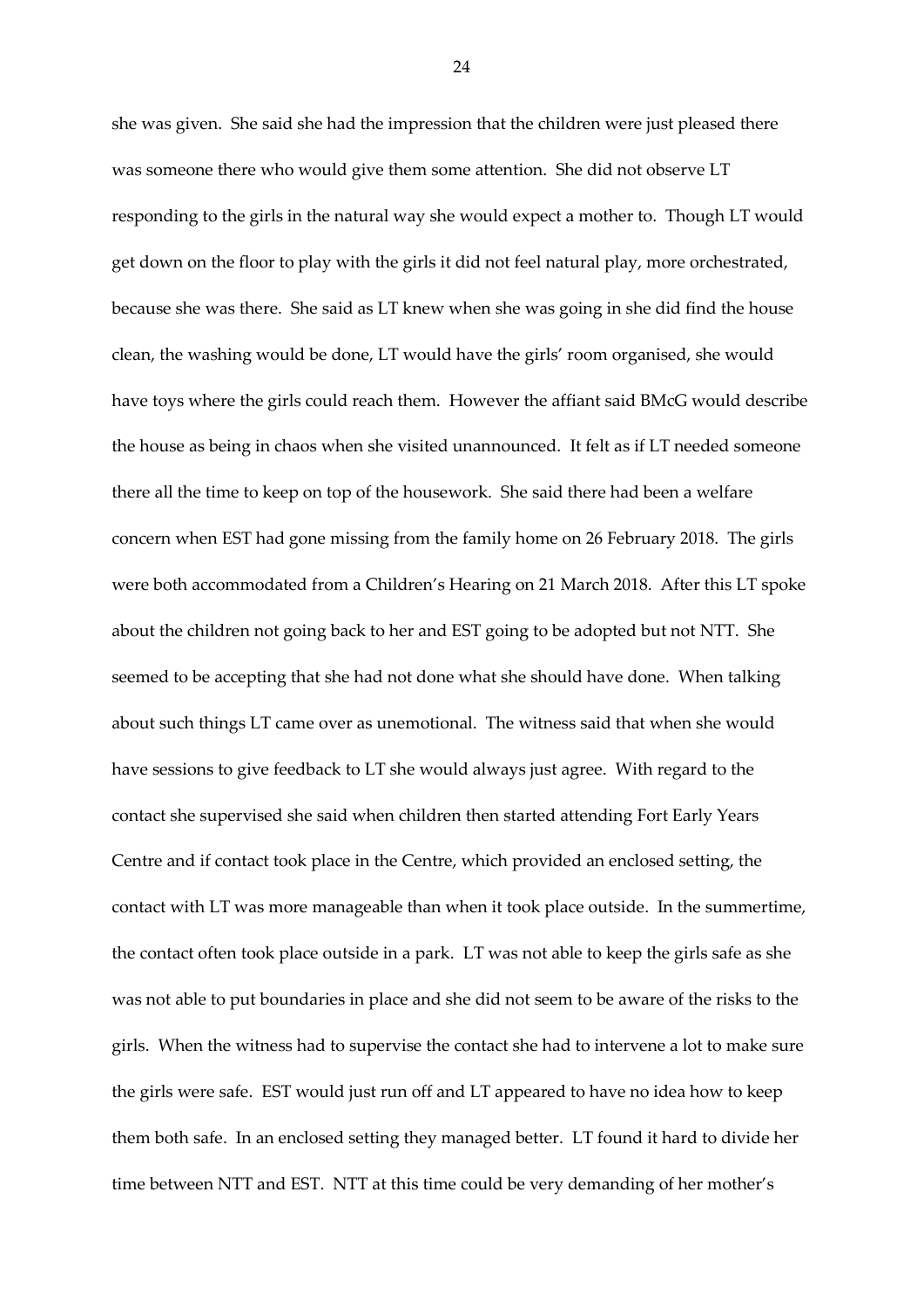she was given. She said she had the impression that the children were just pleased there was someone there who would give them some attention. She did not observe LT responding to the girls in the natural way she would expect a mother to. Though LT would get down on the floor to play with the girls it did not feel natural play, more orchestrated, because she was there. She said as LT knew when she was going in she did find the house clean, the washing would be done, LT would have the girls' room organised, she would have toys where the girls could reach them. However the affiant said BMcG would describe the house as being in chaos when she visited unannounced. It felt as if LT needed someone there all the time to keep on top of the housework. She said there had been a welfare concern when EST had gone missing from the family home on 26 February 2018. The girls were both accommodated from a Children's Hearing on 21 March 2018. After this LT spoke about the children not going back to her and EST going to be adopted but not NTT. She seemed to be accepting that she had not done what she should have done. When talking about such things LT came over as unemotional. The witness said that when she would have sessions to give feedback to LT she would always just agree. With regard to the contact she supervised she said when children then started attending Fort Early Years Centre and if contact took place in the Centre, which provided an enclosed setting, the contact with LT was more manageable than when it took place outside. In the summertime, the contact often took place outside in a park. LT was not able to keep the girls safe as she was not able to put boundaries in place and she did not seem to be aware of the risks to the girls. When the witness had to supervise the contact she had to intervene a lot to make sure the girls were safe. EST would just run off and LT appeared to have no idea how to keep them both safe. In an enclosed setting they managed better. LT found it hard to divide her time between NTT and EST. NTT at this time could be very demanding of her mother's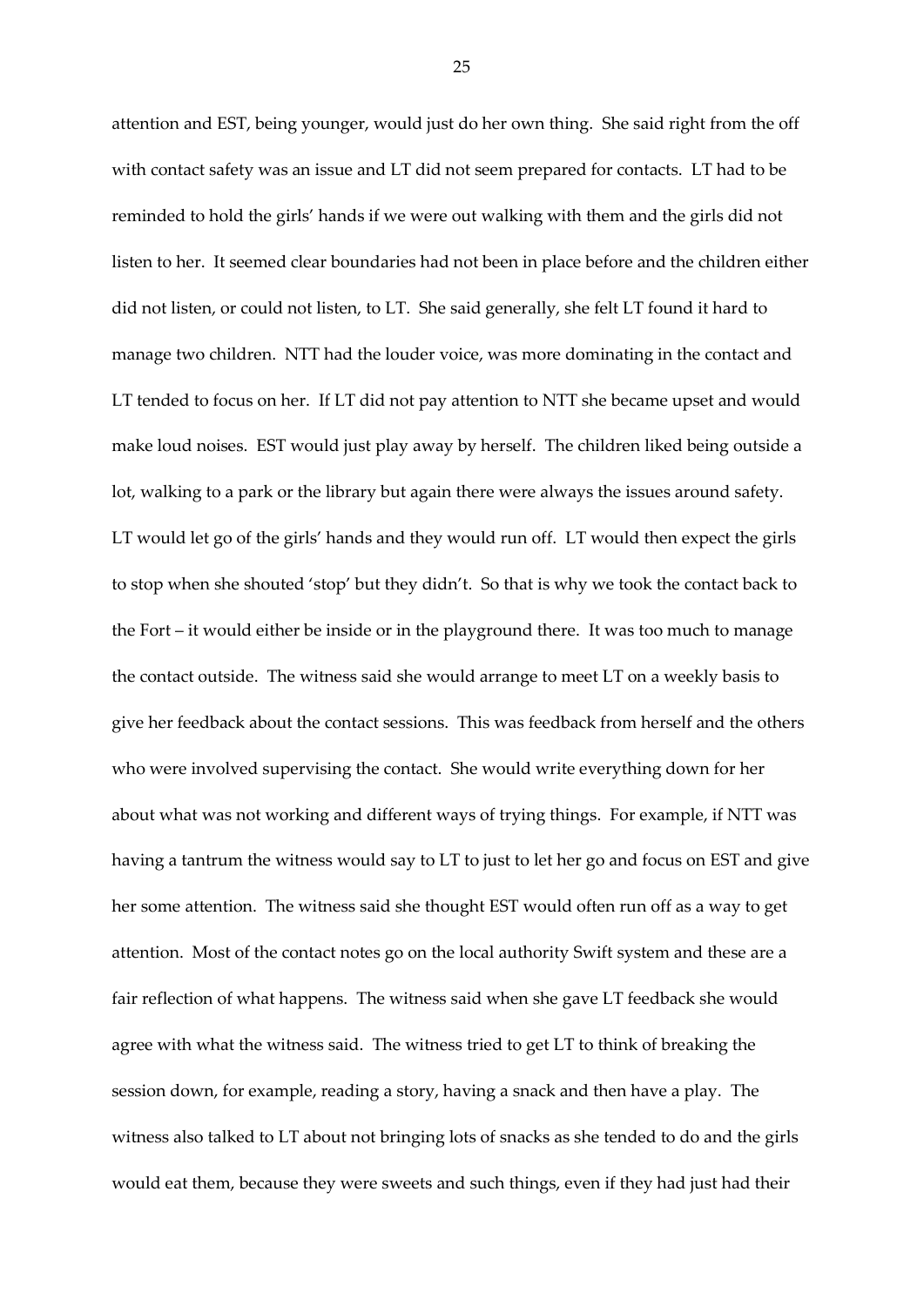attention and EST, being younger, would just do her own thing. She said right from the off with contact safety was an issue and LT did not seem prepared for contacts. LT had to be reminded to hold the girls' hands if we were out walking with them and the girls did not listen to her. It seemed clear boundaries had not been in place before and the children either did not listen, or could not listen, to LT. She said generally, she felt LT found it hard to manage two children. NTT had the louder voice, was more dominating in the contact and LT tended to focus on her. If LT did not pay attention to NTT she became upset and would make loud noises. EST would just play away by herself. The children liked being outside a lot, walking to a park or the library but again there were always the issues around safety. LT would let go of the girls' hands and they would run off. LT would then expect the girls to stop when she shouted 'stop' but they didn't. So that is why we took the contact back to the Fort – it would either be inside or in the playground there. It was too much to manage the contact outside. The witness said she would arrange to meet LT on a weekly basis to give her feedback about the contact sessions. This was feedback from herself and the others who were involved supervising the contact. She would write everything down for her about what was not working and different ways of trying things. For example, if NTT was having a tantrum the witness would say to LT to just to let her go and focus on EST and give her some attention. The witness said she thought EST would often run off as a way to get attention. Most of the contact notes go on the local authority Swift system and these are a fair reflection of what happens. The witness said when she gave LT feedback she would agree with what the witness said. The witness tried to get LT to think of breaking the session down, for example, reading a story, having a snack and then have a play. The witness also talked to LT about not bringing lots of snacks as she tended to do and the girls would eat them, because they were sweets and such things, even if they had just had their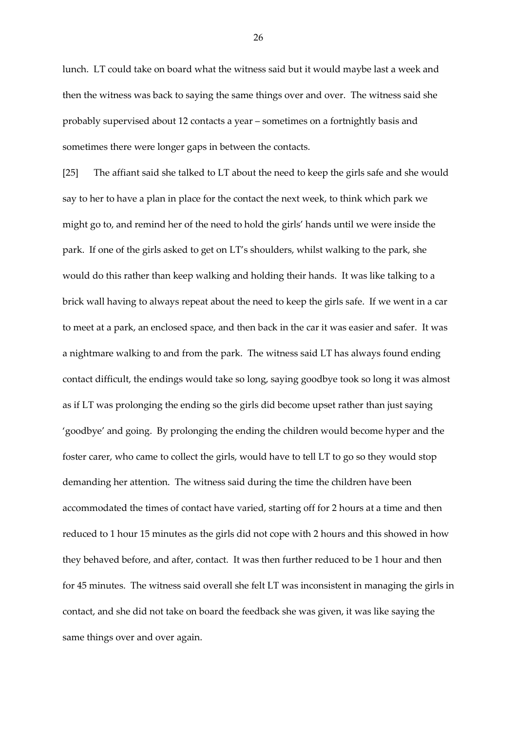lunch. LT could take on board what the witness said but it would maybe last a week and then the witness was back to saying the same things over and over. The witness said she probably supervised about 12 contacts a year – sometimes on a fortnightly basis and sometimes there were longer gaps in between the contacts.

[25] The affiant said she talked to LT about the need to keep the girls safe and she would say to her to have a plan in place for the contact the next week, to think which park we might go to, and remind her of the need to hold the girls' hands until we were inside the park. If one of the girls asked to get on LT's shoulders, whilst walking to the park, she would do this rather than keep walking and holding their hands. It was like talking to a brick wall having to always repeat about the need to keep the girls safe. If we went in a car to meet at a park, an enclosed space, and then back in the car it was easier and safer. It was a nightmare walking to and from the park. The witness said LT has always found ending contact difficult, the endings would take so long, saying goodbye took so long it was almost as if LT was prolonging the ending so the girls did become upset rather than just saying 'goodbye' and going. By prolonging the ending the children would become hyper and the foster carer, who came to collect the girls, would have to tell LT to go so they would stop demanding her attention. The witness said during the time the children have been accommodated the times of contact have varied, starting off for 2 hours at a time and then reduced to 1 hour 15 minutes as the girls did not cope with 2 hours and this showed in how they behaved before, and after, contact. It was then further reduced to be 1 hour and then for 45 minutes. The witness said overall she felt LT was inconsistent in managing the girls in contact, and she did not take on board the feedback she was given, it was like saying the same things over and over again.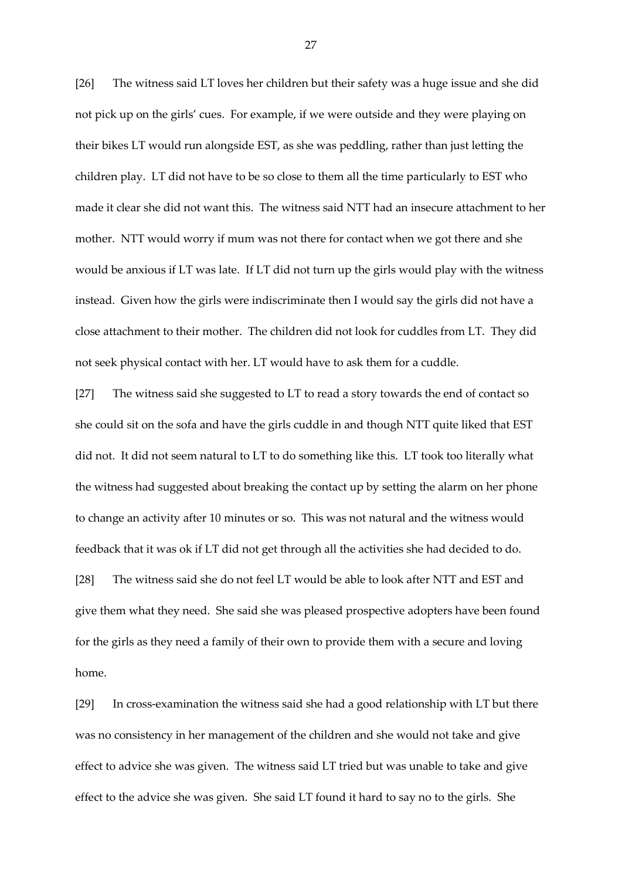[26] The witness said LT loves her children but their safety was a huge issue and she did not pick up on the girls' cues. For example, if we were outside and they were playing on their bikes LT would run alongside EST, as she was peddling, rather than just letting the children play. LT did not have to be so close to them all the time particularly to EST who made it clear she did not want this. The witness said NTT had an insecure attachment to her mother. NTT would worry if mum was not there for contact when we got there and she would be anxious if LT was late. If LT did not turn up the girls would play with the witness instead. Given how the girls were indiscriminate then I would say the girls did not have a close attachment to their mother. The children did not look for cuddles from LT. They did not seek physical contact with her. LT would have to ask them for a cuddle.

[27] The witness said she suggested to LT to read a story towards the end of contact so she could sit on the sofa and have the girls cuddle in and though NTT quite liked that EST did not. It did not seem natural to LT to do something like this. LT took too literally what the witness had suggested about breaking the contact up by setting the alarm on her phone to change an activity after 10 minutes or so. This was not natural and the witness would feedback that it was ok if LT did not get through all the activities she had decided to do.

[28] The witness said she do not feel LT would be able to look after NTT and EST and give them what they need. She said she was pleased prospective adopters have been found for the girls as they need a family of their own to provide them with a secure and loving home.

[29] In cross-examination the witness said she had a good relationship with LT but there was no consistency in her management of the children and she would not take and give effect to advice she was given. The witness said LT tried but was unable to take and give effect to the advice she was given. She said LT found it hard to say no to the girls. She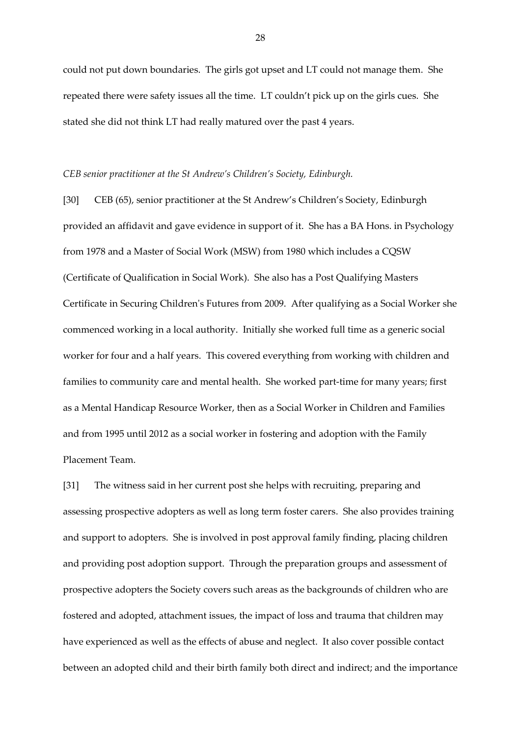could not put down boundaries. The girls got upset and LT could not manage them. She repeated there were safety issues all the time. LT couldn't pick up on the girls cues. She stated she did not think LT had really matured over the past 4 years.

*CEB senior practitioner at the St Andrew's Children's Society, Edinburgh.*

[30] CEB (65), senior practitioner at the St Andrew's Children's Society, Edinburgh provided an affidavit and gave evidence in support of it. She has a BA Hons. in Psychology from 1978 and a Master of Social Work (MSW) from 1980 which includes a CQSW (Certificate of Qualification in Social Work). She also has a Post Qualifying Masters Certificate in Securing Children's Futures from 2009. After qualifying as a Social Worker she commenced working in a local authority. Initially she worked full time as a generic social worker for four and a half years. This covered everything from working with children and families to community care and mental health. She worked part-time for many years; first as a Mental Handicap Resource Worker, then as a Social Worker in Children and Families and from 1995 until 2012 as a social worker in fostering and adoption with the Family Placement Team.

[31] The witness said in her current post she helps with recruiting, preparing and assessing prospective adopters as well as long term foster carers. She also provides training and support to adopters. She is involved in post approval family finding, placing children and providing post adoption support. Through the preparation groups and assessment of prospective adopters the Society covers such areas as the backgrounds of children who are fostered and adopted, attachment issues, the impact of loss and trauma that children may have experienced as well as the effects of abuse and neglect. It also cover possible contact between an adopted child and their birth family both direct and indirect; and the importance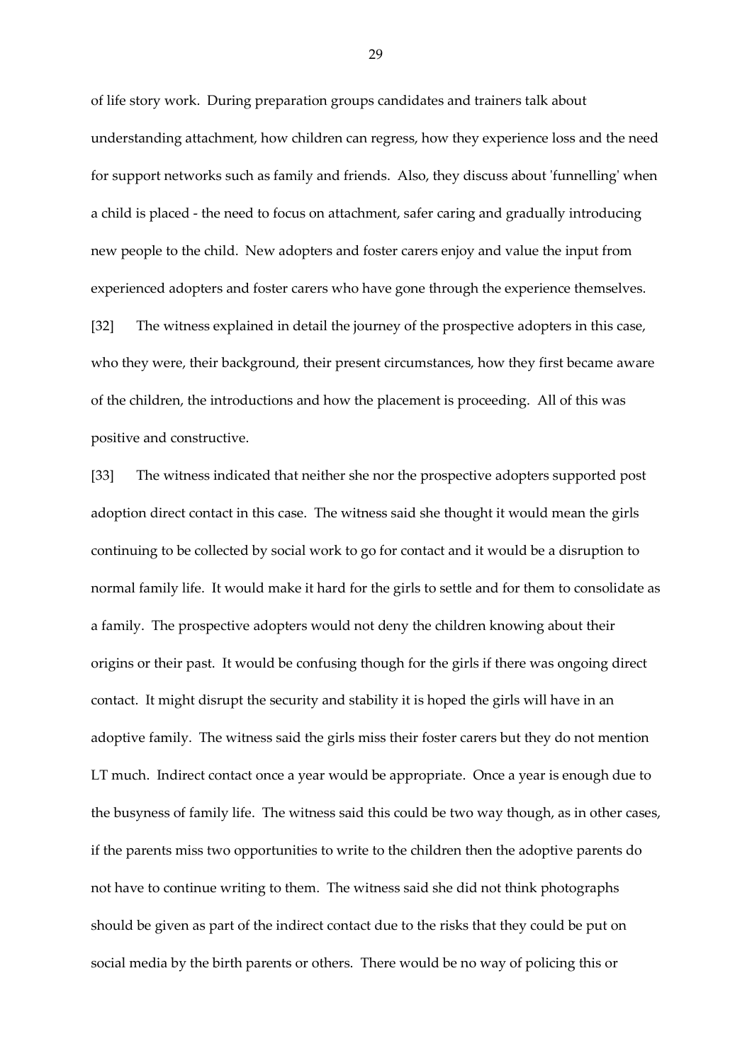of life story work. During preparation groups candidates and trainers talk about understanding attachment, how children can regress, how they experience loss and the need for support networks such as family and friends. Also, they discuss about 'funnelling' when a child is placed - the need to focus on attachment, safer caring and gradually introducing new people to the child. New adopters and foster carers enjoy and value the input from experienced adopters and foster carers who have gone through the experience themselves.

[32] The witness explained in detail the journey of the prospective adopters in this case, who they were, their background, their present circumstances, how they first became aware of the children, the introductions and how the placement is proceeding. All of this was positive and constructive.

[33] The witness indicated that neither she nor the prospective adopters supported post adoption direct contact in this case. The witness said she thought it would mean the girls continuing to be collected by social work to go for contact and it would be a disruption to normal family life. It would make it hard for the girls to settle and for them to consolidate as a family. The prospective adopters would not deny the children knowing about their origins or their past. It would be confusing though for the girls if there was ongoing direct contact. It might disrupt the security and stability it is hoped the girls will have in an adoptive family. The witness said the girls miss their foster carers but they do not mention LT much. Indirect contact once a year would be appropriate. Once a year is enough due to the busyness of family life. The witness said this could be two way though, as in other cases, if the parents miss two opportunities to write to the children then the adoptive parents do not have to continue writing to them. The witness said she did not think photographs should be given as part of the indirect contact due to the risks that they could be put on social media by the birth parents or others. There would be no way of policing this or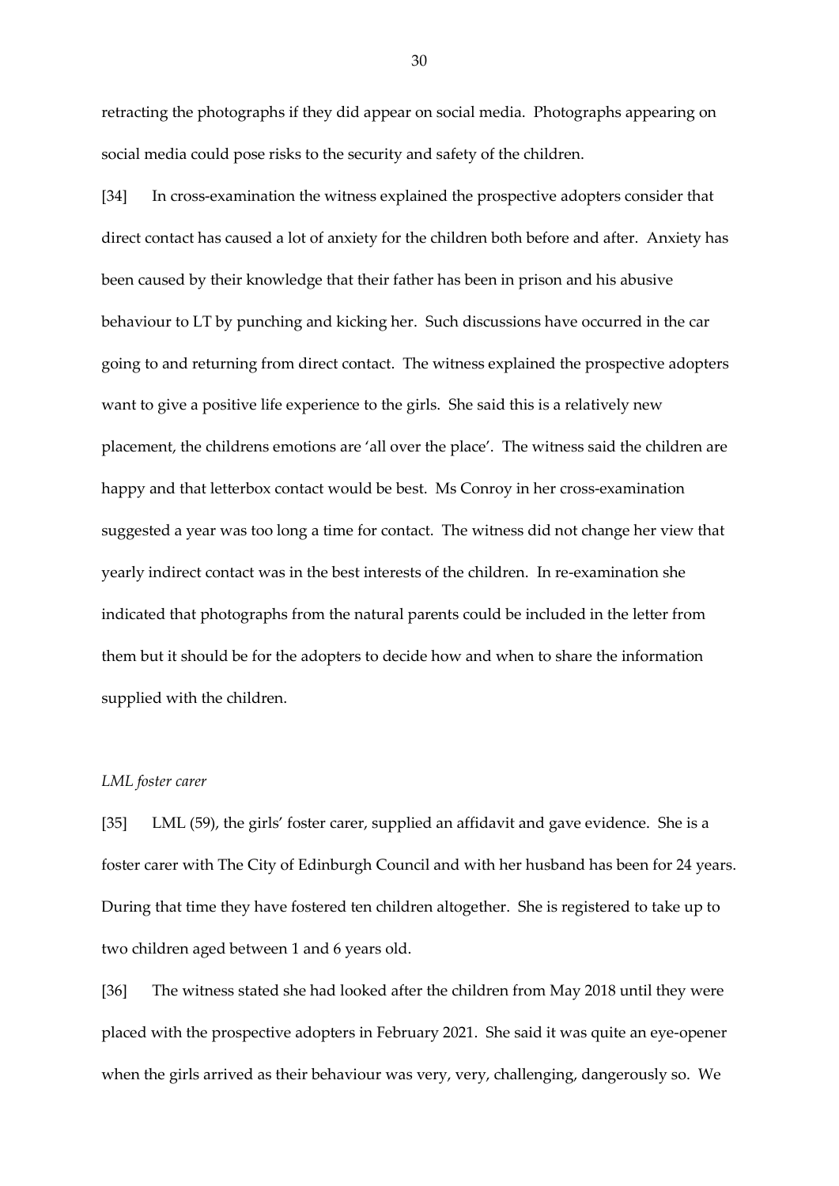retracting the photographs if they did appear on social media. Photographs appearing on social media could pose risks to the security and safety of the children.

[34] In cross-examination the witness explained the prospective adopters consider that direct contact has caused a lot of anxiety for the children both before and after. Anxiety has been caused by their knowledge that their father has been in prison and his abusive behaviour to LT by punching and kicking her. Such discussions have occurred in the car going to and returning from direct contact. The witness explained the prospective adopters want to give a positive life experience to the girls. She said this is a relatively new placement, the childrens emotions are 'all over the place'. The witness said the children are happy and that letterbox contact would be best. Ms Conroy in her cross-examination suggested a year was too long a time for contact. The witness did not change her view that yearly indirect contact was in the best interests of the children. In re-examination she indicated that photographs from the natural parents could be included in the letter from them but it should be for the adopters to decide how and when to share the information supplied with the children.

*LML foster carer*

[35] LML (59), the girls' foster carer, supplied an affidavit and gave evidence. She is a foster carer with The City of Edinburgh Council and with her husband has been for 24 years. During that time they have fostered ten children altogether. She is registered to take up to two children aged between 1 and 6 years old.

[36] The witness stated she had looked after the children from May 2018 until they were placed with the prospective adopters in February 2021. She said it was quite an eye-opener when the girls arrived as their behaviour was very, very, challenging, dangerously so. We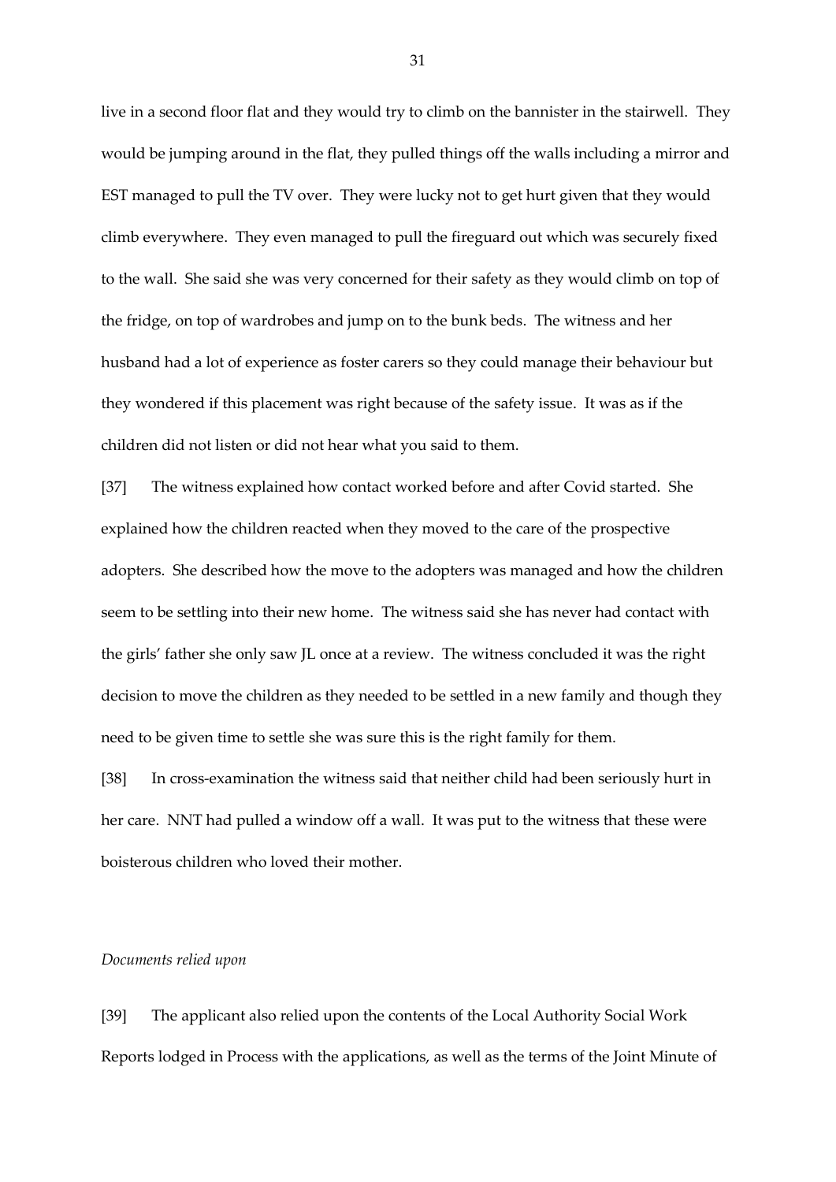live in a second floor flat and they would try to climb on the bannister in the stairwell. They would be jumping around in the flat, they pulled things off the walls including a mirror and EST managed to pull the TV over. They were lucky not to get hurt given that they would climb everywhere. They even managed to pull the fireguard out which was securely fixed to the wall. She said she was very concerned for their safety as they would climb on top of the fridge, on top of wardrobes and jump on to the bunk beds. The witness and her husband had a lot of experience as foster carers so they could manage their behaviour but they wondered if this placement was right because of the safety issue. It was as if the children did not listen or did not hear what you said to them.

[37] The witness explained how contact worked before and after Covid started. She explained how the children reacted when they moved to the care of the prospective adopters. She described how the move to the adopters was managed and how the children seem to be settling into their new home. The witness said she has never had contact with the girls' father she only saw JL once at a review. The witness concluded it was the right decision to move the children as they needed to be settled in a new family and though they need to be given time to settle she was sure this is the right family for them.

[38] In cross-examination the witness said that neither child had been seriously hurt in her care. NNT had pulled a window off a wall. It was put to the witness that these were boisterous children who loved their mother.

*Documents relied upon*

[39] The applicant also relied upon the contents of the Local Authority Social Work Reports lodged in Process with the applications, as well as the terms of the Joint Minute of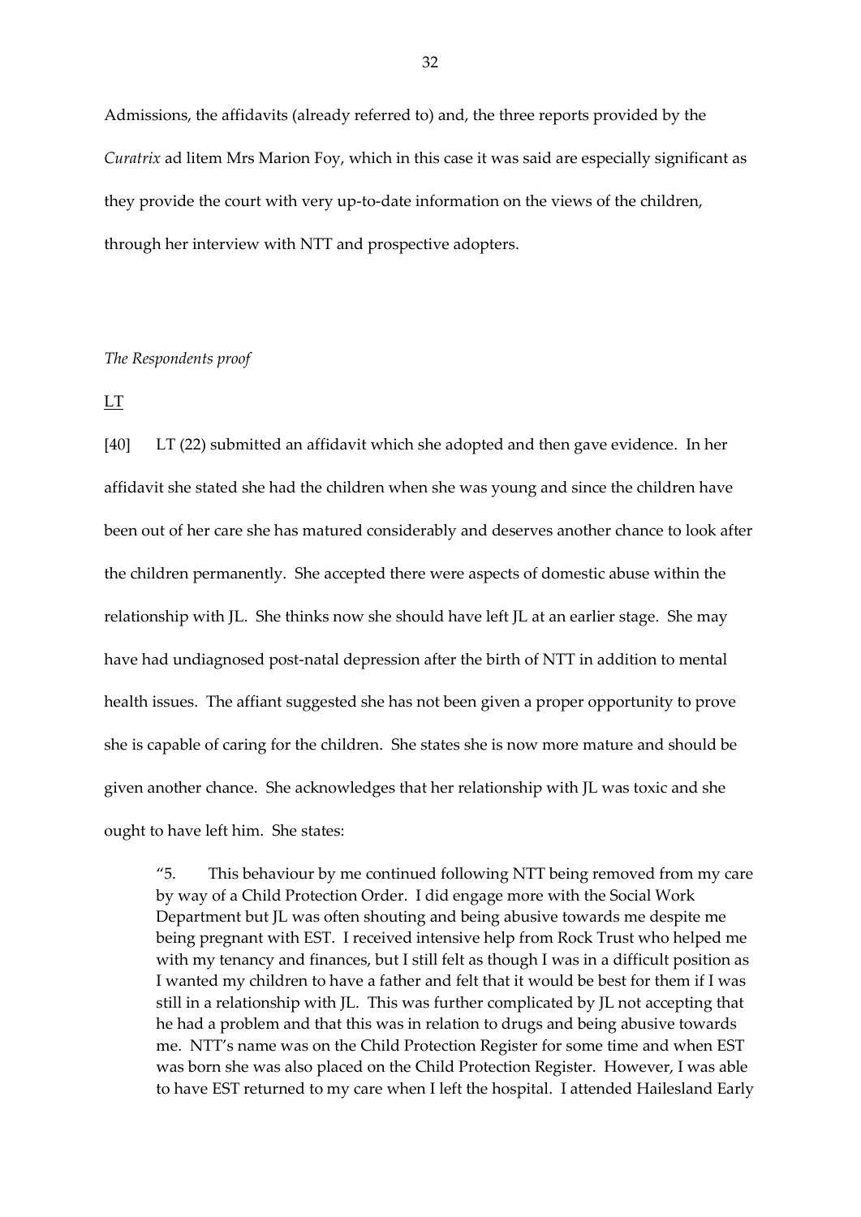Admissions, the affidavits (already referred to) and, the three reports provided by the *Curatrix* ad litem Mrs Marion Foy, which in this case it was said are especially significant as they provide the court with very up-to-date information on the views of the children, through her interview with NTT and prospective adopters.

*The Respondents proof*

LT

[40] LT (22) submitted an affidavit which she adopted and then gave evidence. In her affidavit she stated she had the children when she was young and since the children have been out of her care she has matured considerably and deserves another chance to look after the children permanently. She accepted there were aspects of domestic abuse within the relationship with JL. She thinks now she should have left JL at an earlier stage. She may have had undiagnosed post-natal depression after the birth of NTT in addition to mental health issues. The affiant suggested she has not been given a proper opportunity to prove she is capable of caring for the children. She states she is now more mature and should be given another chance. She acknowledges that her relationship with JL was toxic and she ought to have left him. She states:

> "5. This behaviour by me continued following NTT being removed from my care by way of a Child Protection Order. I did engage more with the Social Work Department but JL was often shouting and being abusive towards me despite me being pregnant with EST. I received intensive help from Rock Trust who helped me with my tenancy and finances, but I still felt as though I was in a difficult position as I wanted my children to have a father and felt that it would be best for them if I was still in a relationship with JL. This was further complicated by JL not accepting that he had a problem and that this was in relation to drugs and being abusive towards me. NTT's name was on the Child Protection Register for some time and when EST was born she was also placed on the Child Protection Register. However, I was able to have EST returned to my care when I left the hospital. I attended Hailesland Early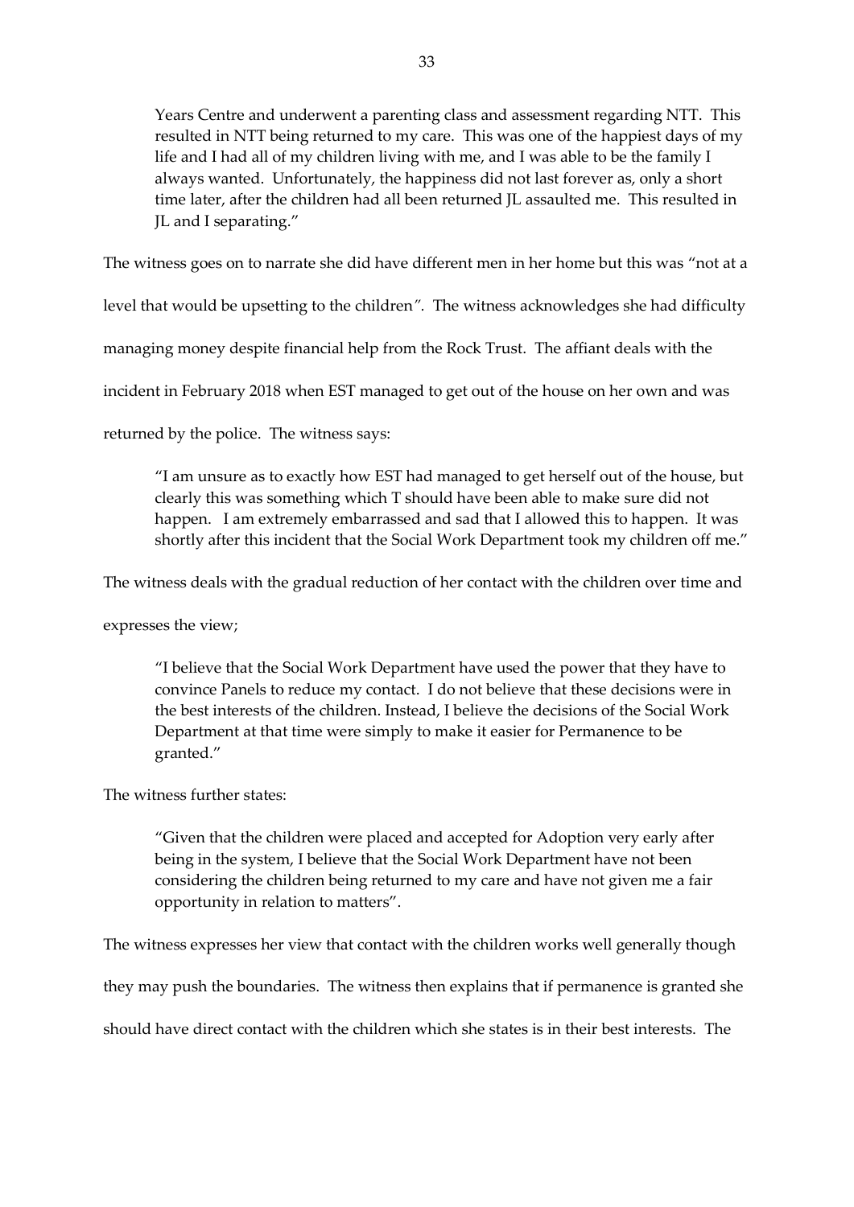> Years Centre and underwent a parenting class and assessment regarding NTT. This resulted in NTT being returned to my care. This was one of the happiest days of my life and I had all of my children living with me, and I was able to be the family I always wanted. Unfortunately, the happiness did not last forever as, only a short time later, after the children had all been returned JL assaulted me. This resulted in JL and I separating."

The witness goes on to narrate she did have different men in her home but this was "not at a level that would be upsetting to the children*"*. The witness acknowledges she had difficulty managing money despite financial help from the Rock Trust. The affiant deals with the incident in February 2018 when EST managed to get out of the house on her own and was returned by the police. The witness says:

> "I am unsure as to exactly how EST had managed to get herself out of the house, but clearly this was something which T should have been able to make sure did not happen. I am extremely embarrassed and sad that I allowed this to happen. It was shortly after this incident that the Social Work Department took my children off me."

The witness deals with the gradual reduction of her contact with the children over time and expresses the view;

> "I believe that the Social Work Department have used the power that they have to convince Panels to reduce my contact. I do not believe that these decisions were in the best interests of the children. Instead, I believe the decisions of the Social Work Department at that time were simply to make it easier for Permanence to be granted."

The witness further states:

> "Given that the children were placed and accepted for Adoption very early after being in the system, I believe that the Social Work Department have not been considering the children being returned to my care and have not given me a fair opportunity in relation to matters".

The witness expresses her view that contact with the children works well generally though they may push the boundaries. The witness then explains that if permanence is granted she should have direct contact with the children which she states is in their best interests. The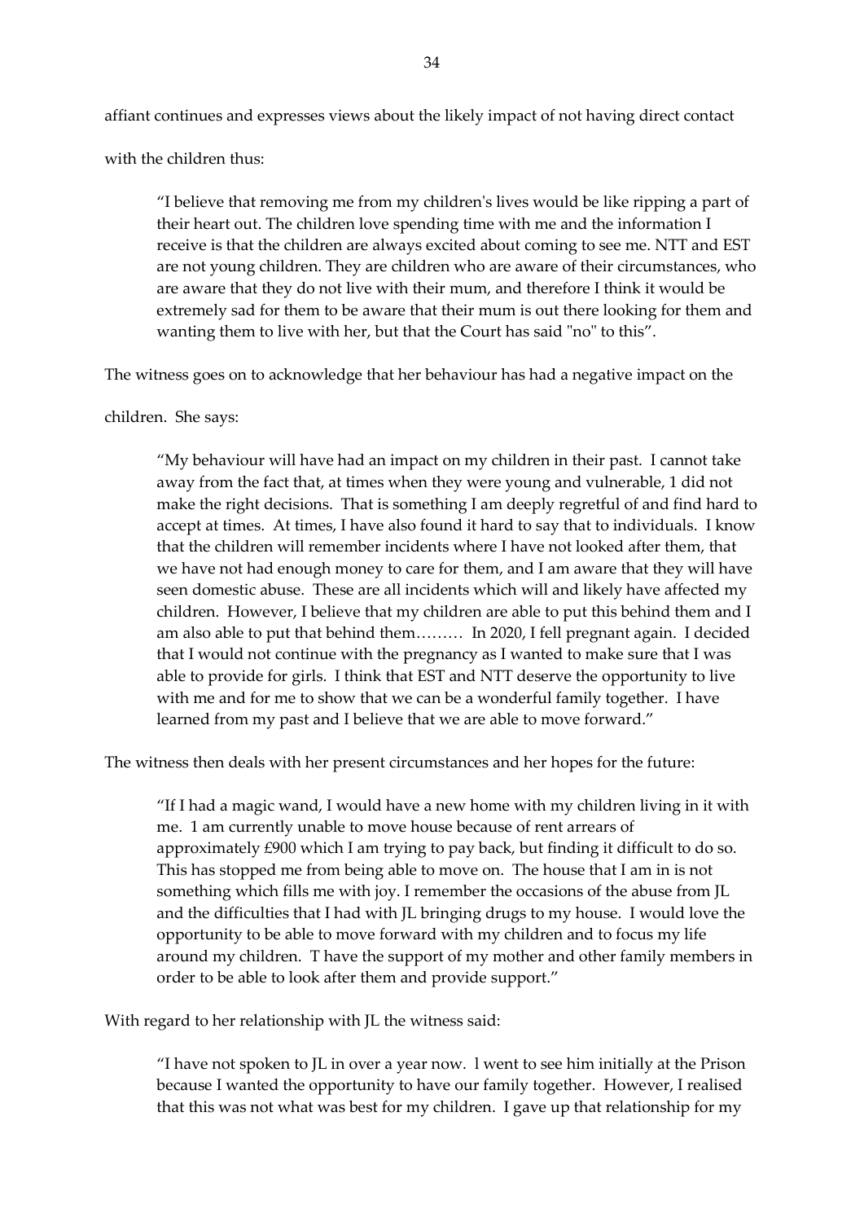affiant continues and expresses views about the likely impact of not having direct contact with the children thus:

> "I believe that removing me from my children's lives would be like ripping a part of their heart out. The children love spending time with me and the information I receive is that the children are always excited about coming to see me. NTT and EST are not young children. They are children who are aware of their circumstances, who are aware that they do not live with their mum, and therefore I think it would be extremely sad for them to be aware that their mum is out there looking for them and wanting them to live with her, but that the Court has said "no" to this".

The witness goes on to acknowledge that her behaviour has had a negative impact on the children. She says:

> "My behaviour will have had an impact on my children in their past. I cannot take away from the fact that, at times when they were young and vulnerable, 1 did not make the right decisions. That is something I am deeply regretful of and find hard to accept at times. At times, I have also found it hard to say that to individuals. I know that the children will remember incidents where I have not looked after them, that we have not had enough money to care for them, and I am aware that they will have seen domestic abuse. These are all incidents which will and likely have affected my children. However, I believe that my children are able to put this behind them and I am also able to put that behind them……… In 2020, I fell pregnant again. I decided that I would not continue with the pregnancy as I wanted to make sure that I was able to provide for girls. I think that EST and NTT deserve the opportunity to live with me and for me to show that we can be a wonderful family together. I have learned from my past and I believe that we are able to move forward."

The witness then deals with her present circumstances and her hopes for the future:

> "If I had a magic wand, I would have a new home with my children living in it with me. 1 am currently unable to move house because of rent arrears of approximately £900 which I am trying to pay back, but finding it difficult to do so. This has stopped me from being able to move on. The house that I am in is not something which fills me with joy. I remember the occasions of the abuse from JL and the difficulties that I had with JL bringing drugs to my house. I would love the opportunity to be able to move forward with my children and to focus my life around my children. T have the support of my mother and other family members in order to be able to look after them and provide support."

With regard to her relationship with JL the witness said:

> "I have not spoken to JL in over a year now. l went to see him initially at the Prison because I wanted the opportunity to have our family together. However, I realised that this was not what was best for my children. I gave up that relationship for my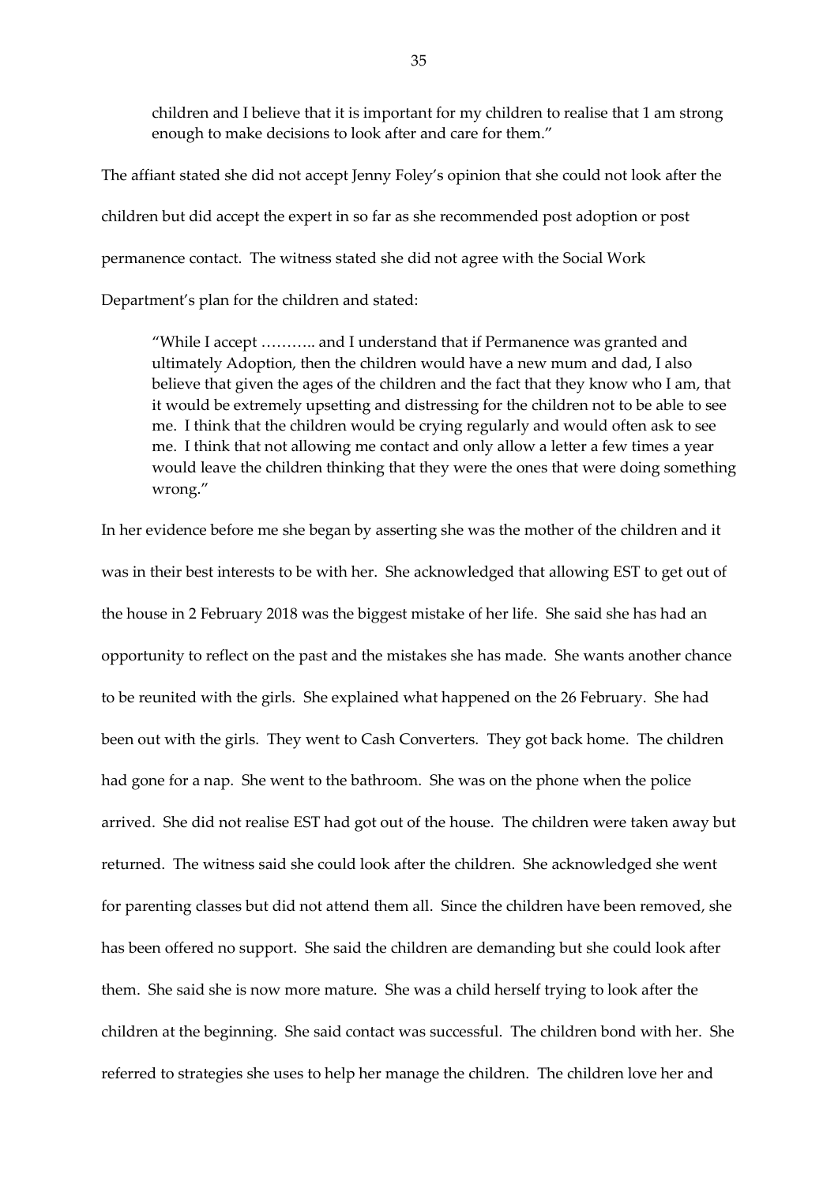> children and I believe that it is important for my children to realise that 1 am strong enough to make decisions to look after and care for them."

The affiant stated she did not accept Jenny Foley's opinion that she could not look after the children but did accept the expert in so far as she recommended post adoption or post permanence contact. The witness stated she did not agree with the Social Work Department's plan for the children and stated:

> "While I accept ……….. and I understand that if Permanence was granted and ultimately Adoption, then the children would have a new mum and dad, I also believe that given the ages of the children and the fact that they know who I am, that it would be extremely upsetting and distressing for the children not to be able to see me. I think that the children would be crying regularly and would often ask to see me. I think that not allowing me contact and only allow a letter a few times a year would leave the children thinking that they were the ones that were doing something wrong."

In her evidence before me she began by asserting she was the mother of the children and it was in their best interests to be with her. She acknowledged that allowing EST to get out of the house in 2 February 2018 was the biggest mistake of her life. She said she has had an opportunity to reflect on the past and the mistakes she has made. She wants another chance to be reunited with the girls. She explained what happened on the 26 February. She had been out with the girls. They went to Cash Converters. They got back home. The children had gone for a nap. She went to the bathroom. She was on the phone when the police arrived. She did not realise EST had got out of the house. The children were taken away but returned. The witness said she could look after the children. She acknowledged she went for parenting classes but did not attend them all. Since the children have been removed, she has been offered no support. She said the children are demanding but she could look after them. She said she is now more mature. She was a child herself trying to look after the children at the beginning. She said contact was successful. The children bond with her. She referred to strategies she uses to help her manage the children. The children love her and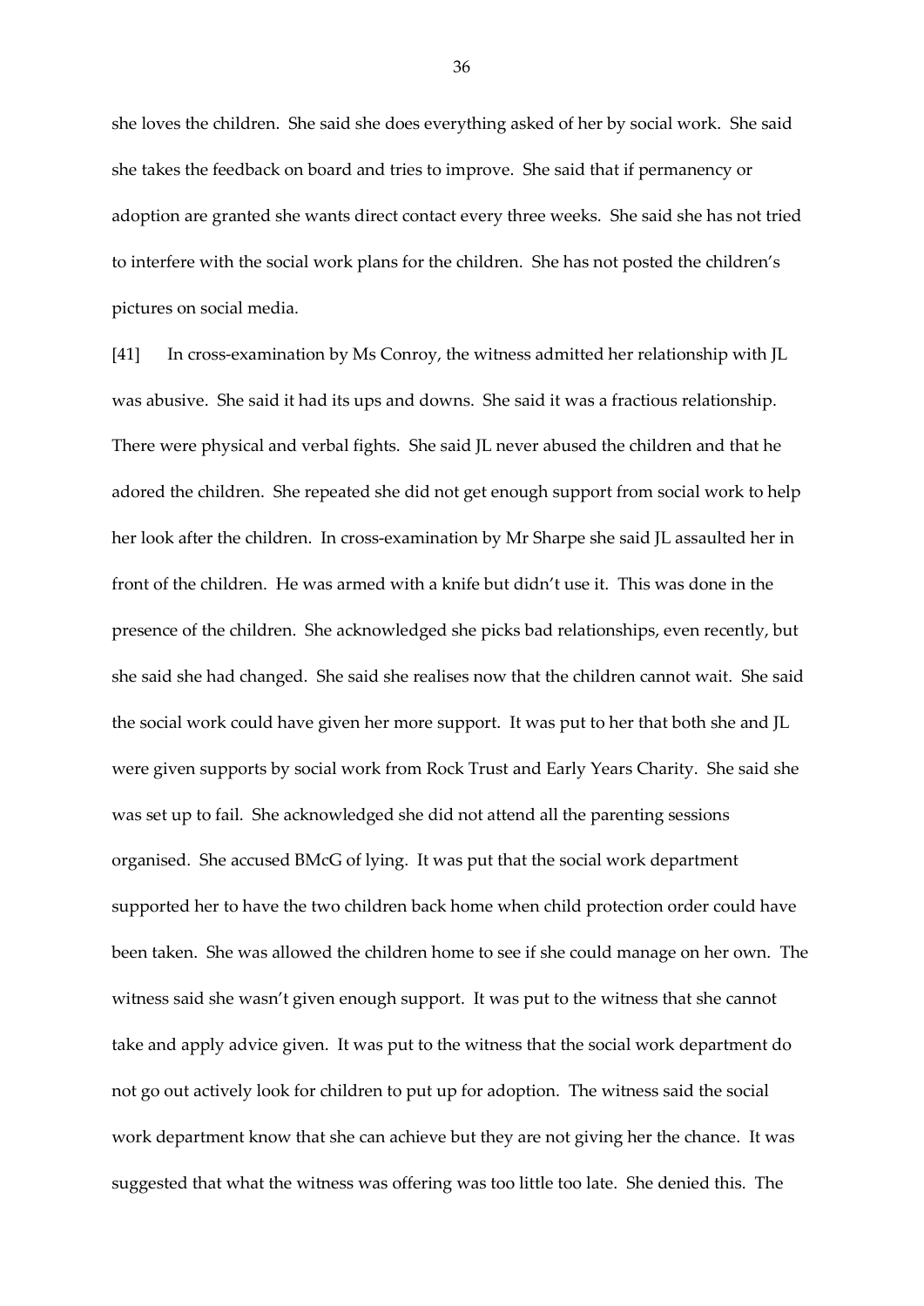she loves the children. She said she does everything asked of her by social work. She said she takes the feedback on board and tries to improve. She said that if permanency or adoption are granted she wants direct contact every three weeks. She said she has not tried to interfere with the social work plans for the children. She has not posted the children's pictures on social media.

[41] In cross-examination by Ms Conroy, the witness admitted her relationship with JL was abusive. She said it had its ups and downs. She said it was a fractious relationship. There were physical and verbal fights. She said JL never abused the children and that he adored the children. She repeated she did not get enough support from social work to help her look after the children. In cross-examination by Mr Sharpe she said JL assaulted her in front of the children. He was armed with a knife but didn't use it. This was done in the presence of the children. She acknowledged she picks bad relationships, even recently, but she said she had changed. She said she realises now that the children cannot wait. She said the social work could have given her more support. It was put to her that both she and JL were given supports by social work from Rock Trust and Early Years Charity. She said she was set up to fail. She acknowledged she did not attend all the parenting sessions organised. She accused BMcG of lying. It was put that the social work department supported her to have the two children back home when child protection order could have been taken. She was allowed the children home to see if she could manage on her own. The witness said she wasn't given enough support. It was put to the witness that she cannot take and apply advice given. It was put to the witness that the social work department do not go out actively look for children to put up for adoption. The witness said the social work department know that she can achieve but they are not giving her the chance. It was suggested that what the witness was offering was too little too late. She denied this. The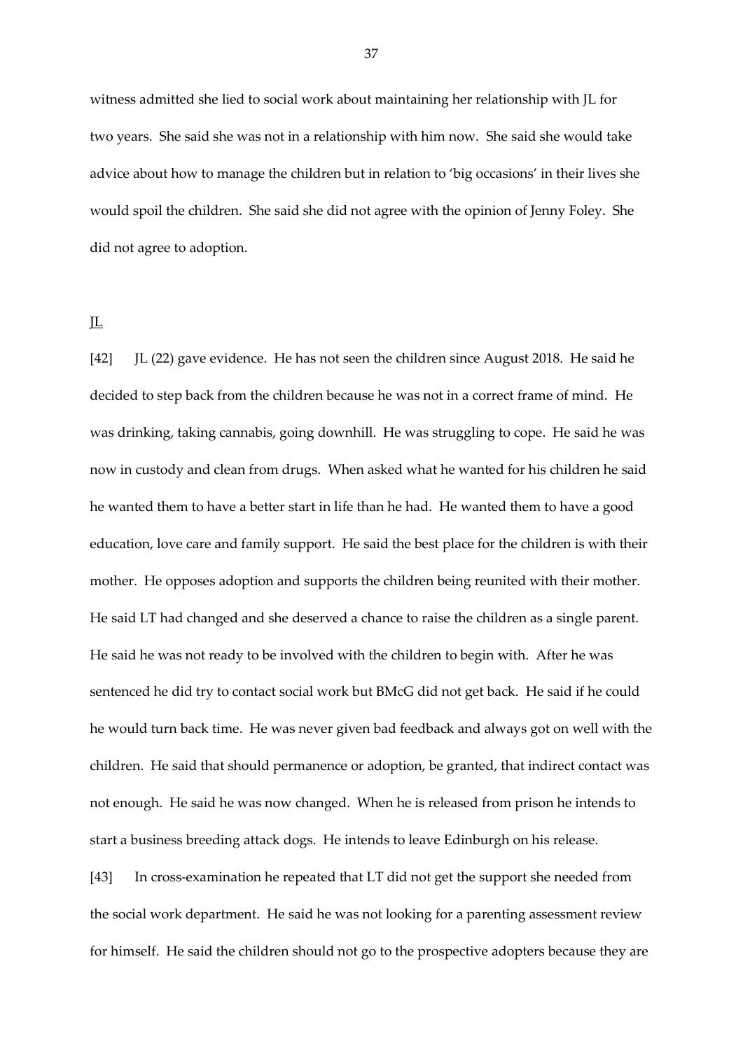witness admitted she lied to social work about maintaining her relationship with JL for two years. She said she was not in a relationship with him now. She said she would take advice about how to manage the children but in relation to 'big occasions' in their lives she would spoil the children. She said she did not agree with the opinion of Jenny Foley. She did not agree to adoption.

JL

[42] JL (22) gave evidence. He has not seen the children since August 2018. He said he decided to step back from the children because he was not in a correct frame of mind. He was drinking, taking cannabis, going downhill. He was struggling to cope. He said he was now in custody and clean from drugs. When asked what he wanted for his children he said he wanted them to have a better start in life than he had. He wanted them to have a good education, love care and family support. He said the best place for the children is with their mother. He opposes adoption and supports the children being reunited with their mother. He said LT had changed and she deserved a chance to raise the children as a single parent. He said he was not ready to be involved with the children to begin with. After he was sentenced he did try to contact social work but BMcG did not get back. He said if he could he would turn back time. He was never given bad feedback and always got on well with the children. He said that should permanence or adoption, be granted, that indirect contact was not enough. He said he was now changed. When he is released from prison he intends to start a business breeding attack dogs. He intends to leave Edinburgh on his release.

[43] In cross-examination he repeated that LT did not get the support she needed from the social work department. He said he was not looking for a parenting assessment review for himself. He said the children should not go to the prospective adopters because they are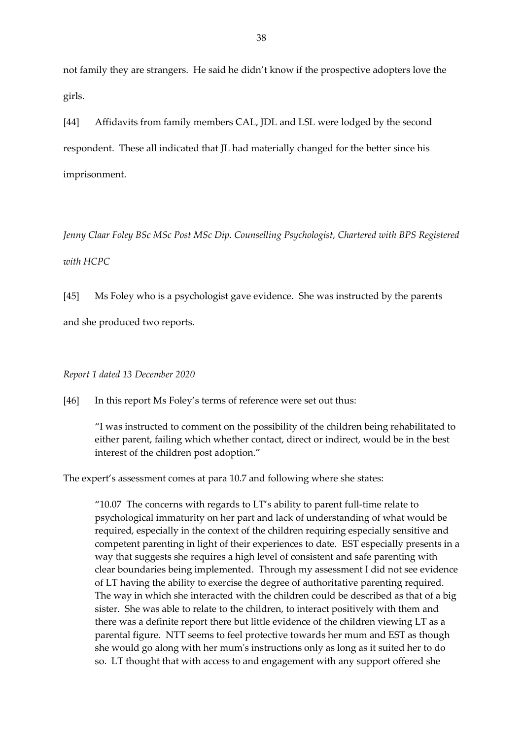not family they are strangers. He said he didn't know if the prospective adopters love the girls.

[44] Affidavits from family members CAL, JDL and LSL were lodged by the second respondent. These all indicated that JL had materially changed for the better since his imprisonment.

*Jenny Claar Foley BSc MSc Post MSc Dip. Counselling Psychologist, Chartered with BPS Registered with HCPC*

[45] Ms Foley who is a psychologist gave evidence. She was instructed by the parents and she produced two reports.

*Report 1 dated 13 December 2020*

[46] In this report Ms Foley's terms of reference were set out thus:

> "I was instructed to comment on the possibility of the children being rehabilitated to either parent, failing which whether contact, direct or indirect, would be in the best interest of the children post adoption."

The expert's assessment comes at para 10.7 and following where she states:

> "10.07 The concerns with regards to LT's ability to parent full-time relate to psychological immaturity on her part and lack of understanding of what would be required, especially in the context of the children requiring especially sensitive and competent parenting in light of their experiences to date. EST especially presents in a way that suggests she requires a high level of consistent and safe parenting with clear boundaries being implemented. Through my assessment I did not see evidence of LT having the ability to exercise the degree of authoritative parenting required. The way in which she interacted with the children could be described as that of a big sister. She was able to relate to the children, to interact positively with them and there was a definite report there but little evidence of the children viewing LT as a parental figure. NTT seems to feel protective towards her mum and EST as though she would go along with her mum's instructions only as long as it suited her to do so. LT thought that with access to and engagement with any support offered she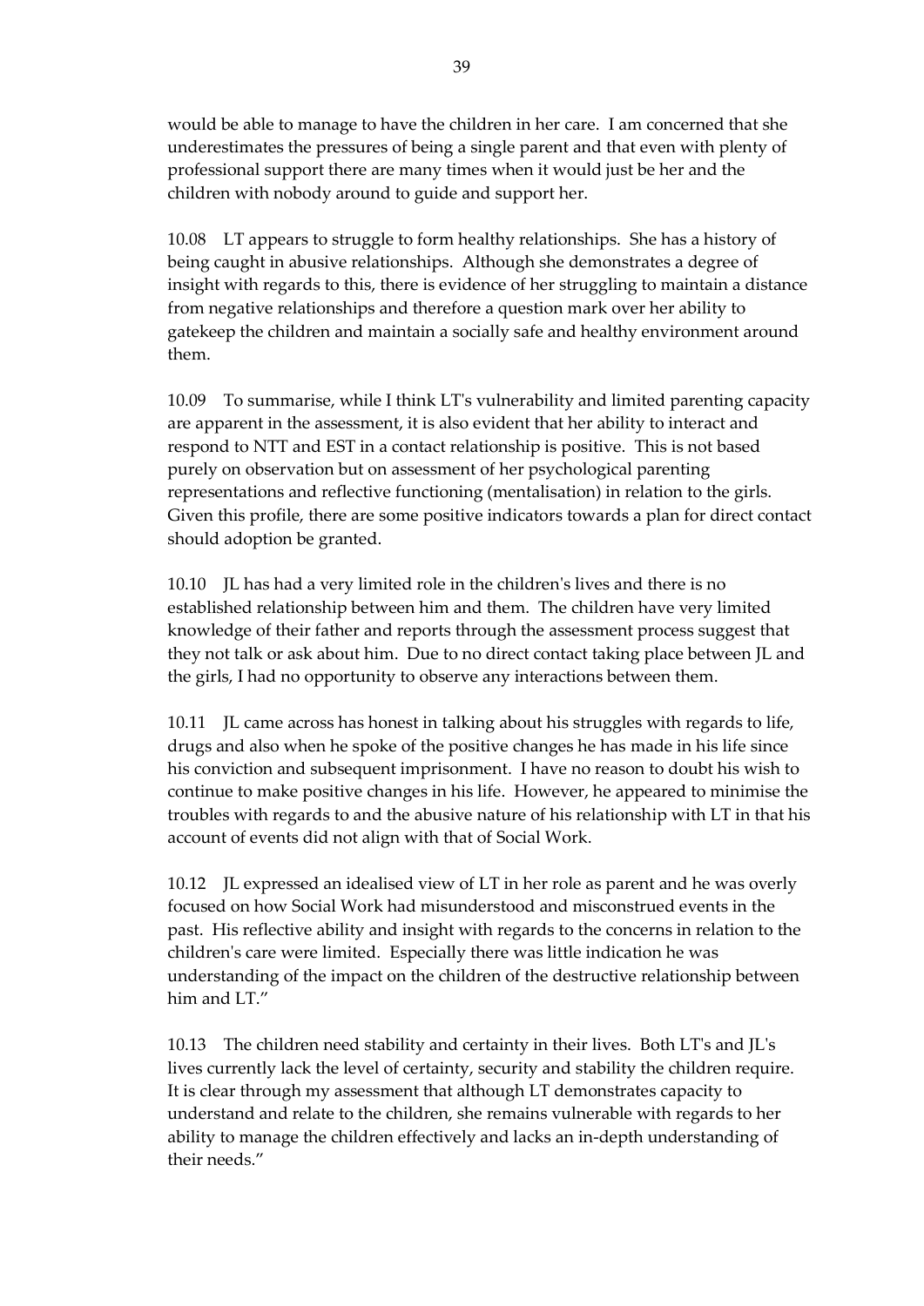would be able to manage to have the children in her care. I am concerned that she underestimates the pressures of being a single parent and that even with plenty of professional support there are many times when it would just be her and the children with nobody around to guide and support her.

10.08 LT appears to struggle to form healthy relationships. She has a history of being caught in abusive relationships. Although she demonstrates a degree of insight with regards to this, there is evidence of her struggling to maintain a distance from negative relationships and therefore a question mark over her ability to gatekeep the children and maintain a socially safe and healthy environment around them.

10.09 To summarise, while I think LT's vulnerability and limited parenting capacity are apparent in the assessment, it is also evident that her ability to interact and respond to NTT and EST in a contact relationship is positive. This is not based purely on observation but on assessment of her psychological parenting representations and reflective functioning (mentalisation) in relation to the girls. Given this profile, there are some positive indicators towards a plan for direct contact should adoption be granted.

10.10 JL has had a very limited role in the children's lives and there is no established relationship between him and them. The children have very limited knowledge of their father and reports through the assessment process suggest that they not talk or ask about him. Due to no direct contact taking place between JL and the girls, I had no opportunity to observe any interactions between them.

10.11 JL came across has honest in talking about his struggles with regards to life, drugs and also when he spoke of the positive changes he has made in his life since his conviction and subsequent imprisonment. I have no reason to doubt his wish to continue to make positive changes in his life. However, he appeared to minimise the troubles with regards to and the abusive nature of his relationship with LT in that his account of events did not align with that of Social Work.

10.12 JL expressed an idealised view of LT in her role as parent and he was overly focused on how Social Work had misunderstood and misconstrued events in the past. His reflective ability and insight with regards to the concerns in relation to the children's care were limited. Especially there was little indication he was understanding of the impact on the children of the destructive relationship between him and LT."

10.13 The children need stability and certainty in their lives. Both LT's and JL's lives currently lack the level of certainty, security and stability the children require. It is clear through my assessment that although LT demonstrates capacity to understand and relate to the children, she remains vulnerable with regards to her ability to manage the children effectively and lacks an in-depth understanding of their needs."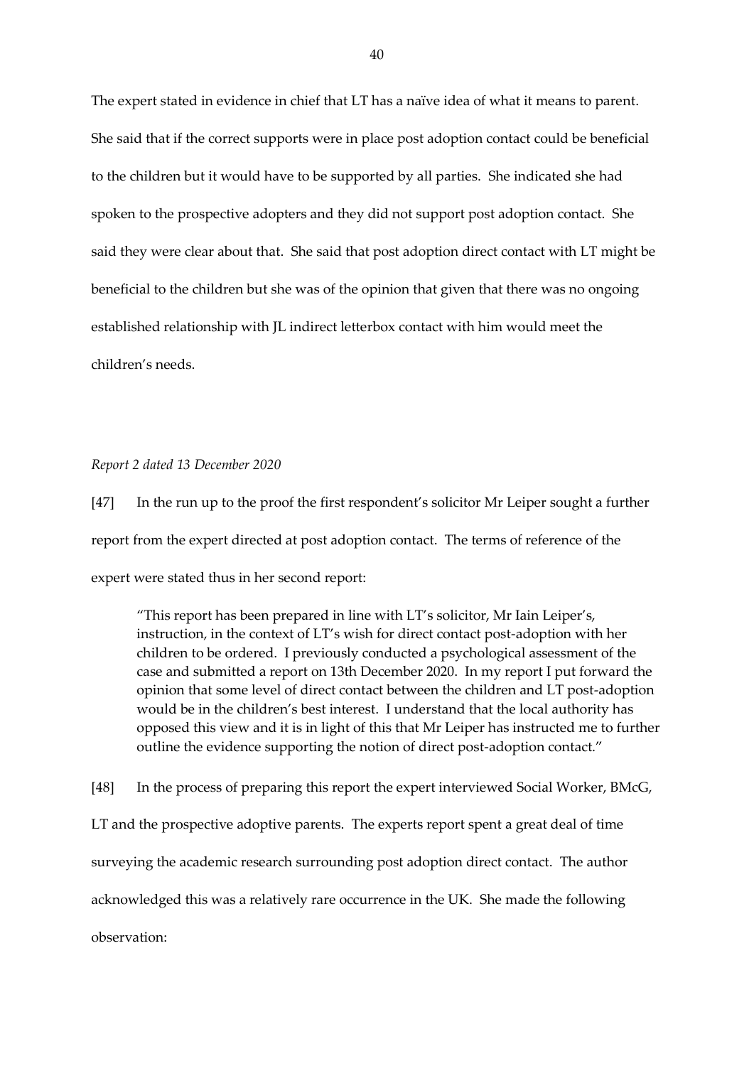The expert stated in evidence in chief that LT has a naïve idea of what it means to parent. She said that if the correct supports were in place post adoption contact could be beneficial to the children but it would have to be supported by all parties. She indicated she had spoken to the prospective adopters and they did not support post adoption contact. She said they were clear about that. She said that post adoption direct contact with LT might be beneficial to the children but she was of the opinion that given that there was no ongoing established relationship with JL indirect letterbox contact with him would meet the children's needs.

*Report 2 dated 13 December 2020*

[47] In the run up to the proof the first respondent's solicitor Mr Leiper sought a further report from the expert directed at post adoption contact. The terms of reference of the expert were stated thus in her second report:

> "This report has been prepared in line with LT's solicitor, Mr Iain Leiper's, instruction, in the context of LT's wish for direct contact post-adoption with her children to be ordered. I previously conducted a psychological assessment of the case and submitted a report on 13th December 2020. In my report I put forward the opinion that some level of direct contact between the children and LT post-adoption would be in the children's best interest. I understand that the local authority has opposed this view and it is in light of this that Mr Leiper has instructed me to further outline the evidence supporting the notion of direct post-adoption contact."

[48] In the process of preparing this report the expert interviewed Social Worker, BMcG, LT and the prospective adoptive parents. The experts report spent a great deal of time surveying the academic research surrounding post adoption direct contact. The author acknowledged this was a relatively rare occurrence in the UK. She made the following observation: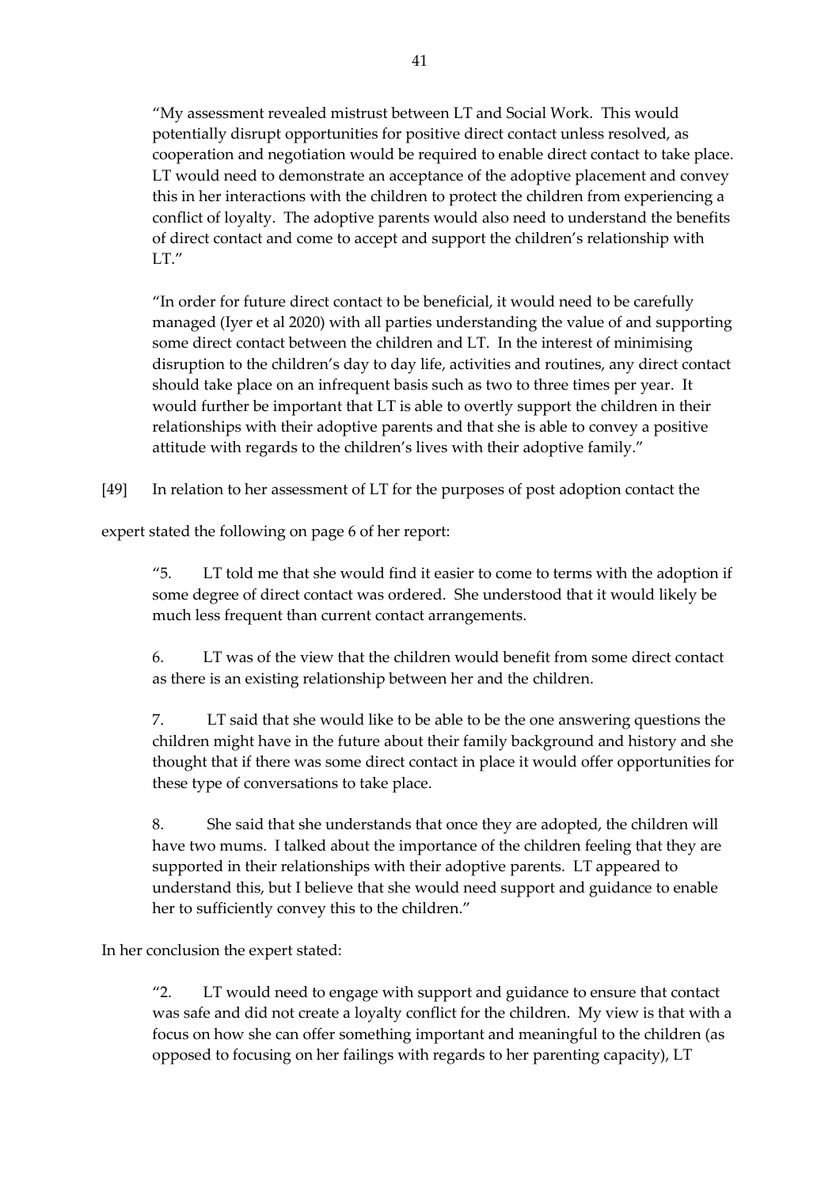> "My assessment revealed mistrust between LT and Social Work. This would potentially disrupt opportunities for positive direct contact unless resolved, as cooperation and negotiation would be required to enable direct contact to take place. LT would need to demonstrate an acceptance of the adoptive placement and convey this in her interactions with the children to protect the children from experiencing a conflict of loyalty. The adoptive parents would also need to understand the benefits of direct contact and come to accept and support the children's relationship with LT."

> "In order for future direct contact to be beneficial, it would need to be carefully managed (Iyer et al 2020) with all parties understanding the value of and supporting some direct contact between the children and LT. In the interest of minimising disruption to the children's day to day life, activities and routines, any direct contact should take place on an infrequent basis such as two to three times per year. It would further be important that LT is able to overtly support the children in their relationships with their adoptive parents and that she is able to convey a positive attitude with regards to the children's lives with their adoptive family."

[49] In relation to her assessment of LT for the purposes of post adoption contact the expert stated the following on page 6 of her report:

> "5. LT told me that she would find it easier to come to terms with the adoption if some degree of direct contact was ordered. She understood that it would likely be much less frequent than current contact arrangements.
>
> 6. LT was of the view that the children would benefit from some direct contact as there is an existing relationship between her and the children.
>
> 7. LT said that she would like to be able to be the one answering questions the children might have in the future about their family background and history and she thought that if there was some direct contact in place it would offer opportunities for these type of conversations to take place.
>
> 8. She said that she understands that once they are adopted, the children will have two mums. I talked about the importance of the children feeling that they are supported in their relationships with their adoptive parents. LT appeared to understand this, but I believe that she would need support and guidance to enable her to sufficiently convey this to the children."

In her conclusion the expert stated:

> "2. LT would need to engage with support and guidance to ensure that contact was safe and did not create a loyalty conflict for the children. My view is that with a focus on how she can offer something important and meaningful to the children (as opposed to focusing on her failings with regards to her parenting capacity), LT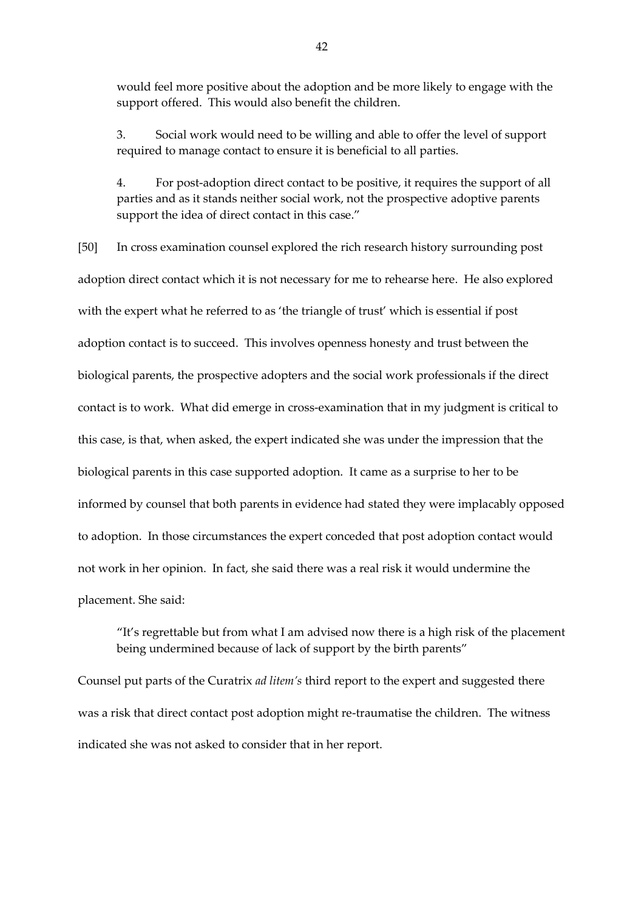> would feel more positive about the adoption and be more likely to engage with the support offered. This would also benefit the children.
>
> 3. Social work would need to be willing and able to offer the level of support required to manage contact to ensure it is beneficial to all parties.
>
> 4. For post-adoption direct contact to be positive, it requires the support of all parties and as it stands neither social work, not the prospective adoptive parents support the idea of direct contact in this case."

[50] In cross examination counsel explored the rich research history surrounding post adoption direct contact which it is not necessary for me to rehearse here. He also explored with the expert what he referred to as 'the triangle of trust' which is essential if post adoption contact is to succeed. This involves openness honesty and trust between the biological parents, the prospective adopters and the social work professionals if the direct contact is to work. What did emerge in cross-examination that in my judgment is critical to this case, is that, when asked, the expert indicated she was under the impression that the biological parents in this case supported adoption. It came as a surprise to her to be informed by counsel that both parents in evidence had stated they were implacably opposed to adoption. In those circumstances the expert conceded that post adoption contact would not work in her opinion. In fact, she said there was a real risk it would undermine the placement. She said:

> "It's regrettable but from what I am advised now there is a high risk of the placement being undermined because of lack of support by the birth parents"

Counsel put parts of the Curatrix *ad litem's* third report to the expert and suggested there was a risk that direct contact post adoption might re-traumatise the children. The witness indicated she was not asked to consider that in her report.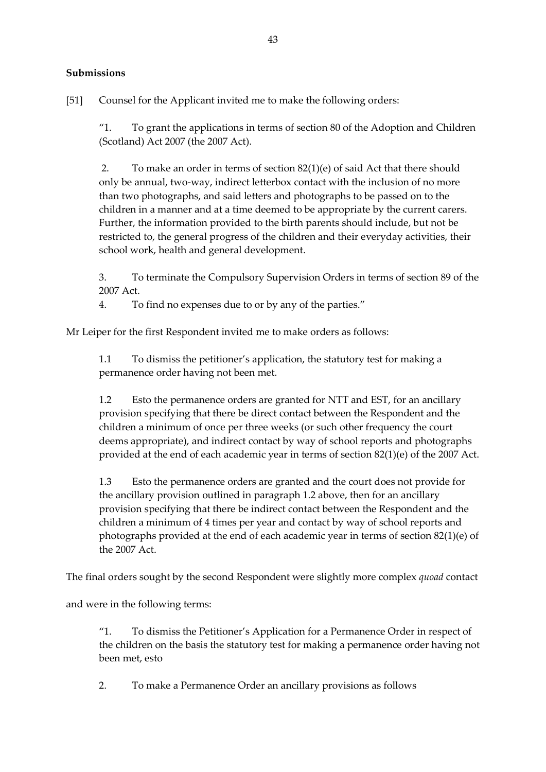**Submissions**

[51] Counsel for the Applicant invited me to make the following orders:

> "1. To grant the applications in terms of section 80 of the Adoption and Children (Scotland) Act 2007 (the 2007 Act).
>
> 2. To make an order in terms of section 82(1)(e) of said Act that there should only be annual, two-way, indirect letterbox contact with the inclusion of no more than two photographs, and said letters and photographs to be passed on to the children in a manner and at a time deemed to be appropriate by the current carers. Further, the information provided to the birth parents should include, but not be restricted to, the general progress of the children and their everyday activities, their school work, health and general development.
>
> 3. To terminate the Compulsory Supervision Orders in terms of section 89 of the 2007 Act.
>
> 4. To find no expenses due to or by any of the parties."

Mr Leiper for the first Respondent invited me to make orders as follows:

> 1.1 To dismiss the petitioner's application, the statutory test for making a permanence order having not been met.
>
> 1.2 Esto the permanence orders are granted for NTT and EST, for an ancillary provision specifying that there be direct contact between the Respondent and the children a minimum of once per three weeks (or such other frequency the court deems appropriate), and indirect contact by way of school reports and photographs provided at the end of each academic year in terms of section 82(1)(e) of the 2007 Act.
>
> 1.3 Esto the permanence orders are granted and the court does not provide for the ancillary provision outlined in paragraph 1.2 above, then for an ancillary provision specifying that there be indirect contact between the Respondent and the children a minimum of 4 times per year and contact by way of school reports and photographs provided at the end of each academic year in terms of section 82(1)(e) of the 2007 Act.

The final orders sought by the second Respondent were slightly more complex *quoad* contact and were in the following terms:

> "1. To dismiss the Petitioner's Application for a Permanence Order in respect of the children on the basis the statutory test for making a permanence order having not been met, esto
>
> 2. To make a Permanence Order an ancillary provisions as follows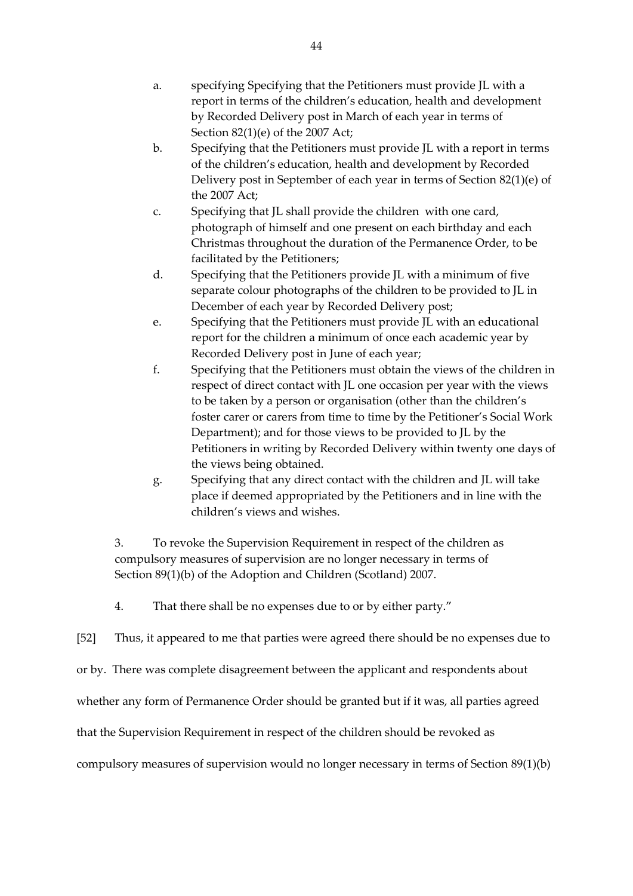a. specifying Specifying that the Petitioners must provide JL with a report in terms of the children's education, health and development by Recorded Delivery post in March of each year in terms of Section 82(1)(e) of the 2007 Act;

b. Specifying that the Petitioners must provide JL with a report in terms of the children's education, health and development by Recorded Delivery post in September of each year in terms of Section 82(1)(e) of the 2007 Act;

c. Specifying that JL shall provide the children with one card, photograph of himself and one present on each birthday and each Christmas throughout the duration of the Permanence Order, to be facilitated by the Petitioners;

d. Specifying that the Petitioners provide JL with a minimum of five separate colour photographs of the children to be provided to JL in December of each year by Recorded Delivery post;

e. Specifying that the Petitioners must provide JL with an educational report for the children a minimum of once each academic year by Recorded Delivery post in June of each year;

f. Specifying that the Petitioners must obtain the views of the children in respect of direct contact with JL one occasion per year with the views to be taken by a person or organisation (other than the children's foster carer or carers from time to time by the Petitioner's Social Work Department); and for those views to be provided to JL by the Petitioners in writing by Recorded Delivery within twenty one days of the views being obtained.

g. Specifying that any direct contact with the children and JL will take place if deemed appropriated by the Petitioners and in line with the children's views and wishes.

3. To revoke the Supervision Requirement in respect of the children as compulsory measures of supervision are no longer necessary in terms of Section 89(1)(b) of the Adoption and Children (Scotland) 2007.

4. That there shall be no expenses due to or by either party."

[52] Thus, it appeared to me that parties were agreed there should be no expenses due to or by. There was complete disagreement between the applicant and respondents about whether any form of Permanence Order should be granted but if it was, all parties agreed that the Supervision Requirement in respect of the children should be revoked as compulsory measures of supervision would no longer necessary in terms of Section 89(1)(b)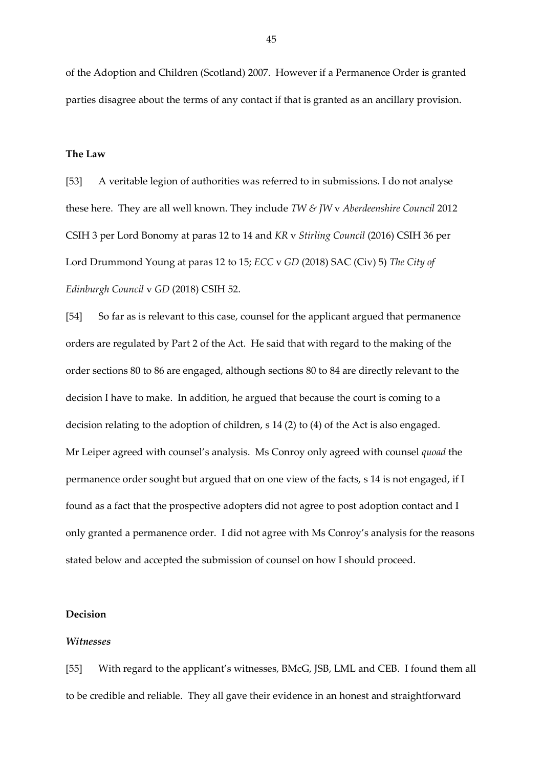of the Adoption and Children (Scotland) 2007. However if a Permanence Order is granted parties disagree about the terms of any contact if that is granted as an ancillary provision.

**The Law**

[53] A veritable legion of authorities was referred to in submissions. I do not analyse these here. They are all well known. They include *TW & JW* v *Aberdeenshire Council* 2012 CSIH 3 per Lord Bonomy at paras 12 to 14 and *KR* v *Stirling Council* (2016) CSIH 36 per Lord Drummond Young at paras 12 to 15; *ECC* v *GD* (2018) SAC (Civ) 5) *The City of Edinburgh Council* v *GD* (2018) CSIH 52.

[54] So far as is relevant to this case, counsel for the applicant argued that permanence orders are regulated by Part 2 of the Act. He said that with regard to the making of the order sections 80 to 86 are engaged, although sections 80 to 84 are directly relevant to the decision I have to make. In addition, he argued that because the court is coming to a decision relating to the adoption of children, s 14 (2) to (4) of the Act is also engaged. Mr Leiper agreed with counsel's analysis. Ms Conroy only agreed with counsel *quoad* the permanence order sought but argued that on one view of the facts, s 14 is not engaged, if I found as a fact that the prospective adopters did not agree to post adoption contact and I only granted a permanence order. I did not agree with Ms Conroy's analysis for the reasons stated below and accepted the submission of counsel on how I should proceed.

**Decision**

***Witnesses***

[55] With regard to the applicant's witnesses, BMcG, JSB, LML and CEB. I found them all to be credible and reliable. They all gave their evidence in an honest and straightforward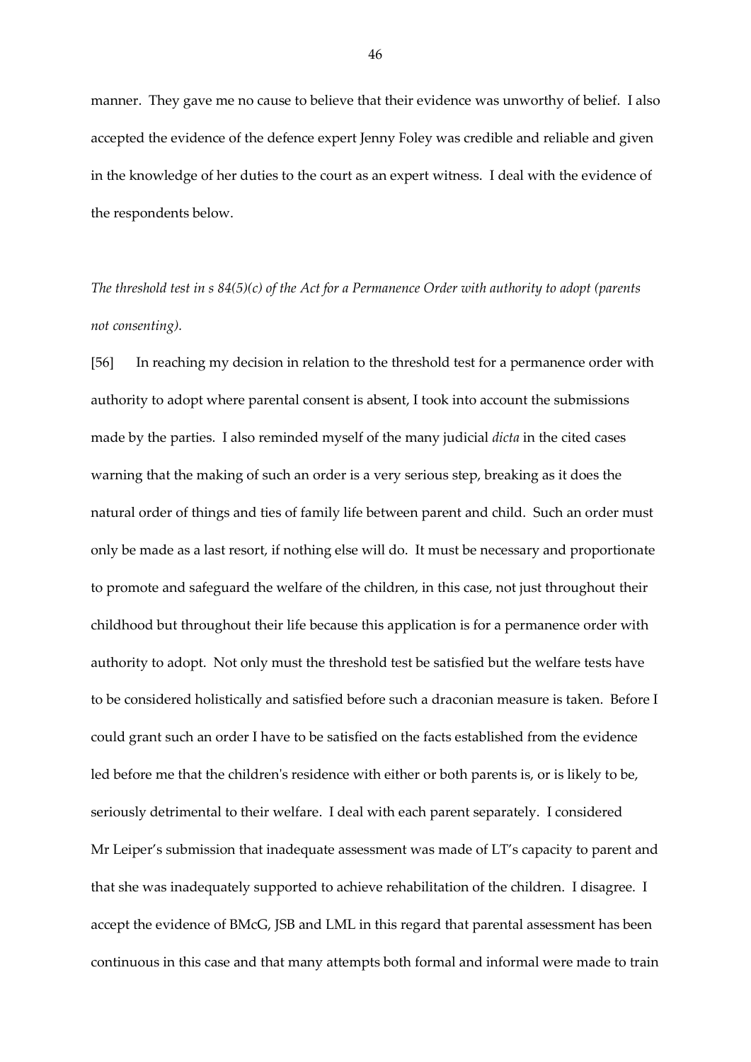manner. They gave me no cause to believe that their evidence was unworthy of belief. I also accepted the evidence of the defence expert Jenny Foley was credible and reliable and given in the knowledge of her duties to the court as an expert witness. I deal with the evidence of the respondents below.

*The threshold test in s 84(5)(c) of the Act for a Permanence Order with authority to adopt (parents not consenting).*

[56] In reaching my decision in relation to the threshold test for a permanence order with authority to adopt where parental consent is absent, I took into account the submissions made by the parties. I also reminded myself of the many judicial *dicta* in the cited cases warning that the making of such an order is a very serious step, breaking as it does the natural order of things and ties of family life between parent and child. Such an order must only be made as a last resort, if nothing else will do. It must be necessary and proportionate to promote and safeguard the welfare of the children, in this case, not just throughout their childhood but throughout their life because this application is for a permanence order with authority to adopt. Not only must the threshold test be satisfied but the welfare tests have to be considered holistically and satisfied before such a draconian measure is taken. Before I could grant such an order I have to be satisfied on the facts established from the evidence led before me that the children's residence with either or both parents is, or is likely to be, seriously detrimental to their welfare. I deal with each parent separately. I considered Mr Leiper's submission that inadequate assessment was made of LT's capacity to parent and that she was inadequately supported to achieve rehabilitation of the children. I disagree. I accept the evidence of BMcG, JSB and LML in this regard that parental assessment has been continuous in this case and that many attempts both formal and informal were made to train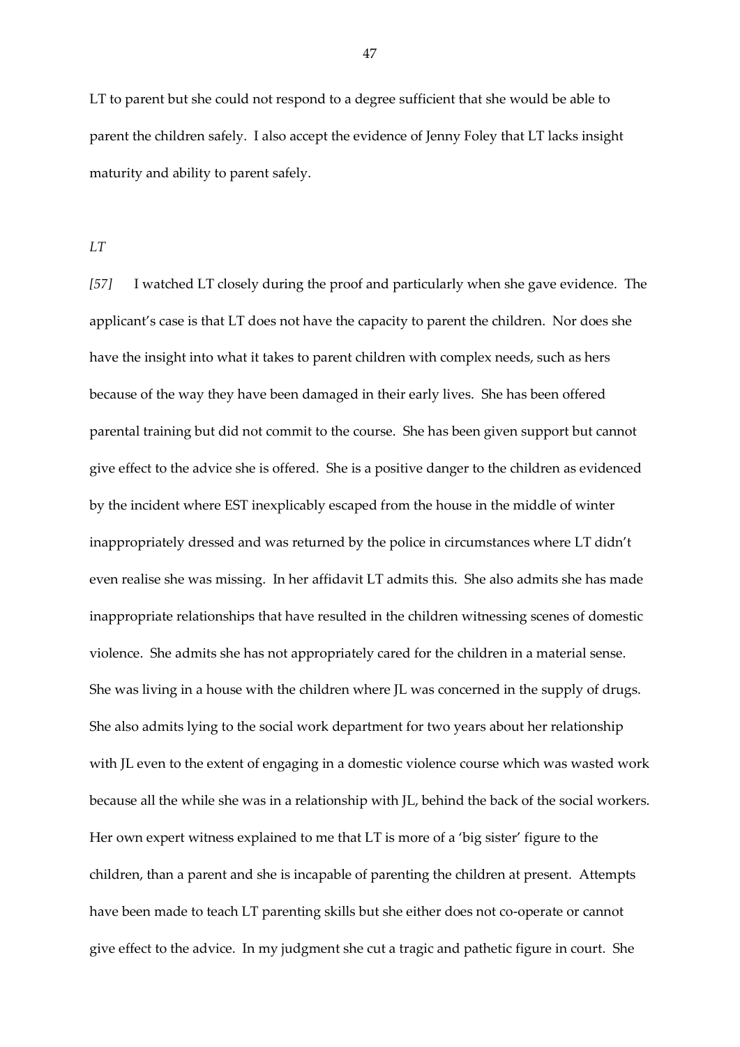LT to parent but she could not respond to a degree sufficient that she would be able to parent the children safely. I also accept the evidence of Jenny Foley that LT lacks insight maturity and ability to parent safely.

*LT*

*[57]* I watched LT closely during the proof and particularly when she gave evidence. The applicant's case is that LT does not have the capacity to parent the children. Nor does she have the insight into what it takes to parent children with complex needs, such as hers because of the way they have been damaged in their early lives. She has been offered parental training but did not commit to the course. She has been given support but cannot give effect to the advice she is offered. She is a positive danger to the children as evidenced by the incident where EST inexplicably escaped from the house in the middle of winter inappropriately dressed and was returned by the police in circumstances where LT didn't even realise she was missing. In her affidavit LT admits this. She also admits she has made inappropriate relationships that have resulted in the children witnessing scenes of domestic violence. She admits she has not appropriately cared for the children in a material sense. She was living in a house with the children where JL was concerned in the supply of drugs. She also admits lying to the social work department for two years about her relationship with JL even to the extent of engaging in a domestic violence course which was wasted work because all the while she was in a relationship with JL, behind the back of the social workers. Her own expert witness explained to me that LT is more of a 'big sister' figure to the children, than a parent and she is incapable of parenting the children at present. Attempts have been made to teach LT parenting skills but she either does not co-operate or cannot give effect to the advice. In my judgment she cut a tragic and pathetic figure in court. She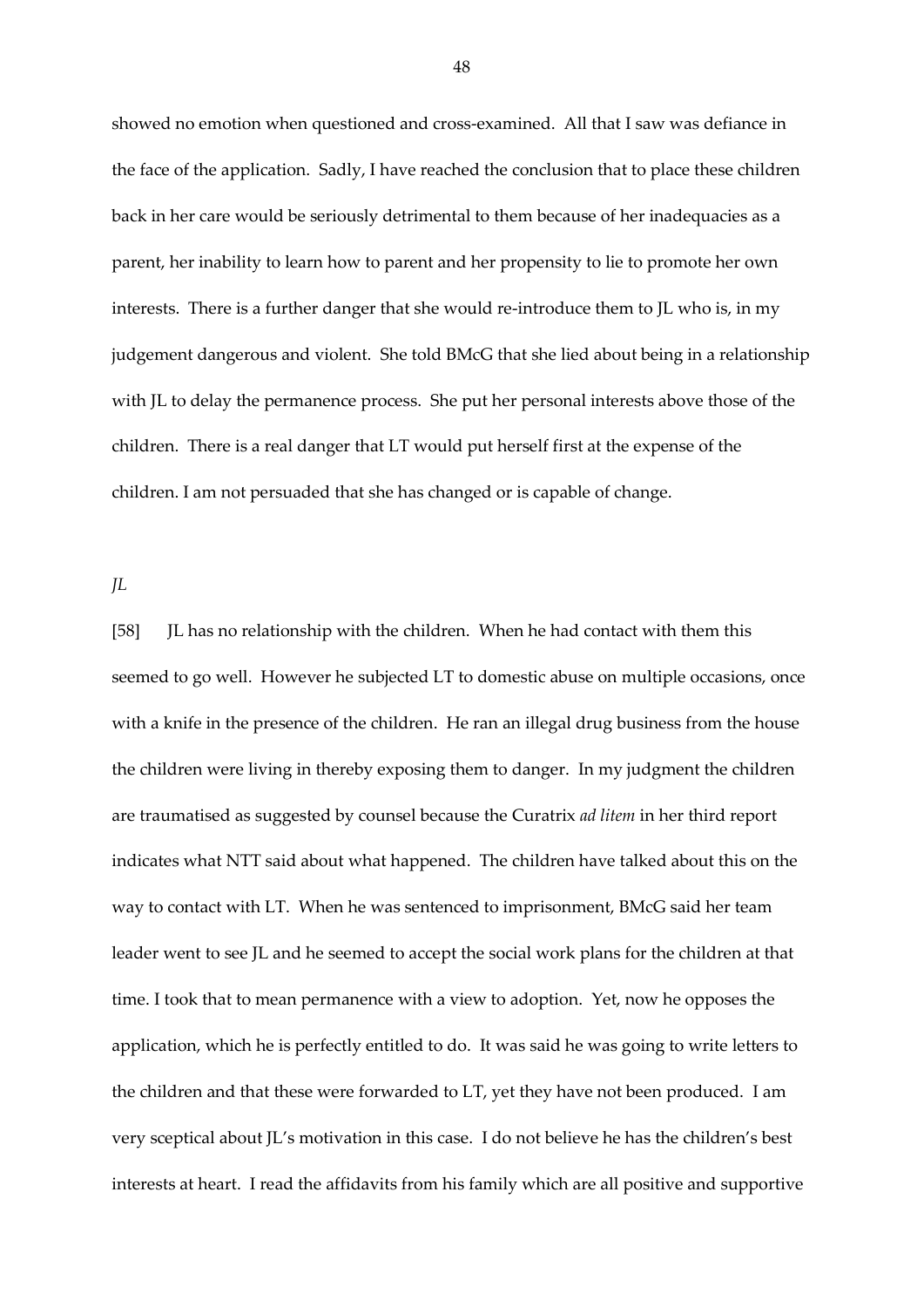showed no emotion when questioned and cross-examined. All that I saw was defiance in the face of the application. Sadly, I have reached the conclusion that to place these children back in her care would be seriously detrimental to them because of her inadequacies as a parent, her inability to learn how to parent and her propensity to lie to promote her own interests. There is a further danger that she would re-introduce them to JL who is, in my judgement dangerous and violent. She told BMcG that she lied about being in a relationship with JL to delay the permanence process. She put her personal interests above those of the children. There is a real danger that LT would put herself first at the expense of the children. I am not persuaded that she has changed or is capable of change.

*JL*

[58] JL has no relationship with the children. When he had contact with them this seemed to go well. However he subjected LT to domestic abuse on multiple occasions, once with a knife in the presence of the children. He ran an illegal drug business from the house the children were living in thereby exposing them to danger. In my judgment the children are traumatised as suggested by counsel because the Curatrix *ad litem* in her third report indicates what NTT said about what happened. The children have talked about this on the way to contact with LT. When he was sentenced to imprisonment, BMcG said her team leader went to see JL and he seemed to accept the social work plans for the children at that time. I took that to mean permanence with a view to adoption. Yet, now he opposes the application, which he is perfectly entitled to do. It was said he was going to write letters to the children and that these were forwarded to LT, yet they have not been produced. I am very sceptical about JL's motivation in this case. I do not believe he has the children's best interests at heart. I read the affidavits from his family which are all positive and supportive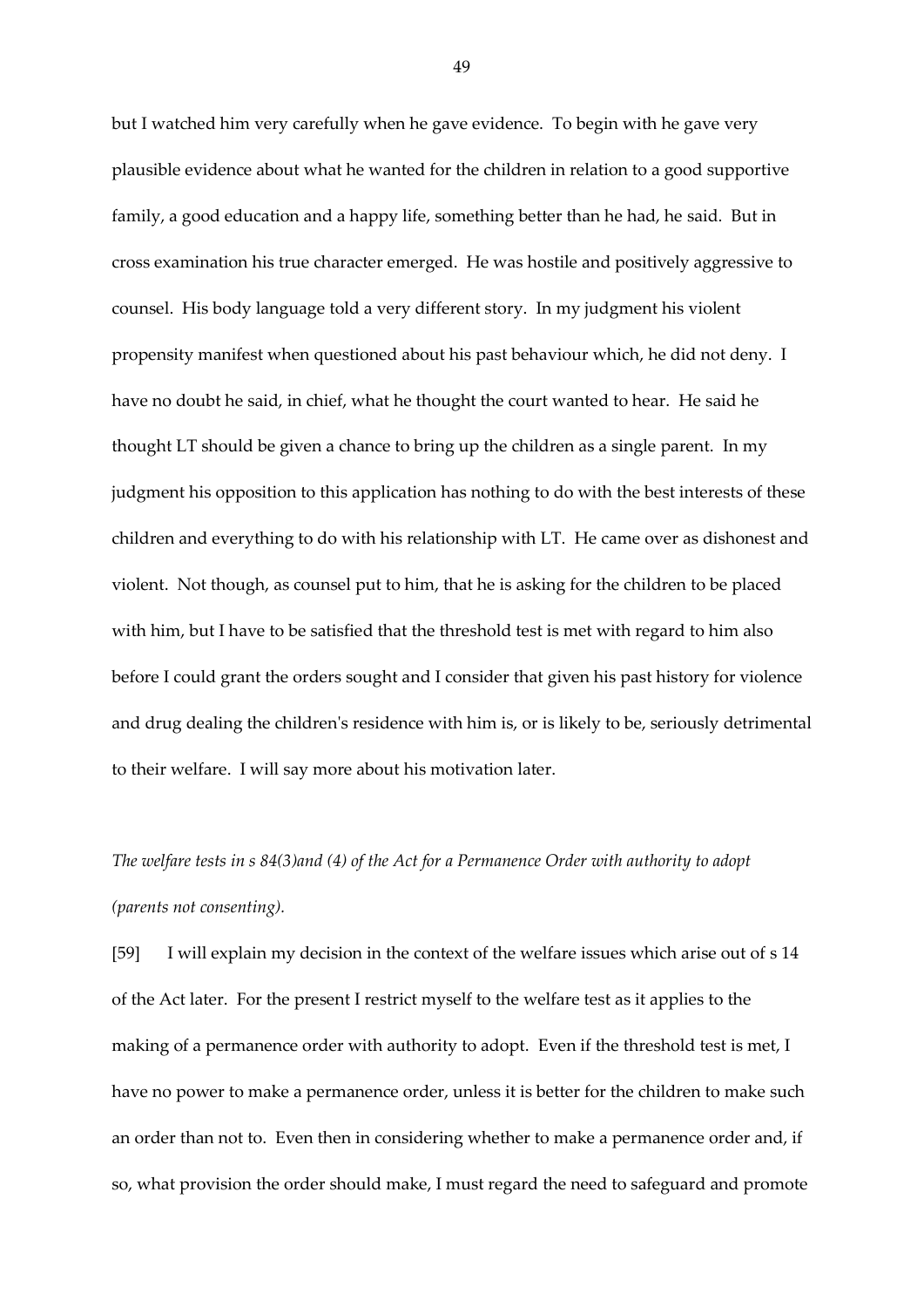but I watched him very carefully when he gave evidence. To begin with he gave very plausible evidence about what he wanted for the children in relation to a good supportive family, a good education and a happy life, something better than he had, he said. But in cross examination his true character emerged. He was hostile and positively aggressive to counsel. His body language told a very different story. In my judgment his violent propensity manifest when questioned about his past behaviour which, he did not deny. I have no doubt he said, in chief, what he thought the court wanted to hear. He said he thought LT should be given a chance to bring up the children as a single parent. In my judgment his opposition to this application has nothing to do with the best interests of these children and everything to do with his relationship with LT. He came over as dishonest and violent. Not though, as counsel put to him, that he is asking for the children to be placed with him, but I have to be satisfied that the threshold test is met with regard to him also before I could grant the orders sought and I consider that given his past history for violence and drug dealing the children's residence with him is, or is likely to be, seriously detrimental to their welfare. I will say more about his motivation later.

*The welfare tests in s 84(3)and (4) of the Act for a Permanence Order with authority to adopt (parents not consenting).*

[59] I will explain my decision in the context of the welfare issues which arise out of s 14 of the Act later. For the present I restrict myself to the welfare test as it applies to the making of a permanence order with authority to adopt. Even if the threshold test is met, I have no power to make a permanence order, unless it is better for the children to make such an order than not to. Even then in considering whether to make a permanence order and, if so, what provision the order should make, I must regard the need to safeguard and promote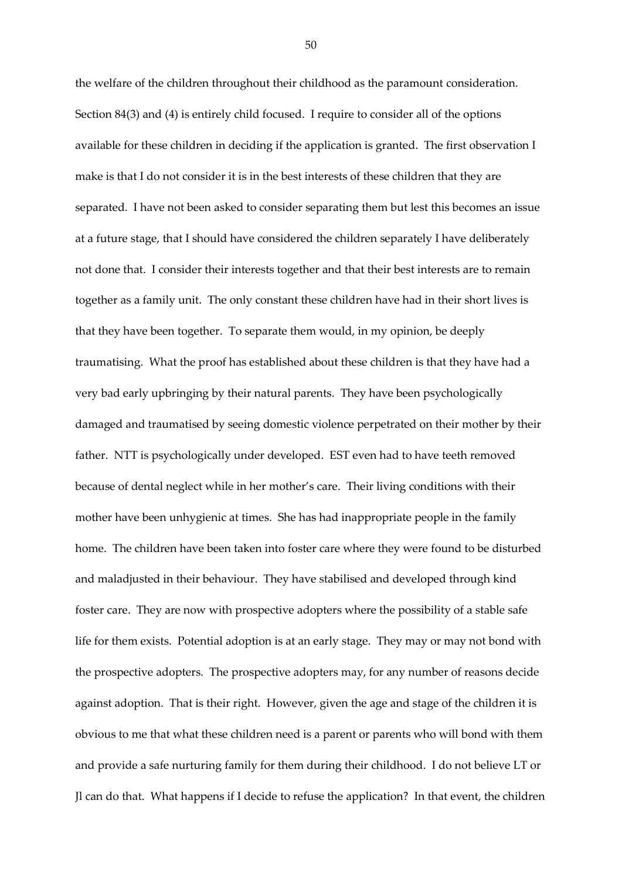the welfare of the children throughout their childhood as the paramount consideration. Section 84(3) and (4) is entirely child focused. I require to consider all of the options available for these children in deciding if the application is granted. The first observation I make is that I do not consider it is in the best interests of these children that they are separated. I have not been asked to consider separating them but lest this becomes an issue at a future stage, that I should have considered the children separately I have deliberately not done that. I consider their interests together and that their best interests are to remain together as a family unit. The only constant these children have had in their short lives is that they have been together. To separate them would, in my opinion, be deeply traumatising. What the proof has established about these children is that they have had a very bad early upbringing by their natural parents. They have been psychologically damaged and traumatised by seeing domestic violence perpetrated on their mother by their father. NTT is psychologically under developed. EST even had to have teeth removed because of dental neglect while in her mother's care. Their living conditions with their mother have been unhygienic at times. She has had inappropriate people in the family home. The children have been taken into foster care where they were found to be disturbed and maladjusted in their behaviour. They have stabilised and developed through kind foster care. They are now with prospective adopters where the possibility of a stable safe life for them exists. Potential adoption is at an early stage. They may or may not bond with the prospective adopters. The prospective adopters may, for any number of reasons decide against adoption. That is their right. However, given the age and stage of the children it is obvious to me that what these children need is a parent or parents who will bond with them and provide a safe nurturing family for them during their childhood. I do not believe LT or Jl can do that. What happens if I decide to refuse the application? In that event, the children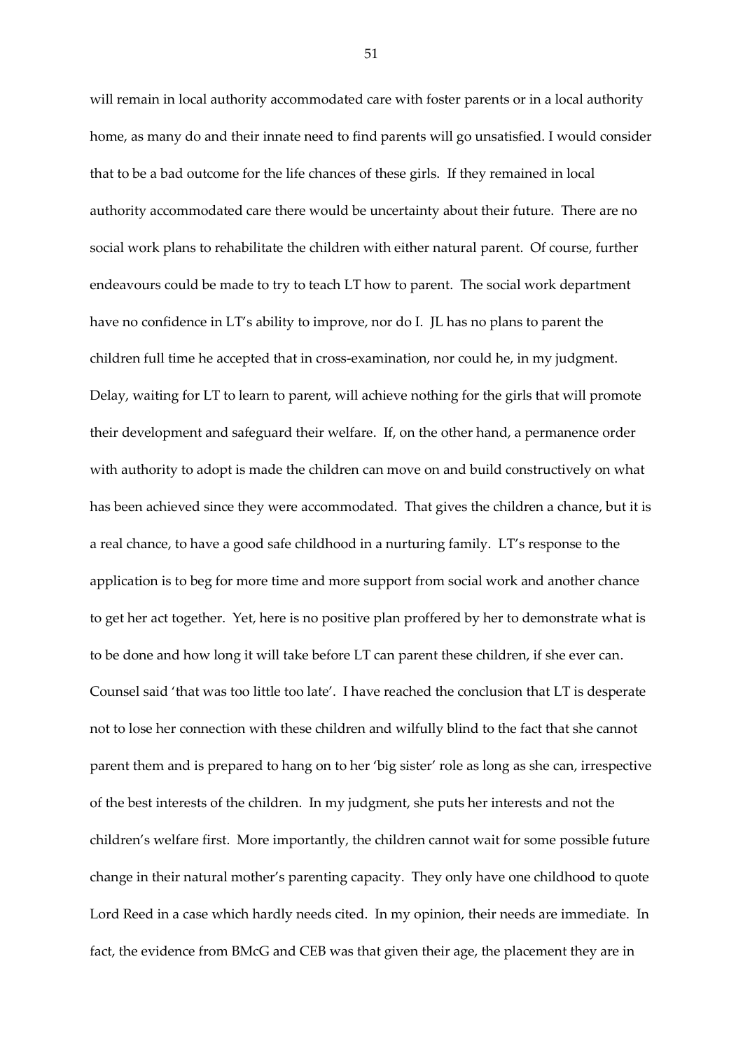will remain in local authority accommodated care with foster parents or in a local authority home, as many do and their innate need to find parents will go unsatisfied. I would consider that to be a bad outcome for the life chances of these girls. If they remained in local authority accommodated care there would be uncertainty about their future. There are no social work plans to rehabilitate the children with either natural parent. Of course, further endeavours could be made to try to teach LT how to parent. The social work department have no confidence in LT's ability to improve, nor do I. JL has no plans to parent the children full time he accepted that in cross-examination, nor could he, in my judgment. Delay, waiting for LT to learn to parent, will achieve nothing for the girls that will promote their development and safeguard their welfare. If, on the other hand, a permanence order with authority to adopt is made the children can move on and build constructively on what has been achieved since they were accommodated. That gives the children a chance, but it is a real chance, to have a good safe childhood in a nurturing family. LT's response to the application is to beg for more time and more support from social work and another chance to get her act together. Yet, here is no positive plan proffered by her to demonstrate what is to be done and how long it will take before LT can parent these children, if she ever can. Counsel said 'that was too little too late'. I have reached the conclusion that LT is desperate not to lose her connection with these children and wilfully blind to the fact that she cannot parent them and is prepared to hang on to her 'big sister' role as long as she can, irrespective of the best interests of the children. In my judgment, she puts her interests and not the children's welfare first. More importantly, the children cannot wait for some possible future change in their natural mother's parenting capacity. They only have one childhood to quote Lord Reed in a case which hardly needs cited. In my opinion, their needs are immediate. In fact, the evidence from BMcG and CEB was that given their age, the placement they are in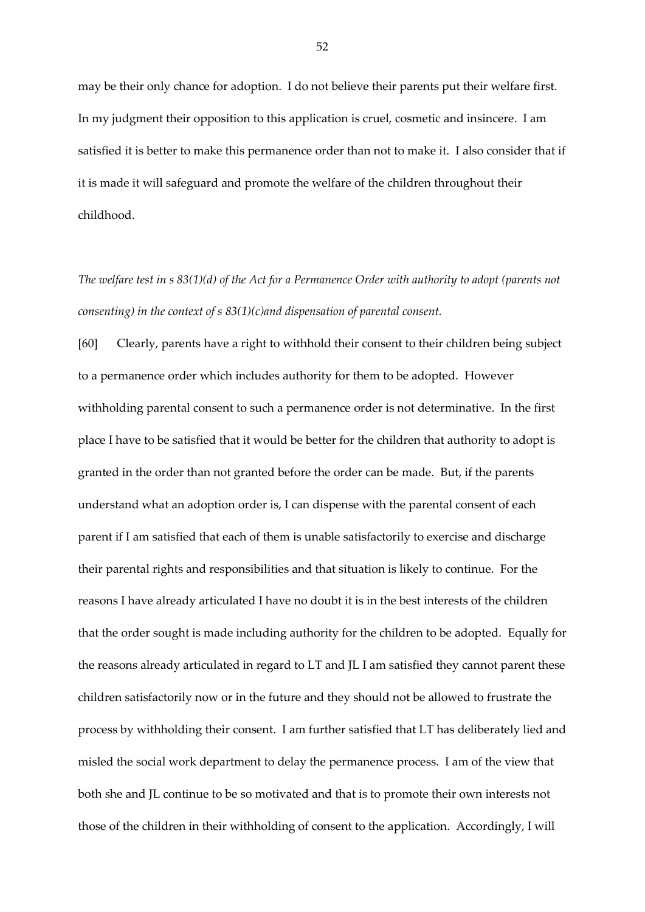may be their only chance for adoption. I do not believe their parents put their welfare first. In my judgment their opposition to this application is cruel, cosmetic and insincere. I am satisfied it is better to make this permanence order than not to make it. I also consider that if it is made it will safeguard and promote the welfare of the children throughout their childhood.

*The welfare test in s 83(1)(d) of the Act for a Permanence Order with authority to adopt (parents not consenting) in the context of s 83(1)(c)and dispensation of parental consent.*

[60] Clearly, parents have a right to withhold their consent to their children being subject to a permanence order which includes authority for them to be adopted. However withholding parental consent to such a permanence order is not determinative. In the first place I have to be satisfied that it would be better for the children that authority to adopt is granted in the order than not granted before the order can be made. But, if the parents understand what an adoption order is, I can dispense with the parental consent of each parent if I am satisfied that each of them is unable satisfactorily to exercise and discharge their parental rights and responsibilities and that situation is likely to continue. For the reasons I have already articulated I have no doubt it is in the best interests of the children that the order sought is made including authority for the children to be adopted. Equally for the reasons already articulated in regard to LT and JL I am satisfied they cannot parent these children satisfactorily now or in the future and they should not be allowed to frustrate the process by withholding their consent. I am further satisfied that LT has deliberately lied and misled the social work department to delay the permanence process. I am of the view that both she and JL continue to be so motivated and that is to promote their own interests not those of the children in their withholding of consent to the application. Accordingly, I will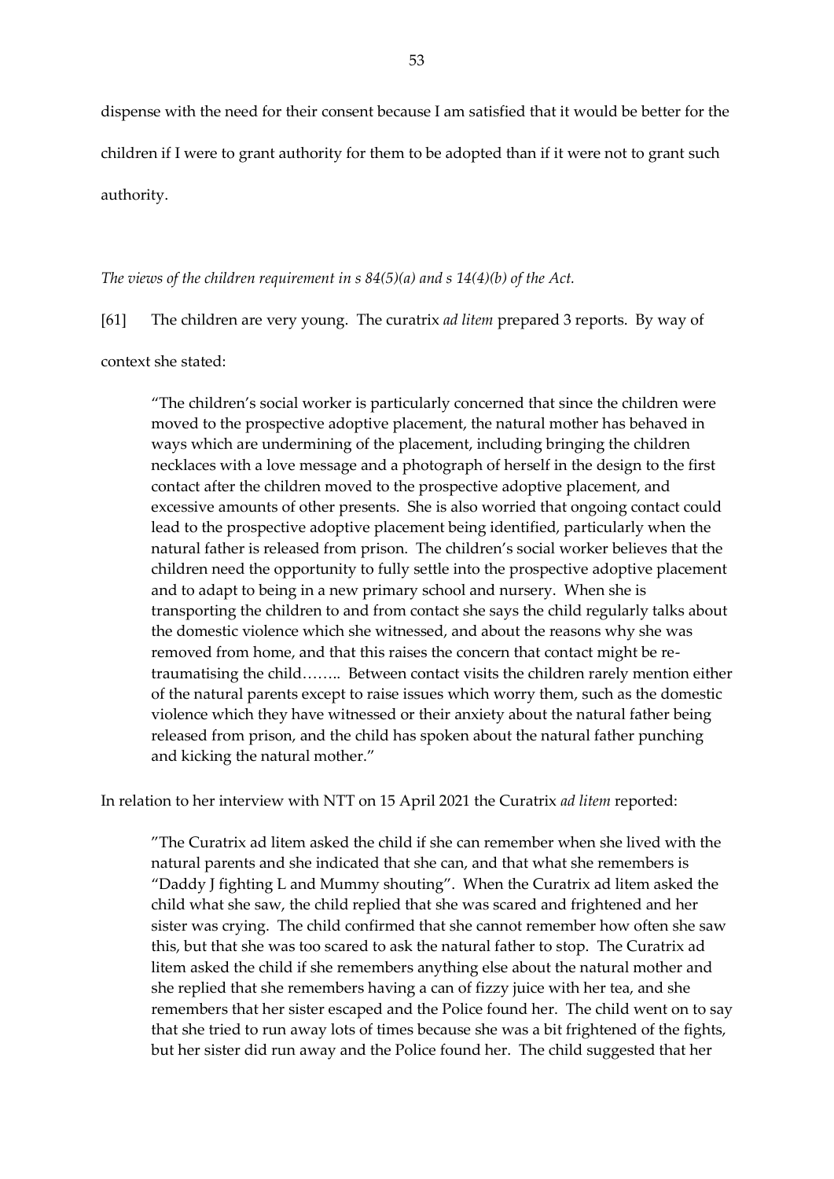dispense with the need for their consent because I am satisfied that it would be better for the children if I were to grant authority for them to be adopted than if it were not to grant such authority.

*The views of the children requirement in s 84(5)(a) and s 14(4)(b) of the Act.*

[61] The children are very young. The curatrix *ad litem* prepared 3 reports. By way of context she stated:

> "The children's social worker is particularly concerned that since the children were moved to the prospective adoptive placement, the natural mother has behaved in ways which are undermining of the placement, including bringing the children necklaces with a love message and a photograph of herself in the design to the first contact after the children moved to the prospective adoptive placement, and excessive amounts of other presents. She is also worried that ongoing contact could lead to the prospective adoptive placement being identified, particularly when the natural father is released from prison. The children's social worker believes that the children need the opportunity to fully settle into the prospective adoptive placement and to adapt to being in a new primary school and nursery. When she is transporting the children to and from contact she says the child regularly talks about the domestic violence which she witnessed, and about the reasons why she was removed from home, and that this raises the concern that contact might be re-traumatising the child…….. Between contact visits the children rarely mention either of the natural parents except to raise issues which worry them, such as the domestic violence which they have witnessed or their anxiety about the natural father being released from prison, and the child has spoken about the natural father punching and kicking the natural mother."

In relation to her interview with NTT on 15 April 2021 the Curatrix *ad litem* reported:

> "The Curatrix ad litem asked the child if she can remember when she lived with the natural parents and she indicated that she can, and that what she remembers is "Daddy J fighting L and Mummy shouting". When the Curatrix ad litem asked the child what she saw, the child replied that she was scared and frightened and her sister was crying. The child confirmed that she cannot remember how often she saw this, but that she was too scared to ask the natural father to stop. The Curatrix ad litem asked the child if she remembers anything else about the natural mother and she replied that she remembers having a can of fizzy juice with her tea, and she remembers that her sister escaped and the Police found her. The child went on to say that she tried to run away lots of times because she was a bit frightened of the fights, but her sister did run away and the Police found her. The child suggested that her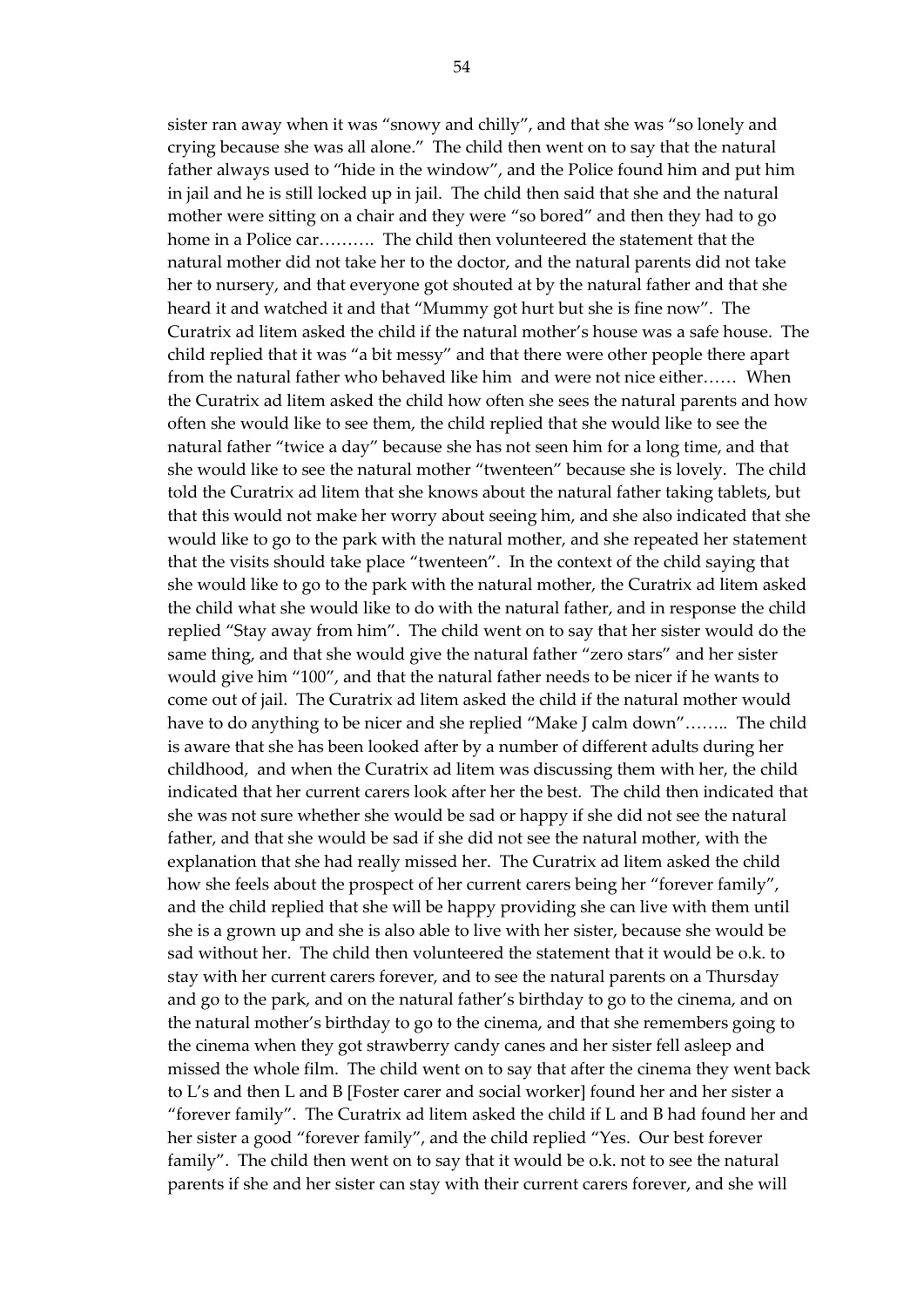sister ran away when it was "snowy and chilly", and that she was "so lonely and crying because she was all alone." The child then went on to say that the natural father always used to "hide in the window", and the Police found him and put him in jail and he is still locked up in jail. The child then said that she and the natural mother were sitting on a chair and they were "so bored" and then they had to go home in a Police car………. The child then volunteered the statement that the natural mother did not take her to the doctor, and the natural parents did not take her to nursery, and that everyone got shouted at by the natural father and that she heard it and watched it and that "Mummy got hurt but she is fine now". The Curatrix ad litem asked the child if the natural mother's house was a safe house. The child replied that it was "a bit messy" and that there were other people there apart from the natural father who behaved like him and were not nice either…… When the Curatrix ad litem asked the child how often she sees the natural parents and how often she would like to see them, the child replied that she would like to see the natural father "twice a day" because she has not seen him for a long time, and that she would like to see the natural mother "twenteen" because she is lovely. The child told the Curatrix ad litem that she knows about the natural father taking tablets, but that this would not make her worry about seeing him, and she also indicated that she would like to go to the park with the natural mother, and she repeated her statement that the visits should take place "twenteen". In the context of the child saying that she would like to go to the park with the natural mother, the Curatrix ad litem asked the child what she would like to do with the natural father, and in response the child replied "Stay away from him". The child went on to say that her sister would do the same thing, and that she would give the natural father "zero stars" and her sister would give him "100", and that the natural father needs to be nicer if he wants to come out of jail. The Curatrix ad litem asked the child if the natural mother would have to do anything to be nicer and she replied "Make J calm down"…….. The child is aware that she has been looked after by a number of different adults during her childhood, and when the Curatrix ad litem was discussing them with her, the child indicated that her current carers look after her the best. The child then indicated that she was not sure whether she would be sad or happy if she did not see the natural father, and that she would be sad if she did not see the natural mother, with the explanation that she had really missed her. The Curatrix ad litem asked the child how she feels about the prospect of her current carers being her "forever family", and the child replied that she will be happy providing she can live with them until she is a grown up and she is also able to live with her sister, because she would be sad without her. The child then volunteered the statement that it would be o.k. to stay with her current carers forever, and to see the natural parents on a Thursday and go to the park, and on the natural father's birthday to go to the cinema, and on the natural mother's birthday to go to the cinema, and that she remembers going to the cinema when they got strawberry candy canes and her sister fell asleep and missed the whole film. The child went on to say that after the cinema they went back to L's and then L and B [Foster carer and social worker] found her and her sister a "forever family". The Curatrix ad litem asked the child if L and B had found her and her sister a good "forever family", and the child replied "Yes. Our best forever family". The child then went on to say that it would be o.k. not to see the natural parents if she and her sister can stay with their current carers forever, and she will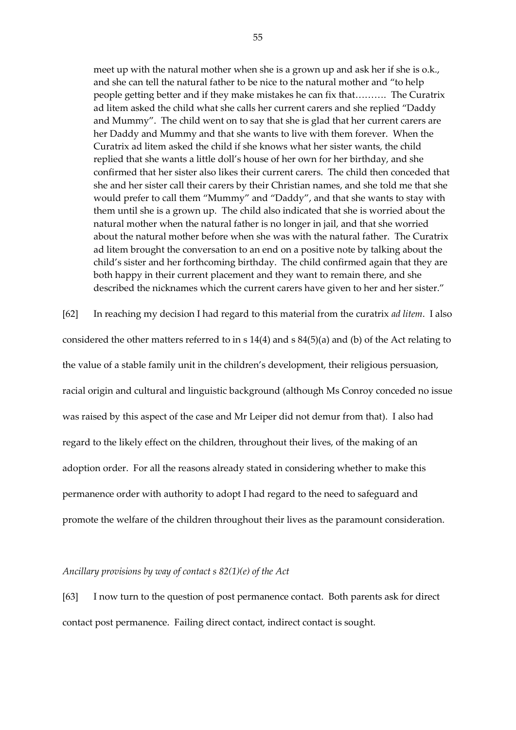> meet up with the natural mother when she is a grown up and ask her if she is o.k., and she can tell the natural father to be nice to the natural mother and "to help people getting better and if they make mistakes he can fix that………. The Curatrix ad litem asked the child what she calls her current carers and she replied "Daddy and Mummy". The child went on to say that she is glad that her current carers are her Daddy and Mummy and that she wants to live with them forever. When the Curatrix ad litem asked the child if she knows what her sister wants, the child replied that she wants a little doll's house of her own for her birthday, and she confirmed that her sister also likes their current carers. The child then conceded that she and her sister call their carers by their Christian names, and she told me that she would prefer to call them "Mummy" and "Daddy", and that she wants to stay with them until she is a grown up. The child also indicated that she is worried about the natural mother when the natural father is no longer in jail, and that she worried about the natural mother before when she was with the natural father. The Curatrix ad litem brought the conversation to an end on a positive note by talking about the child's sister and her forthcoming birthday. The child confirmed again that they are both happy in their current placement and they want to remain there, and she described the nicknames which the current carers have given to her and her sister."

[62] In reaching my decision I had regard to this material from the curatrix *ad litem*. I also considered the other matters referred to in s 14(4) and s 84(5)(a) and (b) of the Act relating to the value of a stable family unit in the children's development, their religious persuasion, racial origin and cultural and linguistic background (although Ms Conroy conceded no issue was raised by this aspect of the case and Mr Leiper did not demur from that). I also had regard to the likely effect on the children, throughout their lives, of the making of an adoption order. For all the reasons already stated in considering whether to make this permanence order with authority to adopt I had regard to the need to safeguard and promote the welfare of the children throughout their lives as the paramount consideration.

*Ancillary provisions by way of contact s 82(1)(e) of the Act*

[63] I now turn to the question of post permanence contact. Both parents ask for direct contact post permanence. Failing direct contact, indirect contact is sought.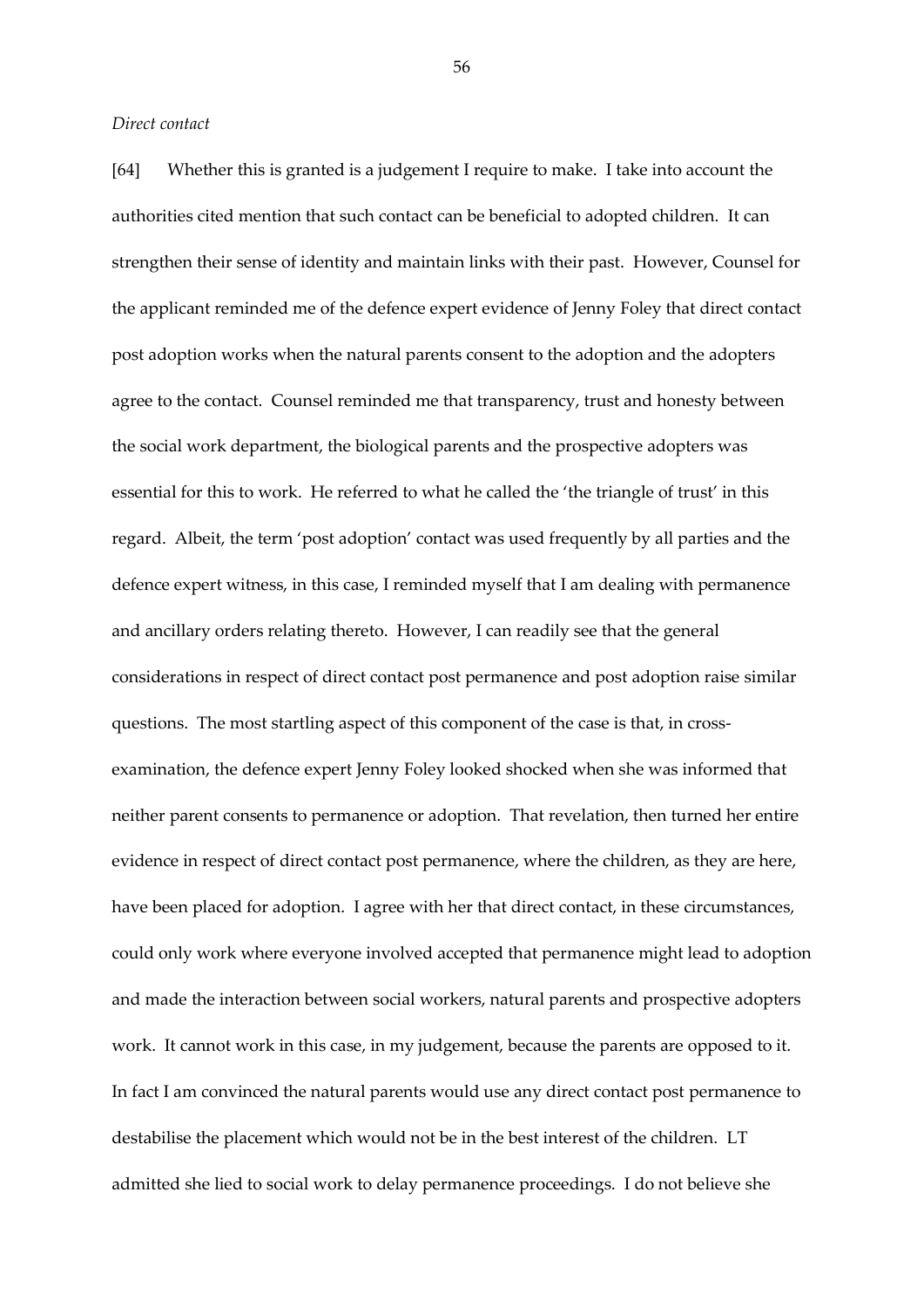*Direct contact*

[64] Whether this is granted is a judgement I require to make. I take into account the authorities cited mention that such contact can be beneficial to adopted children. It can strengthen their sense of identity and maintain links with their past. However, Counsel for the applicant reminded me of the defence expert evidence of Jenny Foley that direct contact post adoption works when the natural parents consent to the adoption and the adopters agree to the contact. Counsel reminded me that transparency, trust and honesty between the social work department, the biological parents and the prospective adopters was essential for this to work. He referred to what he called the 'the triangle of trust' in this regard. Albeit, the term 'post adoption' contact was used frequently by all parties and the defence expert witness, in this case, I reminded myself that I am dealing with permanence and ancillary orders relating thereto. However, I can readily see that the general considerations in respect of direct contact post permanence and post adoption raise similar questions. The most startling aspect of this component of the case is that, in cross-examination, the defence expert Jenny Foley looked shocked when she was informed that neither parent consents to permanence or adoption. That revelation, then turned her entire evidence in respect of direct contact post permanence, where the children, as they are here, have been placed for adoption. I agree with her that direct contact, in these circumstances, could only work where everyone involved accepted that permanence might lead to adoption and made the interaction between social workers, natural parents and prospective adopters work. It cannot work in this case, in my judgement, because the parents are opposed to it. In fact I am convinced the natural parents would use any direct contact post permanence to destabilise the placement which would not be in the best interest of the children. LT admitted she lied to social work to delay permanence proceedings. I do not believe she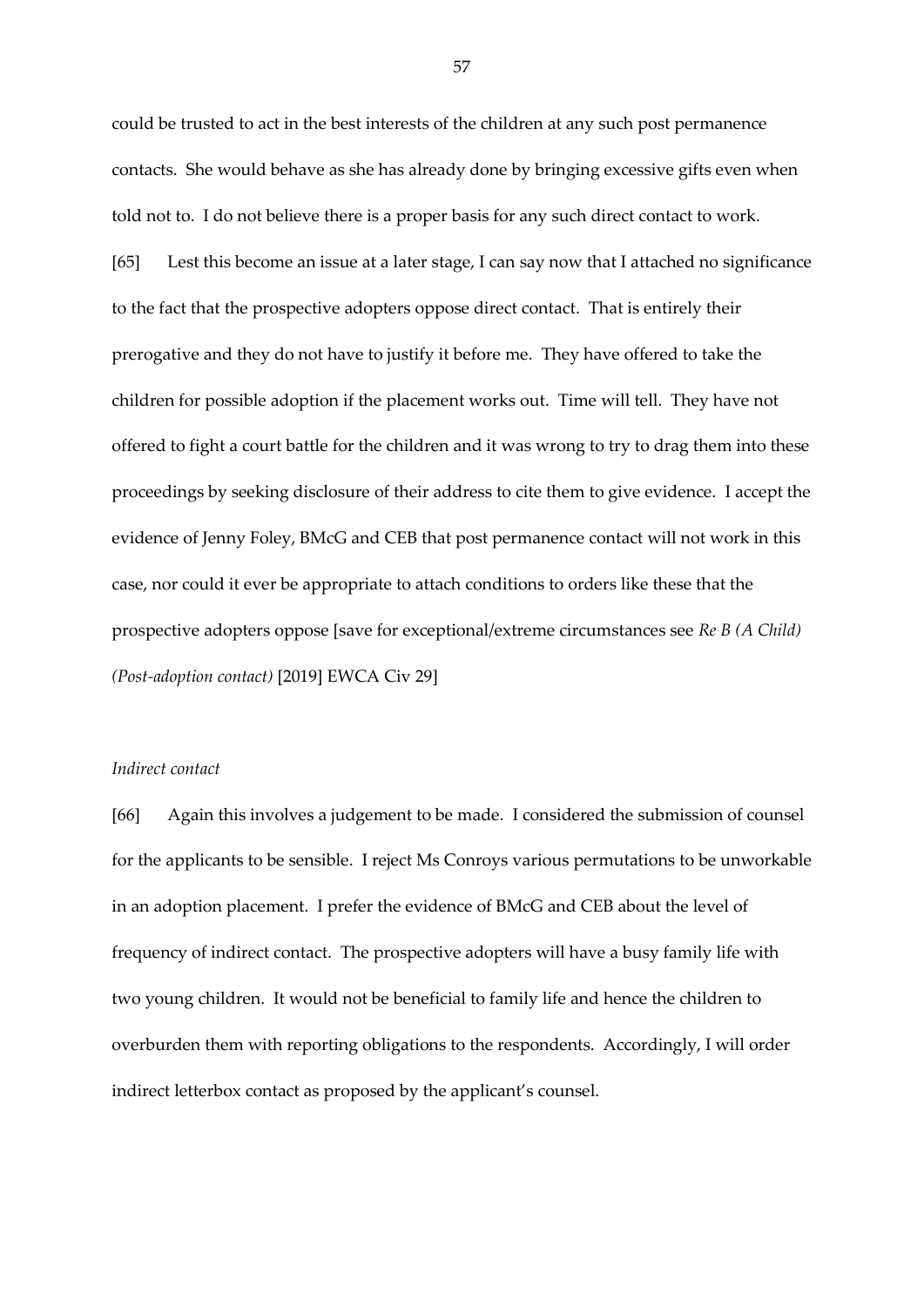could be trusted to act in the best interests of the children at any such post permanence contacts. She would behave as she has already done by bringing excessive gifts even when told not to. I do not believe there is a proper basis for any such direct contact to work.

[65] Lest this become an issue at a later stage, I can say now that I attached no significance to the fact that the prospective adopters oppose direct contact. That is entirely their prerogative and they do not have to justify it before me. They have offered to take the children for possible adoption if the placement works out. Time will tell. They have not offered to fight a court battle for the children and it was wrong to try to drag them into these proceedings by seeking disclosure of their address to cite them to give evidence. I accept the evidence of Jenny Foley, BMcG and CEB that post permanence contact will not work in this case, nor could it ever be appropriate to attach conditions to orders like these that the prospective adopters oppose [save for exceptional/extreme circumstances see *Re B (A Child) (Post-adoption contact)* [2019] EWCA Civ 29]

*Indirect contact*

[66] Again this involves a judgement to be made. I considered the submission of counsel for the applicants to be sensible. I reject Ms Conroys various permutations to be unworkable in an adoption placement. I prefer the evidence of BMcG and CEB about the level of frequency of indirect contact. The prospective adopters will have a busy family life with two young children. It would not be beneficial to family life and hence the children to overburden them with reporting obligations to the respondents. Accordingly, I will order indirect letterbox contact as proposed by the applicant's counsel.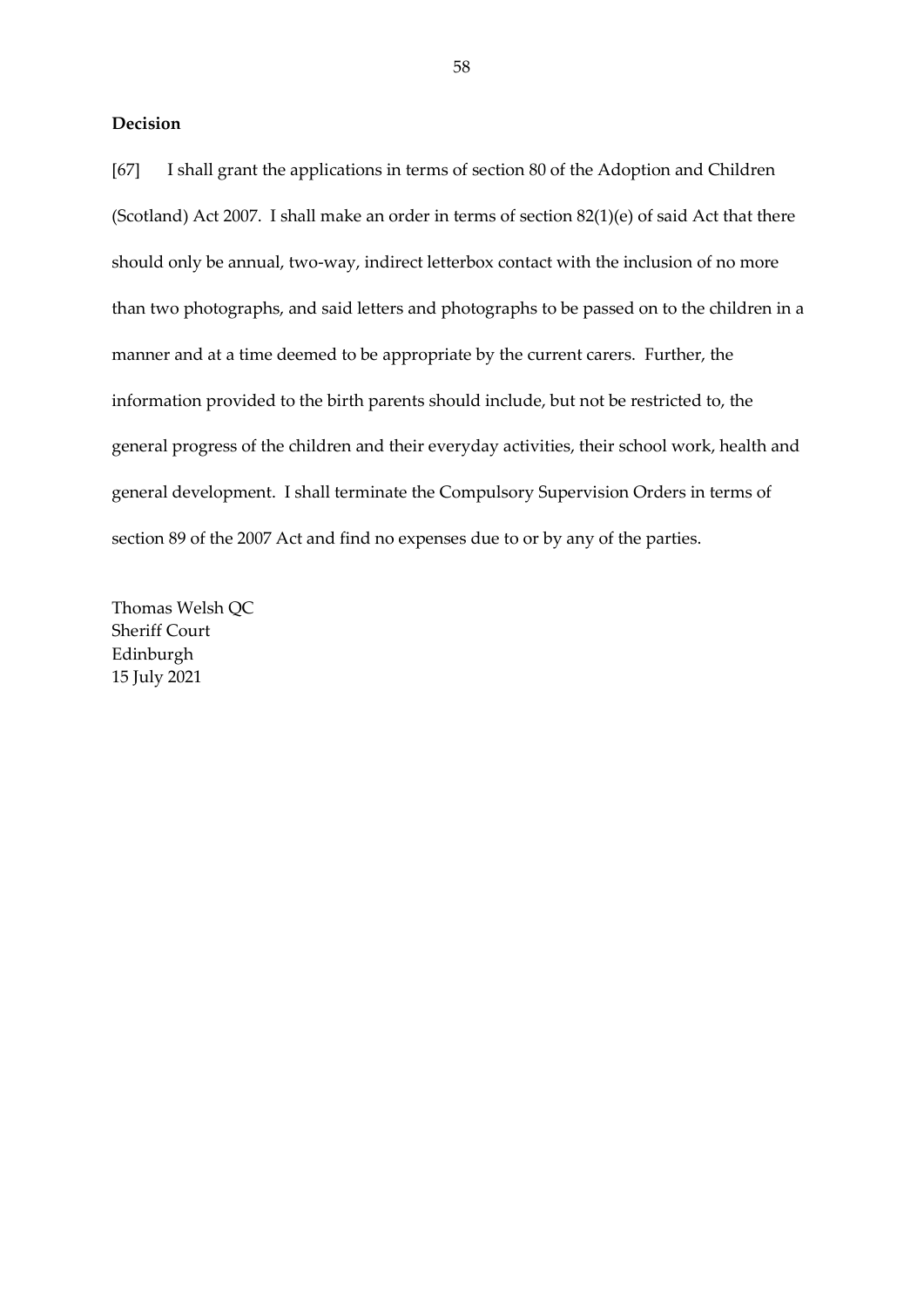**Decision**

[67] I shall grant the applications in terms of section 80 of the Adoption and Children (Scotland) Act 2007. I shall make an order in terms of section 82(1)(e) of said Act that there should only be annual, two-way, indirect letterbox contact with the inclusion of no more than two photographs, and said letters and photographs to be passed on to the children in a manner and at a time deemed to be appropriate by the current carers. Further, the information provided to the birth parents should include, but not be restricted to, the general progress of the children and their everyday activities, their school work, health and general development. I shall terminate the Compulsory Supervision Orders in terms of section 89 of the 2007 Act and find no expenses due to or by any of the parties.

Thomas Welsh QC
Sheriff Court
Edinburgh
15 July 2021